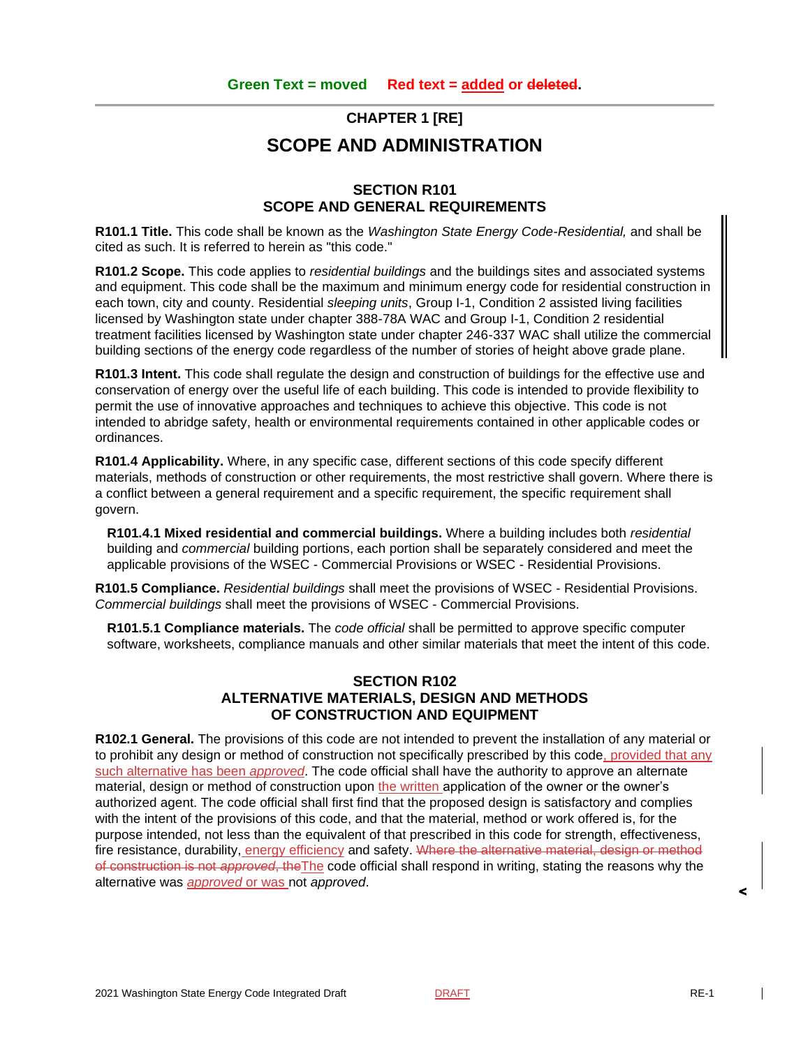Green Text = moved     Red text = added or ~~deleted~~.

# CHAPTER 1 [RE]

# SCOPE AND ADMINISTRATION

## SECTION R101
## SCOPE AND GENERAL REQUIREMENTS

**R101.1 Title.** This code shall be known as the *Washington State Energy Code-Residential,* and shall be cited as such. It is referred to herein as "this code."

**R101.2 Scope.** This code applies to *residential buildings* and the buildings sites and associated systems and equipment. This code shall be the maximum and minimum energy code for residential construction in each town, city and county. Residential *sleeping units*, Group I-1, Condition 2 assisted living facilities licensed by Washington state under chapter 388-78A WAC and Group I-1, Condition 2 residential treatment facilities licensed by Washington state under chapter 246-337 WAC shall utilize the commercial building sections of the energy code regardless of the number of stories of height above grade plane.

**R101.3 Intent.** This code shall regulate the design and construction of buildings for the effective use and conservation of energy over the useful life of each building. This code is intended to provide flexibility to permit the use of innovative approaches and techniques to achieve this objective. This code is not intended to abridge safety, health or environmental requirements contained in other applicable codes or ordinances.

**R101.4 Applicability.** Where, in any specific case, different sections of this code specify different materials, methods of construction or other requirements, the most restrictive shall govern. Where there is a conflict between a general requirement and a specific requirement, the specific requirement shall govern.

**R101.4.1 Mixed residential and commercial buildings.** Where a building includes both *residential* building and *commercial* building portions, each portion shall be separately considered and meet the applicable provisions of the WSEC - Commercial Provisions or WSEC - Residential Provisions.

**R101.5 Compliance.** *Residential buildings* shall meet the provisions of WSEC - Residential Provisions. *Commercial buildings* shall meet the provisions of WSEC - Commercial Provisions.

**R101.5.1 Compliance materials.** The *code official* shall be permitted to approve specific computer software, worksheets, compliance manuals and other similar materials that meet the intent of this code.

## SECTION R102
## ALTERNATIVE MATERIALS, DESIGN AND METHODS OF CONSTRUCTION AND EQUIPMENT

**R102.1 General.** The provisions of this code are not intended to prevent the installation of any material or to prohibit any design or method of construction not specifically prescribed by this code, provided that any such alternative has been *approved*. The code official shall have the authority to approve an alternate material, design or method of construction upon the written application of the owner or the owner's authorized agent. The code official shall first find that the proposed design is satisfactory and complies with the intent of the provisions of this code, and that the material, method or work offered is, for the purpose intended, not less than the equivalent of that prescribed in this code for strength, effectiveness, fire resistance, durability, energy efficiency and safety. ~~Where the alternative material, design or method of construction is not *approved*, the~~The code official shall respond in writing, stating the reasons why the alternative was *approved* or was not *approved*.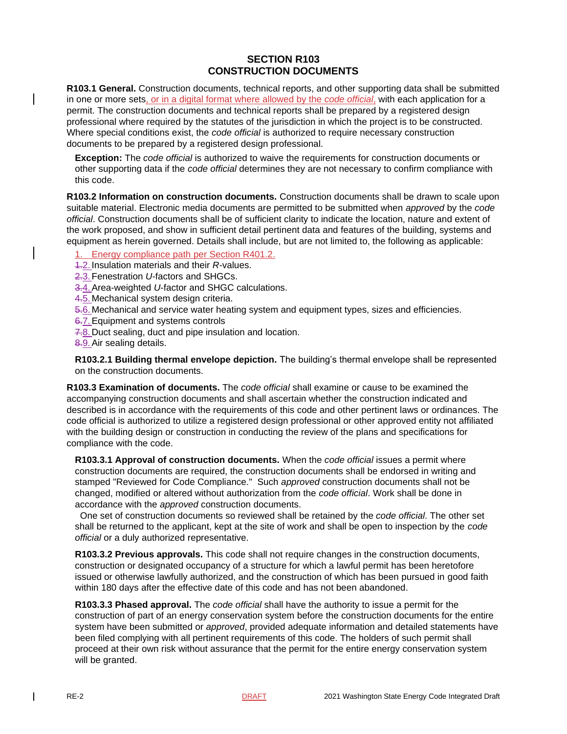## SECTION R103
## CONSTRUCTION DOCUMENTS

**R103.1 General.** Construction documents, technical reports, and other supporting data shall be submitted in one or more sets, or in a digital format where allowed by the *code official*, with each application for a permit. The construction documents and technical reports shall be prepared by a registered design professional where required by the statutes of the jurisdiction in which the project is to be constructed. Where special conditions exist, the *code official* is authorized to require necessary construction documents to be prepared by a registered design professional.

**Exception:** The *code official* is authorized to waive the requirements for construction documents or other supporting data if the *code official* determines they are not necessary to confirm compliance with this code.

**R103.2 Information on construction documents.** Construction documents shall be drawn to scale upon suitable material. Electronic media documents are permitted to be submitted when *approved* by the *code official*. Construction documents shall be of sufficient clarity to indicate the location, nature and extent of the work proposed, and show in sufficient detail pertinent data and features of the building, systems and equipment as herein governed. Details shall include, but are not limited to, the following as applicable:

1. Energy compliance path per Section R401.2.
2. Insulation materials and their *R*-values.
3. Fenestration *U*-factors and SHGCs.
4. Area-weighted *U*-factor and SHGC calculations.
5. Mechanical system design criteria.
6. Mechanical and service water heating system and equipment types, sizes and efficiencies.
7. Equipment and systems controls
8. Duct sealing, duct and pipe insulation and location.
9. Air sealing details.

**R103.2.1 Building thermal envelope depiction.** The building's thermal envelope shall be represented on the construction documents.

**R103.3 Examination of documents.** The *code official* shall examine or cause to be examined the accompanying construction documents and shall ascertain whether the construction indicated and described is in accordance with the requirements of this code and other pertinent laws or ordinances. The code official is authorized to utilize a registered design professional or other approved entity not affiliated with the building design or construction in conducting the review of the plans and specifications for compliance with the code.

**R103.3.1 Approval of construction documents.** When the *code official* issues a permit where construction documents are required, the construction documents shall be endorsed in writing and stamped "Reviewed for Code Compliance." Such *approved* construction documents shall not be changed, modified or altered without authorization from the *code official*. Work shall be done in accordance with the *approved* construction documents.

One set of construction documents so reviewed shall be retained by the *code official*. The other set shall be returned to the applicant, kept at the site of work and shall be open to inspection by the *code official* or a duly authorized representative.

**R103.3.2 Previous approvals.** This code shall not require changes in the construction documents, construction or designated occupancy of a structure for which a lawful permit has been heretofore issued or otherwise lawfully authorized, and the construction of which has been pursued in good faith within 180 days after the effective date of this code and has not been abandoned.

**R103.3.3 Phased approval.** The *code official* shall have the authority to issue a permit for the construction of part of an energy conservation system before the construction documents for the entire system have been submitted or *approved*, provided adequate information and detailed statements have been filed complying with all pertinent requirements of this code. The holders of such permit shall proceed at their own risk without assurance that the permit for the entire energy conservation system will be granted.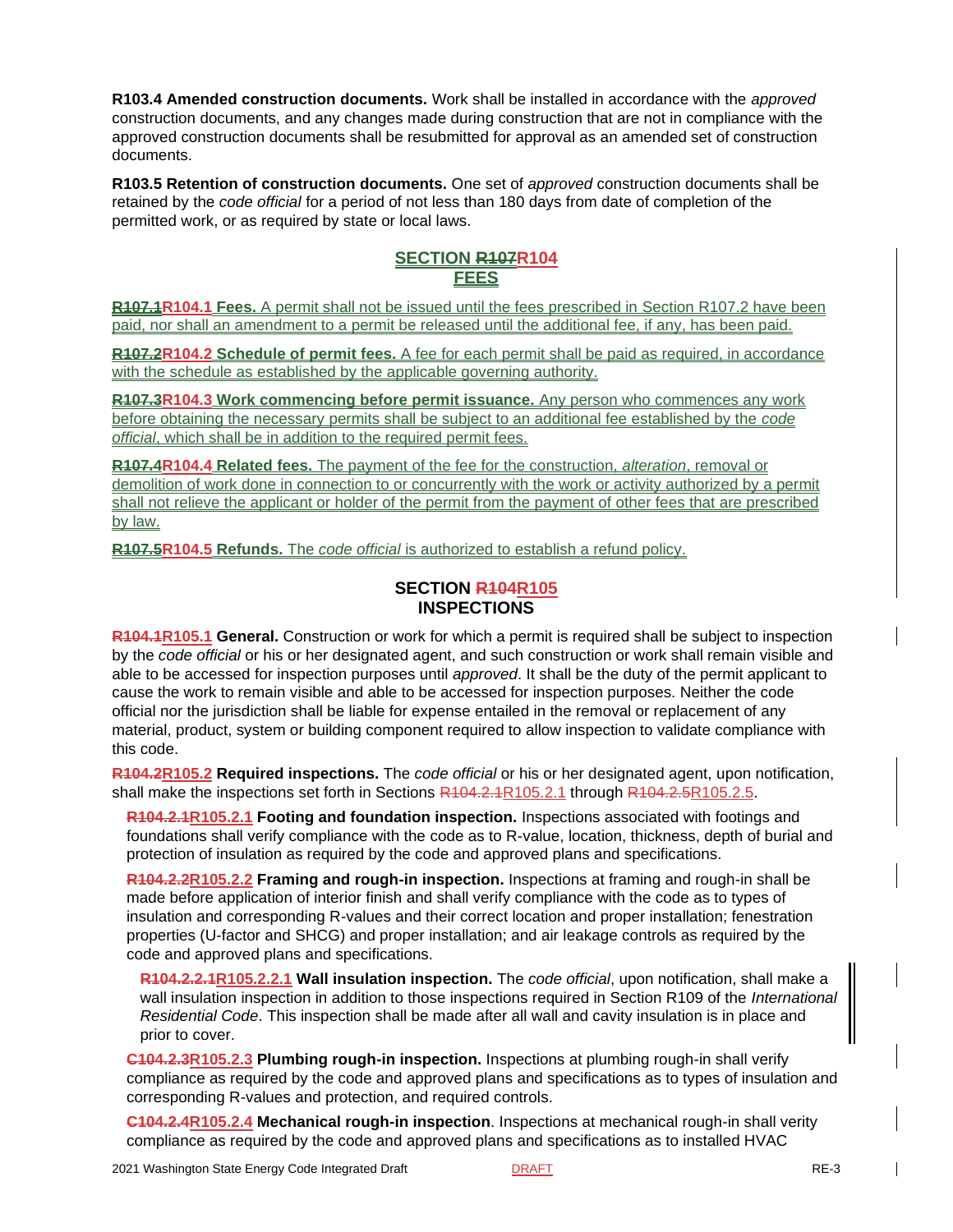**R103.4 Amended construction documents.** Work shall be installed in accordance with the *approved* construction documents, and any changes made during construction that are not in compliance with the approved construction documents shall be resubmitted for approval as an amended set of construction documents.

**R103.5 Retention of construction documents.** One set of *approved* construction documents shall be retained by the *code official* for a period of not less than 180 days from date of completion of the permitted work, or as required by state or local laws.

## SECTION ~~R107~~R104 FEES

**~~R107.1~~R104.1 Fees.** A permit shall not be issued until the fees prescribed in Section R107.2 have been paid, nor shall an amendment to a permit be released until the additional fee, if any, has been paid.

**~~R107.2~~R104.2 Schedule of permit fees.** A fee for each permit shall be paid as required, in accordance with the schedule as established by the applicable governing authority.

**~~R107.3~~R104.3 Work commencing before permit issuance.** Any person who commences any work before obtaining the necessary permits shall be subject to an additional fee established by the *code official*, which shall be in addition to the required permit fees.

**~~R107.4~~R104.4 Related fees.** The payment of the fee for the construction, *alteration*, removal or demolition of work done in connection to or concurrently with the work or activity authorized by a permit shall not relieve the applicant or holder of the permit from the payment of other fees that are prescribed by law.

**~~R107.5~~R104.5 Refunds.** The *code official* is authorized to establish a refund policy.

## SECTION ~~R104~~R105 INSPECTIONS

**~~R104.1~~R105.1 General.** Construction or work for which a permit is required shall be subject to inspection by the *code official* or his or her designated agent, and such construction or work shall remain visible and able to be accessed for inspection purposes until *approved*. It shall be the duty of the permit applicant to cause the work to remain visible and able to be accessed for inspection purposes. Neither the code official nor the jurisdiction shall be liable for expense entailed in the removal or replacement of any material, product, system or building component required to allow inspection to validate compliance with this code.

**~~R104.2~~R105.2 Required inspections.** The *code official* or his or her designated agent, upon notification, shall make the inspections set forth in Sections ~~R104.2.1~~R105.2.1 through ~~R104.2.5~~R105.2.5.

**~~R104.2.1~~R105.2.1 Footing and foundation inspection.** Inspections associated with footings and foundations shall verify compliance with the code as to R-value, location, thickness, depth of burial and protection of insulation as required by the code and approved plans and specifications.

**~~R104.2.2~~R105.2.2 Framing and rough-in inspection.** Inspections at framing and rough-in shall be made before application of interior finish and shall verify compliance with the code as to types of insulation and corresponding R-values and their correct location and proper installation; fenestration properties (U-factor and SHCG) and proper installation; and air leakage controls as required by the code and approved plans and specifications.

**~~R104.2.2.1~~R105.2.2.1 Wall insulation inspection.** The *code official*, upon notification, shall make a wall insulation inspection in addition to those inspections required in Section R109 of the *International Residential Code*. This inspection shall be made after all wall and cavity insulation is in place and prior to cover.

**~~C104.2.3~~R105.2.3 Plumbing rough-in inspection.** Inspections at plumbing rough-in shall verify compliance as required by the code and approved plans and specifications as to types of insulation and corresponding R-values and protection, and required controls.

**~~C104.2.4~~R105.2.4 Mechanical rough-in inspection**. Inspections at mechanical rough-in shall verity compliance as required by the code and approved plans and specifications as to installed HVAC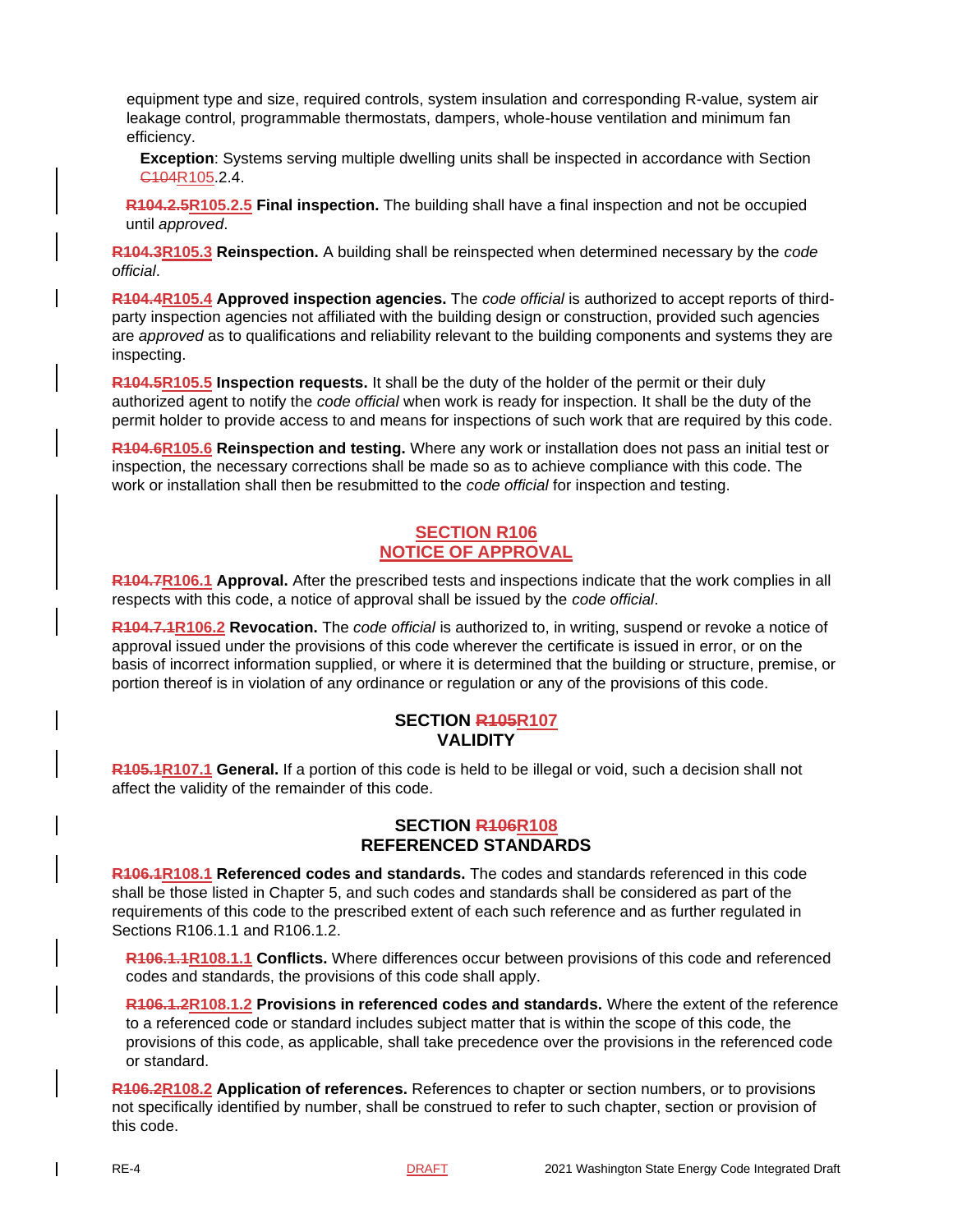equipment type and size, required controls, system insulation and corresponding R-value, system air leakage control, programmable thermostats, dampers, whole-house ventilation and minimum fan efficiency.

**Exception**: Systems serving multiple dwelling units shall be inspected in accordance with Section ~~C104~~R105.2.4.

~~**R104.2.5**~~**R105.2.5 Final inspection.** The building shall have a final inspection and not be occupied until *approved*.

~~**R104.3**~~**R105.3 Reinspection.** A building shall be reinspected when determined necessary by the *code official*.

~~**R104.4**~~**R105.4 Approved inspection agencies.** The *code official* is authorized to accept reports of third-party inspection agencies not affiliated with the building design or construction, provided such agencies are *approved* as to qualifications and reliability relevant to the building components and systems they are inspecting.

~~**R104.5**~~**R105.5 Inspection requests.** It shall be the duty of the holder of the permit or their duly authorized agent to notify the *code official* when work is ready for inspection. It shall be the duty of the permit holder to provide access to and means for inspections of such work that are required by this code.

~~**R104.6**~~**R105.6 Reinspection and testing.** Where any work or installation does not pass an initial test or inspection, the necessary corrections shall be made so as to achieve compliance with this code. The work or installation shall then be resubmitted to the *code official* for inspection and testing.

## SECTION R106
## NOTICE OF APPROVAL

~~**R104.7**~~**R106.1 Approval.** After the prescribed tests and inspections indicate that the work complies in all respects with this code, a notice of approval shall be issued by the *code official*.

~~**R104.7.1**~~**R106.2 Revocation.** The *code official* is authorized to, in writing, suspend or revoke a notice of approval issued under the provisions of this code wherever the certificate is issued in error, or on the basis of incorrect information supplied, or where it is determined that the building or structure, premise, or portion thereof is in violation of any ordinance or regulation or any of the provisions of this code.

## SECTION ~~R105~~R107
## VALIDITY

~~**R105.1**~~**R107.1 General.** If a portion of this code is held to be illegal or void, such a decision shall not affect the validity of the remainder of this code.

## SECTION ~~R106~~R108
## REFERENCED STANDARDS

~~**R106.1**~~**R108.1 Referenced codes and standards.** The codes and standards referenced in this code shall be those listed in Chapter 5, and such codes and standards shall be considered as part of the requirements of this code to the prescribed extent of each such reference and as further regulated in Sections R106.1.1 and R106.1.2.

~~**R106.1.1**~~**R108.1.1 Conflicts.** Where differences occur between provisions of this code and referenced codes and standards, the provisions of this code shall apply.

~~**R106.1.2**~~**R108.1.2 Provisions in referenced codes and standards.** Where the extent of the reference to a referenced code or standard includes subject matter that is within the scope of this code, the provisions of this code, as applicable, shall take precedence over the provisions in the referenced code or standard.

~~**R106.2**~~**R108.2 Application of references.** References to chapter or section numbers, or to provisions not specifically identified by number, shall be construed to refer to such chapter, section or provision of this code.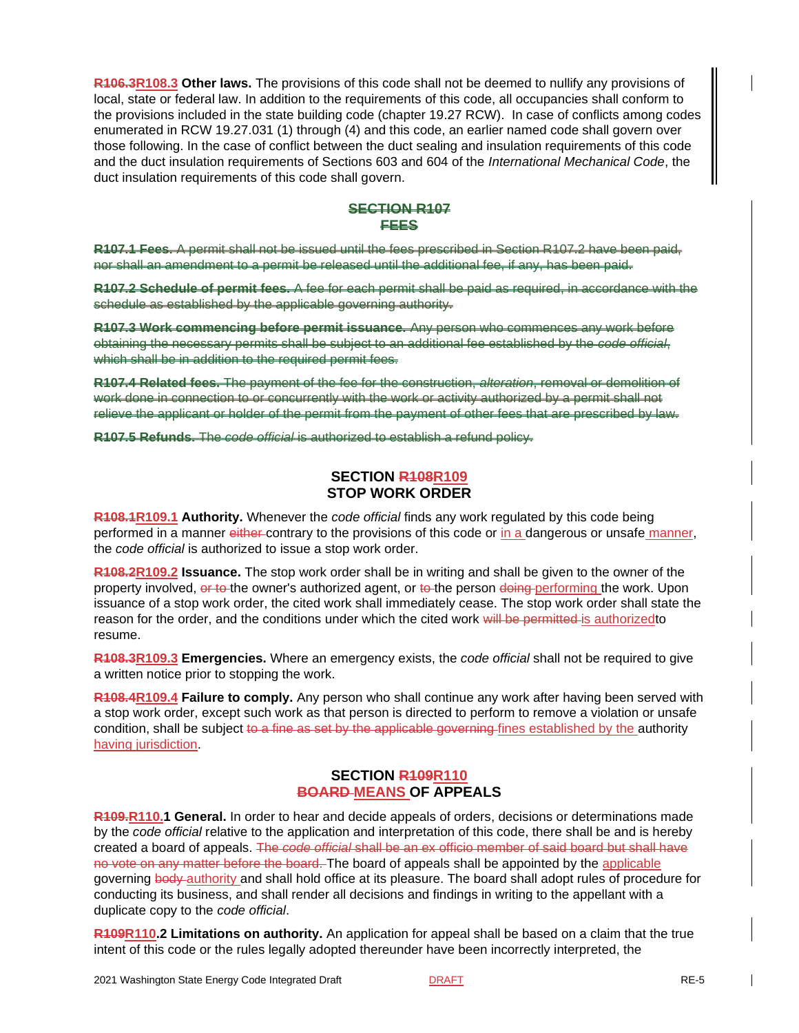~~R106.3~~R108.3 **Other laws.** The provisions of this code shall not be deemed to nullify any provisions of local, state or federal law. In addition to the requirements of this code, all occupancies shall conform to the provisions included in the state building code (chapter 19.27 RCW). In case of conflicts among codes enumerated in RCW 19.27.031 (1) through (4) and this code, an earlier named code shall govern over those following. In the case of conflict between the duct sealing and insulation requirements of this code and the duct insulation requirements of Sections 603 and 604 of the *International Mechanical Code*, the duct insulation requirements of this code shall govern.

## ~~SECTION R107~~
## ~~FEES~~

~~**R107.1 Fees.** A permit shall not be issued until the fees prescribed in Section R107.2 have been paid, nor shall an amendment to a permit be released until the additional fee, if any, has been paid.~~

~~**R107.2 Schedule of permit fees.** A fee for each permit shall be paid as required, in accordance with the schedule as established by the applicable governing authority.~~

~~**R107.3 Work commencing before permit issuance.** Any person who commences any work before obtaining the necessary permits shall be subject to an additional fee established by the *code official*, which shall be in addition to the required permit fees.~~

~~**R107.4 Related fees.** The payment of the fee for the construction, *alteration*, removal or demolition of work done in connection to or concurrently with the work or activity authorized by a permit shall not relieve the applicant or holder of the permit from the payment of other fees that are prescribed by law.~~

~~**R107.5 Refunds.** The *code official* is authorized to establish a refund policy.~~

## SECTION ~~R108~~R109
## STOP WORK ORDER

~~R108.1~~R109.1 **Authority.** Whenever the *code official* finds any work regulated by this code being performed in a manner ~~either~~ contrary to the provisions of this code or in a dangerous or unsafe manner, the *code official* is authorized to issue a stop work order.

~~R108.2~~R109.2 **Issuance.** The stop work order shall be in writing and shall be given to the owner of the property involved, ~~or to~~ the owner's authorized agent, or ~~to~~ the person ~~doing~~ performing the work. Upon issuance of a stop work order, the cited work shall immediately cease. The stop work order shall state the reason for the order, and the conditions under which the cited work ~~will be permitted~~ is authorizedto resume.

~~R108.3~~R109.3 **Emergencies.** Where an emergency exists, the *code official* shall not be required to give a written notice prior to stopping the work.

~~R108.4~~R109.4 **Failure to comply.** Any person who shall continue any work after having been served with a stop work order, except such work as that person is directed to perform to remove a violation or unsafe condition, shall be subject ~~to a fine as set by the applicable governing~~ fines established by the authority having jurisdiction.

## SECTION ~~R109~~R110
## ~~BOARD~~ MEANS OF APPEALS

~~R109.~~R110.**1 General.** In order to hear and decide appeals of orders, decisions or determinations made by the *code official* relative to the application and interpretation of this code, there shall be and is hereby created a board of appeals. ~~The *code official* shall be an ex officio member of said board but shall have no vote on any matter before the board.~~ The board of appeals shall be appointed by the applicable governing ~~body~~ authority and shall hold office at its pleasure. The board shall adopt rules of procedure for conducting its business, and shall render all decisions and findings in writing to the appellant with a duplicate copy to the *code official*.

~~R109~~R110.**2 Limitations on authority.** An application for appeal shall be based on a claim that the true intent of this code or the rules legally adopted thereunder have been incorrectly interpreted, the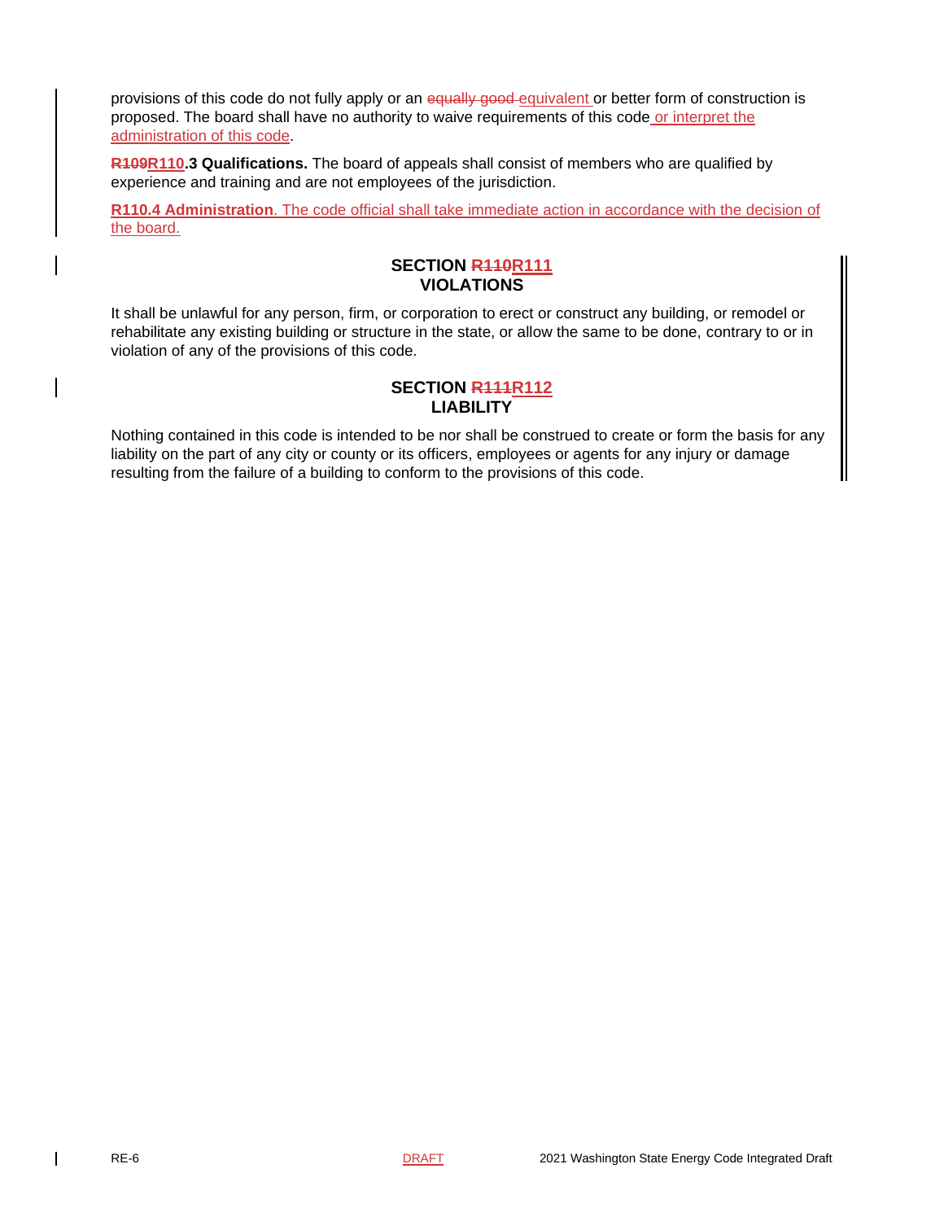provisions of this code do not fully apply or an ~~equally good~~ equivalent or better form of construction is proposed. The board shall have no authority to waive requirements of this code or interpret the administration of this code.

**~~R109~~R110.3 Qualifications.** The board of appeals shall consist of members who are qualified by experience and training and are not employees of the jurisdiction.

**R110.4 Administration**. The code official shall take immediate action in accordance with the decision of the board.

## SECTION ~~R110~~R111
## VIOLATIONS

It shall be unlawful for any person, firm, or corporation to erect or construct any building, or remodel or rehabilitate any existing building or structure in the state, or allow the same to be done, contrary to or in violation of any of the provisions of this code.

## SECTION ~~R111~~R112
## LIABILITY

Nothing contained in this code is intended to be nor shall be construed to create or form the basis for any liability on the part of any city or county or its officers, employees or agents for any injury or damage resulting from the failure of a building to conform to the provisions of this code.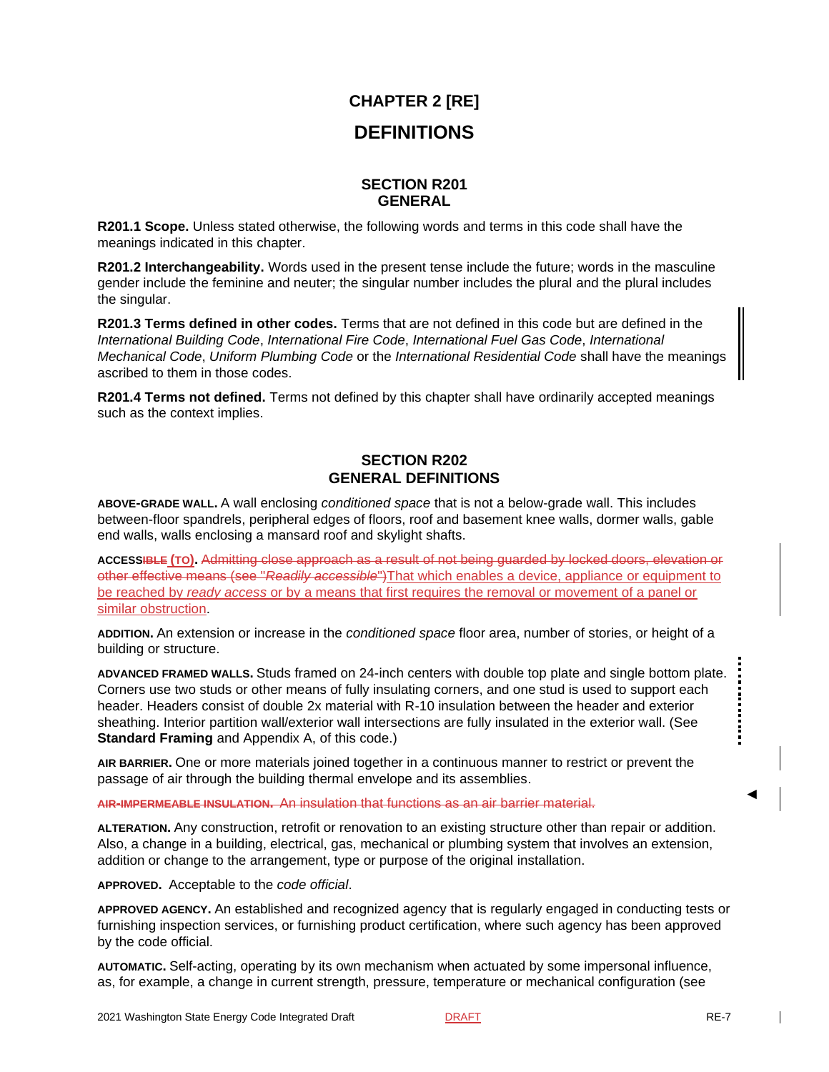# CHAPTER 2 [RE]

# DEFINITIONS

## SECTION R201
## GENERAL

**R201.1 Scope.** Unless stated otherwise, the following words and terms in this code shall have the meanings indicated in this chapter.

**R201.2 Interchangeability.** Words used in the present tense include the future; words in the masculine gender include the feminine and neuter; the singular number includes the plural and the plural includes the singular.

**R201.3 Terms defined in other codes.** Terms that are not defined in this code but are defined in the *International Building Code*, *International Fire Code*, *International Fuel Gas Code*, *International Mechanical Code*, *Uniform Plumbing Code* or the *International Residential Code* shall have the meanings ascribed to them in those codes.

**R201.4 Terms not defined.** Terms not defined by this chapter shall have ordinarily accepted meanings such as the context implies.

## SECTION R202
## GENERAL DEFINITIONS

**ABOVE-GRADE WALL.** A wall enclosing *conditioned space* that is not a below-grade wall. This includes between-floor spandrels, peripheral edges of floors, roof and basement knee walls, dormer walls, gable end walls, walls enclosing a mansard roof and skylight shafts.

**ACCESS~~IBLE~~ (TO).** ~~Admitting close approach as a result of not being guarded by locked doors, elevation or other effective means (see "*Readily accessible*")~~That which enables a device, appliance or equipment to be reached by *ready access* or by a means that first requires the removal or movement of a panel or similar obstruction.

**ADDITION.** An extension or increase in the *conditioned space* floor area, number of stories, or height of a building or structure.

**ADVANCED FRAMED WALLS.** Studs framed on 24-inch centers with double top plate and single bottom plate. Corners use two studs or other means of fully insulating corners, and one stud is used to support each header. Headers consist of double 2x material with R-10 insulation between the header and exterior sheathing. Interior partition wall/exterior wall intersections are fully insulated in the exterior wall. (See **Standard Framing** and Appendix A, of this code.)

**AIR BARRIER.** One or more materials joined together in a continuous manner to restrict or prevent the passage of air through the building thermal envelope and its assemblies.

~~**AIR-IMPERMEABLE INSULATION.** An insulation that functions as an air barrier material.~~

**ALTERATION.** Any construction, retrofit or renovation to an existing structure other than repair or addition. Also, a change in a building, electrical, gas, mechanical or plumbing system that involves an extension, addition or change to the arrangement, type or purpose of the original installation.

**APPROVED.** Acceptable to the *code official*.

**APPROVED AGENCY.** An established and recognized agency that is regularly engaged in conducting tests or furnishing inspection services, or furnishing product certification, where such agency has been approved by the code official.

**AUTOMATIC.** Self-acting, operating by its own mechanism when actuated by some impersonal influence, as, for example, a change in current strength, pressure, temperature or mechanical configuration (see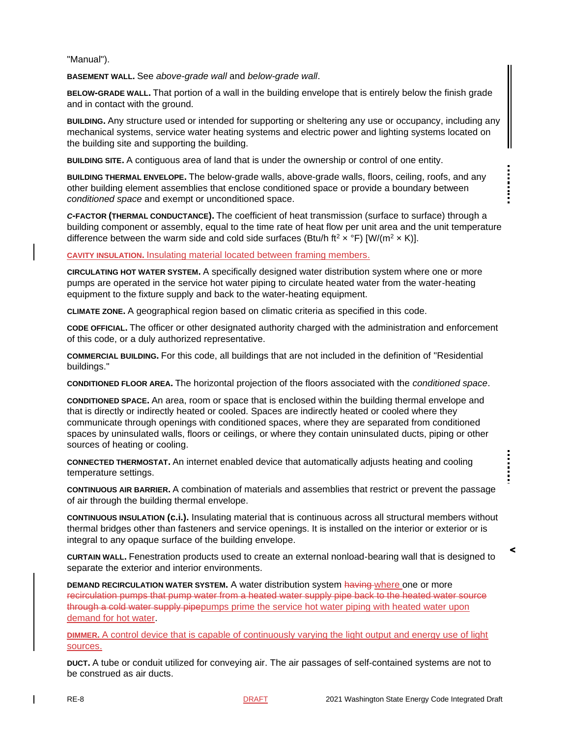"Manual").

**BASEMENT WALL.** See *above-grade wall* and *below-grade wall*.

**BELOW-GRADE WALL.** That portion of a wall in the building envelope that is entirely below the finish grade and in contact with the ground.

**BUILDING.** Any structure used or intended for supporting or sheltering any use or occupancy, including any mechanical systems, service water heating systems and electric power and lighting systems located on the building site and supporting the building.

**BUILDING SITE.** A contiguous area of land that is under the ownership or control of one entity.

**BUILDING THERMAL ENVELOPE.** The below-grade walls, above-grade walls, floors, ceiling, roofs, and any other building element assemblies that enclose conditioned space or provide a boundary between *conditioned space* and exempt or unconditioned space.

***C*-FACTOR (THERMAL CONDUCTANCE).** The coefficient of heat transmission (surface to surface) through a building component or assembly, equal to the time rate of heat flow per unit area and the unit temperature difference between the warm side and cold side surfaces (Btu/h $ft^2 \times °F$) [$W/(m^2 \times K)$].

**CAVITY INSULATION.** Insulating material located between framing members.

**CIRCULATING HOT WATER SYSTEM.** A specifically designed water distribution system where one or more pumps are operated in the service hot water piping to circulate heated water from the water-heating equipment to the fixture supply and back to the water-heating equipment.

**CLIMATE ZONE.** A geographical region based on climatic criteria as specified in this code.

**CODE OFFICIAL.** The officer or other designated authority charged with the administration and enforcement of this code, or a duly authorized representative.

**COMMERCIAL BUILDING.** For this code, all buildings that are not included in the definition of "Residential buildings."

**CONDITIONED FLOOR AREA.** The horizontal projection of the floors associated with the *conditioned space*.

**CONDITIONED SPACE.** An area, room or space that is enclosed within the building thermal envelope and that is directly or indirectly heated or cooled. Spaces are indirectly heated or cooled where they communicate through openings with conditioned spaces, where they are separated from conditioned spaces by uninsulated walls, floors or ceilings, or where they contain uninsulated ducts, piping or other sources of heating or cooling.

**CONNECTED THERMOSTAT.** An internet enabled device that automatically adjusts heating and cooling temperature settings.

**CONTINUOUS AIR BARRIER.** A combination of materials and assemblies that restrict or prevent the passage of air through the building thermal envelope.

**CONTINUOUS INSULATION (c.i.).** Insulating material that is continuous across all structural members without thermal bridges other than fasteners and service openings. It is installed on the interior or exterior or is integral to any opaque surface of the building envelope.

**CURTAIN WALL.** Fenestration products used to create an external nonload-bearing wall that is designed to separate the exterior and interior environments.

**DEMAND RECIRCULATION WATER SYSTEM.** A water distribution system ~~having~~ where one or more ~~recirculation pumps that pump water from a heated water supply pipe back to the heated water source through a cold water supply pipe~~pumps prime the service hot water piping with heated water upon demand for hot water.

**DIMMER.** A control device that is capable of continuously varying the light output and energy use of light sources.

**DUCT.** A tube or conduit utilized for conveying air. The air passages of self-contained systems are not to be construed as air ducts.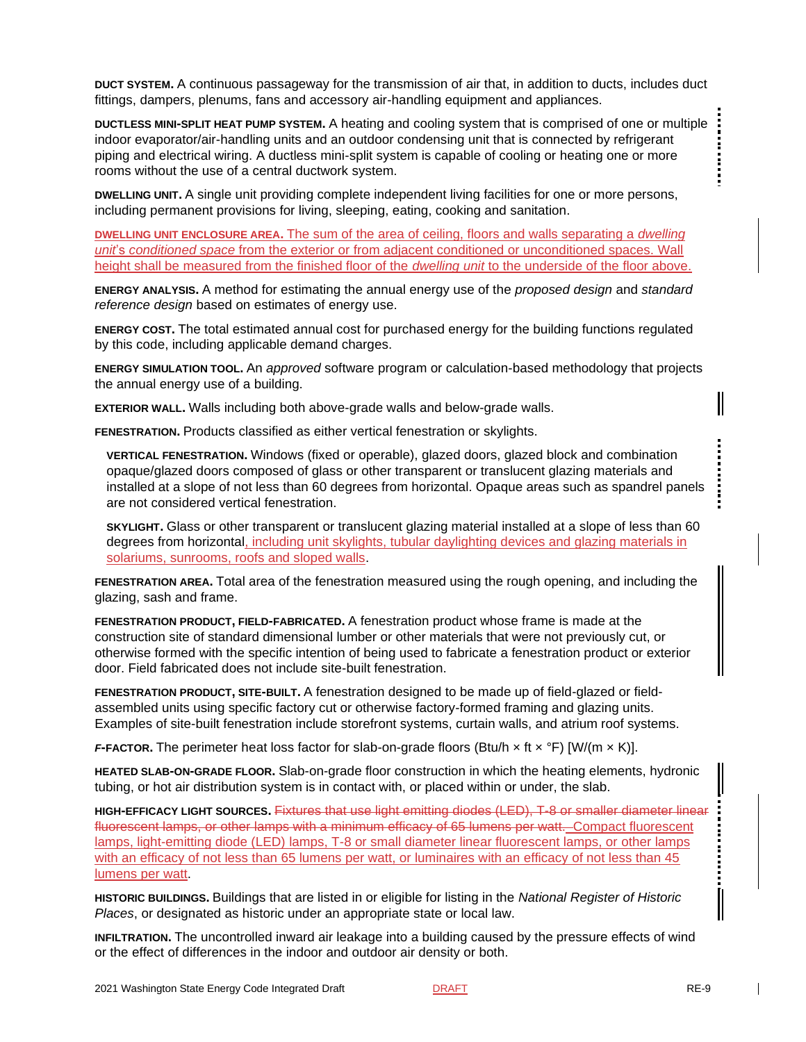**DUCT SYSTEM.** A continuous passageway for the transmission of air that, in addition to ducts, includes duct fittings, dampers, plenums, fans and accessory air-handling equipment and appliances.

**DUCTLESS MINI-SPLIT HEAT PUMP SYSTEM.** A heating and cooling system that is comprised of one or multiple indoor evaporator/air-handling units and an outdoor condensing unit that is connected by refrigerant piping and electrical wiring. A ductless mini-split system is capable of cooling or heating one or more rooms without the use of a central ductwork system.

**DWELLING UNIT.** A single unit providing complete independent living facilities for one or more persons, including permanent provisions for living, sleeping, eating, cooking and sanitation.

**DWELLING UNIT ENCLOSURE AREA.** The sum of the area of ceiling, floors and walls separating a *dwelling unit's conditioned space* from the exterior or from adjacent conditioned or unconditioned spaces. Wall height shall be measured from the finished floor of the *dwelling unit* to the underside of the floor above.

**ENERGY ANALYSIS.** A method for estimating the annual energy use of the *proposed design* and *standard reference design* based on estimates of energy use.

**ENERGY COST.** The total estimated annual cost for purchased energy for the building functions regulated by this code, including applicable demand charges.

**ENERGY SIMULATION TOOL.** An *approved* software program or calculation-based methodology that projects the annual energy use of a building.

**EXTERIOR WALL.** Walls including both above-grade walls and below-grade walls.

**FENESTRATION.** Products classified as either vertical fenestration or skylights.

**VERTICAL FENESTRATION.** Windows (fixed or operable), glazed doors, glazed block and combination opaque/glazed doors composed of glass or other transparent or translucent glazing materials and installed at a slope of not less than 60 degrees from horizontal. Opaque areas such as spandrel panels are not considered vertical fenestration.

**SKYLIGHT.** Glass or other transparent or translucent glazing material installed at a slope of less than 60 degrees from horizontal, including unit skylights, tubular daylighting devices and glazing materials in solariums, sunrooms, roofs and sloped walls.

**FENESTRATION AREA.** Total area of the fenestration measured using the rough opening, and including the glazing, sash and frame.

**FENESTRATION PRODUCT, FIELD-FABRICATED.** A fenestration product whose frame is made at the construction site of standard dimensional lumber or other materials that were not previously cut, or otherwise formed with the specific intention of being used to fabricate a fenestration product or exterior door. Field fabricated does not include site-built fenestration.

**FENESTRATION PRODUCT, SITE-BUILT.** A fenestration designed to be made up of field-glazed or field-assembled units using specific factory cut or otherwise factory-formed framing and glazing units. Examples of site-built fenestration include storefront systems, curtain walls, and atrium roof systems.

***F*-FACTOR.** The perimeter heat loss factor for slab-on-grade floors (Btu/h × ft × °F) [W/(m × K)].

**HEATED SLAB-ON-GRADE FLOOR.** Slab-on-grade floor construction in which the heating elements, hydronic tubing, or hot air distribution system is in contact with, or placed within or under, the slab.

**HIGH-EFFICACY LIGHT SOURCES.** ~~Fixtures that use light emitting diodes (LED), T-8 or smaller diameter linear fluorescent lamps, or other lamps with a minimum efficacy of 65 lumens per watt.~~ Compact fluorescent lamps, light-emitting diode (LED) lamps, T-8 or small diameter linear fluorescent lamps, or other lamps with an efficacy of not less than 65 lumens per watt, or luminaires with an efficacy of not less than 45 lumens per watt.

**HISTORIC BUILDINGS.** Buildings that are listed in or eligible for listing in the *National Register of Historic Places*, or designated as historic under an appropriate state or local law.

**INFILTRATION.** The uncontrolled inward air leakage into a building caused by the pressure effects of wind or the effect of differences in the indoor and outdoor air density or both.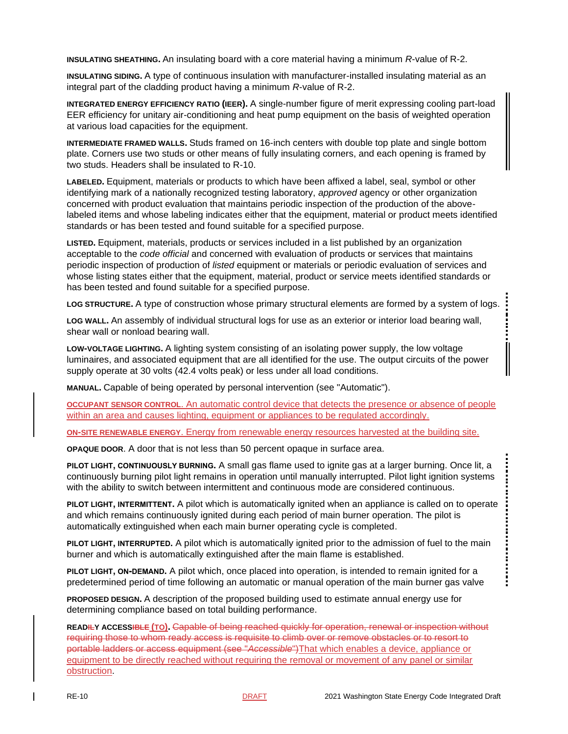**INSULATING SHEATHING.** An insulating board with a core material having a minimum *R*-value of R-2.

**INSULATING SIDING.** A type of continuous insulation with manufacturer-installed insulating material as an integral part of the cladding product having a minimum *R*-value of R-2.

**INTEGRATED ENERGY EFFICIENCY RATIO (IEER).** A single-number figure of merit expressing cooling part-load EER efficiency for unitary air-conditioning and heat pump equipment on the basis of weighted operation at various load capacities for the equipment.

**INTERMEDIATE FRAMED WALLS.** Studs framed on 16-inch centers with double top plate and single bottom plate. Corners use two studs or other means of fully insulating corners, and each opening is framed by two studs. Headers shall be insulated to R-10.

**LABELED.** Equipment, materials or products to which have been affixed a label, seal, symbol or other identifying mark of a nationally recognized testing laboratory, *approved* agency or other organization concerned with product evaluation that maintains periodic inspection of the production of the above-labeled items and whose labeling indicates either that the equipment, material or product meets identified standards or has been tested and found suitable for a specified purpose.

**LISTED.** Equipment, materials, products or services included in a list published by an organization acceptable to the *code official* and concerned with evaluation of products or services that maintains periodic inspection of production of *listed* equipment or materials or periodic evaluation of services and whose listing states either that the equipment, material, product or service meets identified standards or has been tested and found suitable for a specified purpose.

**LOG STRUCTURE.** A type of construction whose primary structural elements are formed by a system of logs.

**LOG WALL.** An assembly of individual structural logs for use as an exterior or interior load bearing wall, shear wall or nonload bearing wall.

**LOW-VOLTAGE LIGHTING.** A lighting system consisting of an isolating power supply, the low voltage luminaires, and associated equipment that are all identified for the use. The output circuits of the power supply operate at 30 volts (42.4 volts peak) or less under all load conditions.

**MANUAL.** Capable of being operated by personal intervention (see "Automatic").

**OCCUPANT SENSOR CONTROL**. An automatic control device that detects the presence or absence of people within an area and causes lighting, equipment or appliances to be regulated accordingly.

**ON-SITE RENEWABLE ENERGY**. Energy from renewable energy resources harvested at the building site.

**OPAQUE DOOR**. A door that is not less than 50 percent opaque in surface area.

**PILOT LIGHT, CONTINUOUSLY BURNING.** A small gas flame used to ignite gas at a larger burning. Once lit, a continuously burning pilot light remains in operation until manually interrupted. Pilot light ignition systems with the ability to switch between intermittent and continuous mode are considered continuous.

**PILOT LIGHT, INTERMITTENT.** A pilot which is automatically ignited when an appliance is called on to operate and which remains continuously ignited during each period of main burner operation. The pilot is automatically extinguished when each main burner operating cycle is completed.

**PILOT LIGHT, INTERRUPTED.** A pilot which is automatically ignited prior to the admission of fuel to the main burner and which is automatically extinguished after the main flame is established.

**PILOT LIGHT, ON-DEMAND.** A pilot which, once placed into operation, is intended to remain ignited for a predetermined period of time following an automatic or manual operation of the main burner gas valve

**PROPOSED DESIGN.** A description of the proposed building used to estimate annual energy use for determining compliance based on total building performance.

**READ~~IL~~Y ACCESS~~IBLE~~ (TO).** ~~Capable of being reached quickly for operation, renewal or inspection without requiring those to whom ready access is requisite to climb over or remove obstacles or to resort to portable ladders or access equipment (see "*Accessible*")~~That which enables a device, appliance or equipment to be directly reached without requiring the removal or movement of any panel or similar obstruction.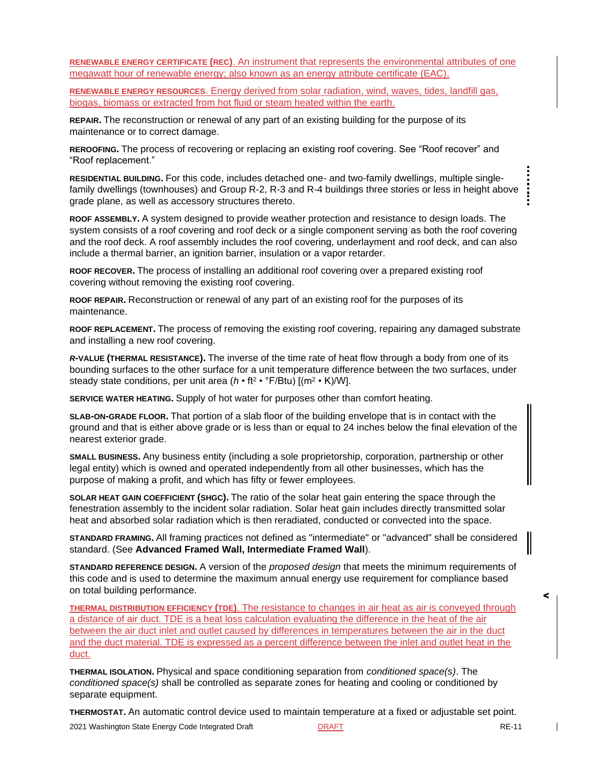**RENEWABLE ENERGY CERTIFICATE (REC)**. An instrument that represents the environmental attributes of one megawatt hour of renewable energy; also known as an energy attribute certificate (EAC).

**RENEWABLE ENERGY RESOURCES**. Energy derived from solar radiation, wind, waves, tides, landfill gas, biogas, biomass or extracted from hot fluid or steam heated within the earth.

**REPAIR.** The reconstruction or renewal of any part of an existing building for the purpose of its maintenance or to correct damage.

**REROOFING.** The process of recovering or replacing an existing roof covering. See "Roof recover" and "Roof replacement."

**RESIDENTIAL BUILDING.** For this code, includes detached one- and two-family dwellings, multiple single-family dwellings (townhouses) and Group R-2, R-3 and R-4 buildings three stories or less in height above grade plane, as well as accessory structures thereto.

**ROOF ASSEMBLY.** A system designed to provide weather protection and resistance to design loads. The system consists of a roof covering and roof deck or a single component serving as both the roof covering and the roof deck. A roof assembly includes the roof covering, underlayment and roof deck, and can also include a thermal barrier, an ignition barrier, insulation or a vapor retarder.

**ROOF RECOVER.** The process of installing an additional roof covering over a prepared existing roof covering without removing the existing roof covering.

**ROOF REPAIR.** Reconstruction or renewal of any part of an existing roof for the purposes of its maintenance.

**ROOF REPLACEMENT.** The process of removing the existing roof covering, repairing any damaged substrate and installing a new roof covering.

***R*-VALUE (THERMAL RESISTANCE).** The inverse of the time rate of heat flow through a body from one of its bounding surfaces to the other surface for a unit temperature difference between the two surfaces, under steady state conditions, per unit area ($h \cdot ft^2 \cdot °F/Btu$) [$(m^2 \cdot K)/W$].

**SERVICE WATER HEATING.** Supply of hot water for purposes other than comfort heating.

**SLAB-ON-GRADE FLOOR.** That portion of a slab floor of the building envelope that is in contact with the ground and that is either above grade or is less than or equal to 24 inches below the final elevation of the nearest exterior grade.

**SMALL BUSINESS.** Any business entity (including a sole proprietorship, corporation, partnership or other legal entity) which is owned and operated independently from all other businesses, which has the purpose of making a profit, and which has fifty or fewer employees.

**SOLAR HEAT GAIN COEFFICIENT (SHGC).** The ratio of the solar heat gain entering the space through the fenestration assembly to the incident solar radiation. Solar heat gain includes directly transmitted solar heat and absorbed solar radiation which is then reradiated, conducted or convected into the space.

**STANDARD FRAMING.** All framing practices not defined as "intermediate" or "advanced" shall be considered standard. (See **Advanced Framed Wall, Intermediate Framed Wall**).

**STANDARD REFERENCE DESIGN.** A version of the *proposed design* that meets the minimum requirements of this code and is used to determine the maximum annual energy use requirement for compliance based on total building performance.

**THERMAL DISTRIBUTION EFFICIENCY (TDE)**. The resistance to changes in air heat as air is conveyed through a distance of air duct. TDE is a heat loss calculation evaluating the difference in the heat of the air between the air duct inlet and outlet caused by differences in temperatures between the air in the duct and the duct material. TDE is expressed as a percent difference between the inlet and outlet heat in the duct.

**THERMAL ISOLATION.** Physical and space conditioning separation from *conditioned space(s)*. The *conditioned space(s)* shall be controlled as separate zones for heating and cooling or conditioned by separate equipment.

**THERMOSTAT.** An automatic control device used to maintain temperature at a fixed or adjustable set point.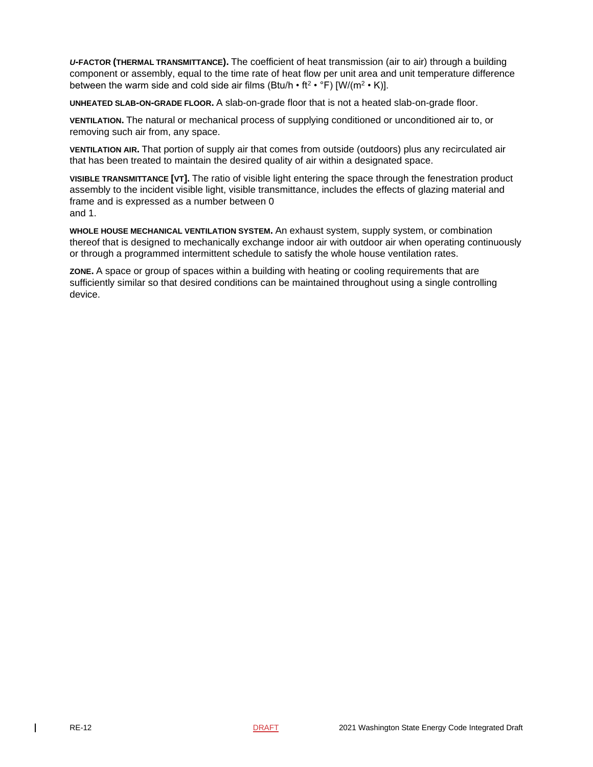***U*-FACTOR (THERMAL TRANSMITTANCE).** The coefficient of heat transmission (air to air) through a building component or assembly, equal to the time rate of heat flow per unit area and unit temperature difference between the warm side and cold side air films (Btu/h • $ft^2$ • °F) [W/($m^2$ • K)].

**UNHEATED SLAB-ON-GRADE FLOOR.** A slab-on-grade floor that is not a heated slab-on-grade floor.

**VENTILATION.** The natural or mechanical process of supplying conditioned or unconditioned air to, or removing such air from, any space.

**VENTILATION AIR.** That portion of supply air that comes from outside (outdoors) plus any recirculated air that has been treated to maintain the desired quality of air within a designated space.

**VISIBLE TRANSMITTANCE [VT].** The ratio of visible light entering the space through the fenestration product assembly to the incident visible light, visible transmittance, includes the effects of glazing material and frame and is expressed as a number between 0 and 1.

**WHOLE HOUSE MECHANICAL VENTILATION SYSTEM.** An exhaust system, supply system, or combination thereof that is designed to mechanically exchange indoor air with outdoor air when operating continuously or through a programmed intermittent schedule to satisfy the whole house ventilation rates.

**ZONE.** A space or group of spaces within a building with heating or cooling requirements that are sufficiently similar so that desired conditions can be maintained throughout using a single controlling device.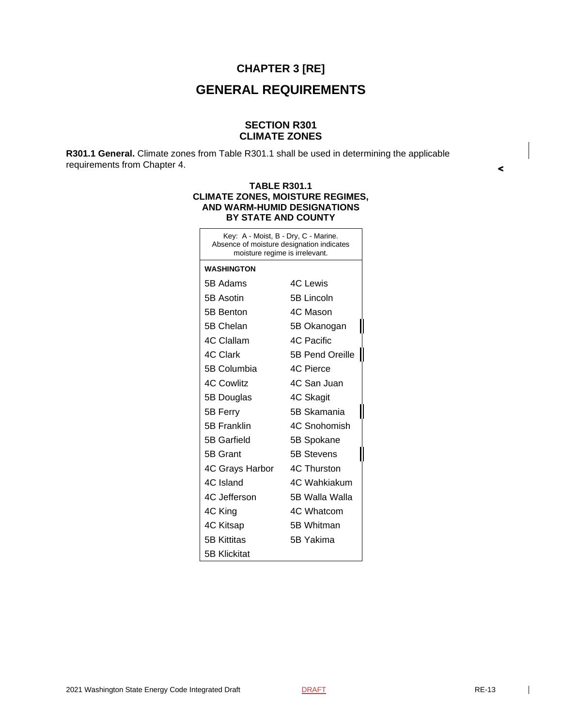# CHAPTER 3 [RE]

# GENERAL REQUIREMENTS

## SECTION R301
## CLIMATE ZONES

**R301.1 General.** Climate zones from Table R301.1 shall be used in determining the applicable requirements from Chapter 4.

**TABLE R301.1**
**CLIMATE ZONES, MOISTURE REGIMES, AND WARM-HUMID DESIGNATIONS BY STATE AND COUNTY**

Key: A - Moist, B - Dry, C - Marine. Absence of moisture designation indicates moisture regime is irrelevant.

| **WASHINGTON** | |
|---|---|
| 5B Adams | 4C Lewis |
| 5B Asotin | 5B Lincoln |
| 5B Benton | 4C Mason |
| 5B Chelan | 5B Okanogan |
| 4C Clallam | 4C Pacific |
| 4C Clark | 5B Pend Oreille |
| 5B Columbia | 4C Pierce |
| 4C Cowlitz | 4C San Juan |
| 5B Douglas | 4C Skagit |
| 5B Ferry | 5B Skamania |
| 5B Franklin | 4C Snohomish |
| 5B Garfield | 5B Spokane |
| 5B Grant | 5B Stevens |
| 4C Grays Harbor | 4C Thurston |
| 4C Island | 4C Wahkiakum |
| 4C Jefferson | 5B Walla Walla |
| 4C King | 4C Whatcom |
| 4C Kitsap | 5B Whitman |
| 5B Kittitas | 5B Yakima |
| 5B Klickitat | |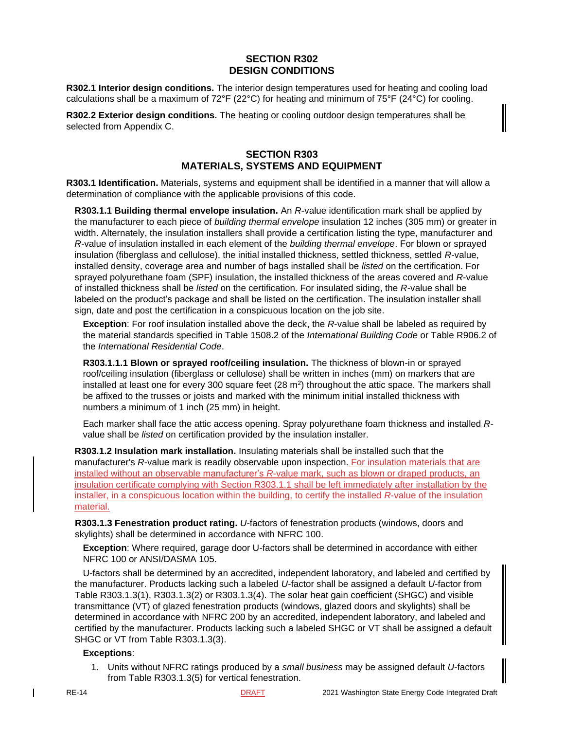## SECTION R302
## DESIGN CONDITIONS

**R302.1 Interior design conditions.** The interior design temperatures used for heating and cooling load calculations shall be a maximum of 72°F (22°C) for heating and minimum of 75°F (24°C) for cooling.

**R302.2 Exterior design conditions.** The heating or cooling outdoor design temperatures shall be selected from Appendix C.

## SECTION R303
## MATERIALS, SYSTEMS AND EQUIPMENT

**R303.1 Identification.** Materials, systems and equipment shall be identified in a manner that will allow a determination of compliance with the applicable provisions of this code.

**R303.1.1 Building thermal envelope insulation.** An *R*-value identification mark shall be applied by the manufacturer to each piece of *building thermal envelope* insulation 12 inches (305 mm) or greater in width. Alternately, the insulation installers shall provide a certification listing the type, manufacturer and *R*-value of insulation installed in each element of the *building thermal envelope*. For blown or sprayed insulation (fiberglass and cellulose), the initial installed thickness, settled thickness, settled *R*-value, installed density, coverage area and number of bags installed shall be *listed* on the certification. For sprayed polyurethane foam (SPF) insulation, the installed thickness of the areas covered and *R*-value of installed thickness shall be *listed* on the certification. For insulated siding, the *R*-value shall be labeled on the product's package and shall be listed on the certification. The insulation installer shall sign, date and post the certification in a conspicuous location on the job site.

**Exception**: For roof insulation installed above the deck, the *R*-value shall be labeled as required by the material standards specified in Table 1508.2 of the *International Building Code* or Table R906.2 of the *International Residential Code*.

**R303.1.1.1 Blown or sprayed roof/ceiling insulation.** The thickness of blown-in or sprayed roof/ceiling insulation (fiberglass or cellulose) shall be written in inches (mm) on markers that are installed at least one for every 300 square feet (28 m$^2$) throughout the attic space. The markers shall be affixed to the trusses or joists and marked with the minimum initial installed thickness with numbers a minimum of 1 inch (25 mm) in height.

Each marker shall face the attic access opening. Spray polyurethane foam thickness and installed *R*-value shall be *listed* on certification provided by the insulation installer.

**R303.1.2 Insulation mark installation.** Insulating materials shall be installed such that the manufacturer's *R*-value mark is readily observable upon inspection. For insulation materials that are installed without an observable manufacturer's *R*-value mark, such as blown or draped products, an insulation certificate complying with Section R303.1.1 shall be left immediately after installation by the installer, in a conspicuous location within the building, to certify the installed *R*-value of the insulation material.

**R303.1.3 Fenestration product rating.** *U*-factors of fenestration products (windows, doors and skylights) shall be determined in accordance with NFRC 100.

**Exception**: Where required, garage door U-factors shall be determined in accordance with either NFRC 100 or ANSI/DASMA 105.

U-factors shall be determined by an accredited, independent laboratory, and labeled and certified by the manufacturer. Products lacking such a labeled *U*-factor shall be assigned a default *U*-factor from Table R303.1.3(1), R303.1.3(2) or R303.1.3(4). The solar heat gain coefficient (SHGC) and visible transmittance (VT) of glazed fenestration products (windows, glazed doors and skylights) shall be determined in accordance with NFRC 200 by an accredited, independent laboratory, and labeled and certified by the manufacturer. Products lacking such a labeled SHGC or VT shall be assigned a default SHGC or VT from Table R303.1.3(3).

**Exceptions**:

1. Units without NFRC ratings produced by a *small business* may be assigned default *U*-factors from Table R303.1.3(5) for vertical fenestration.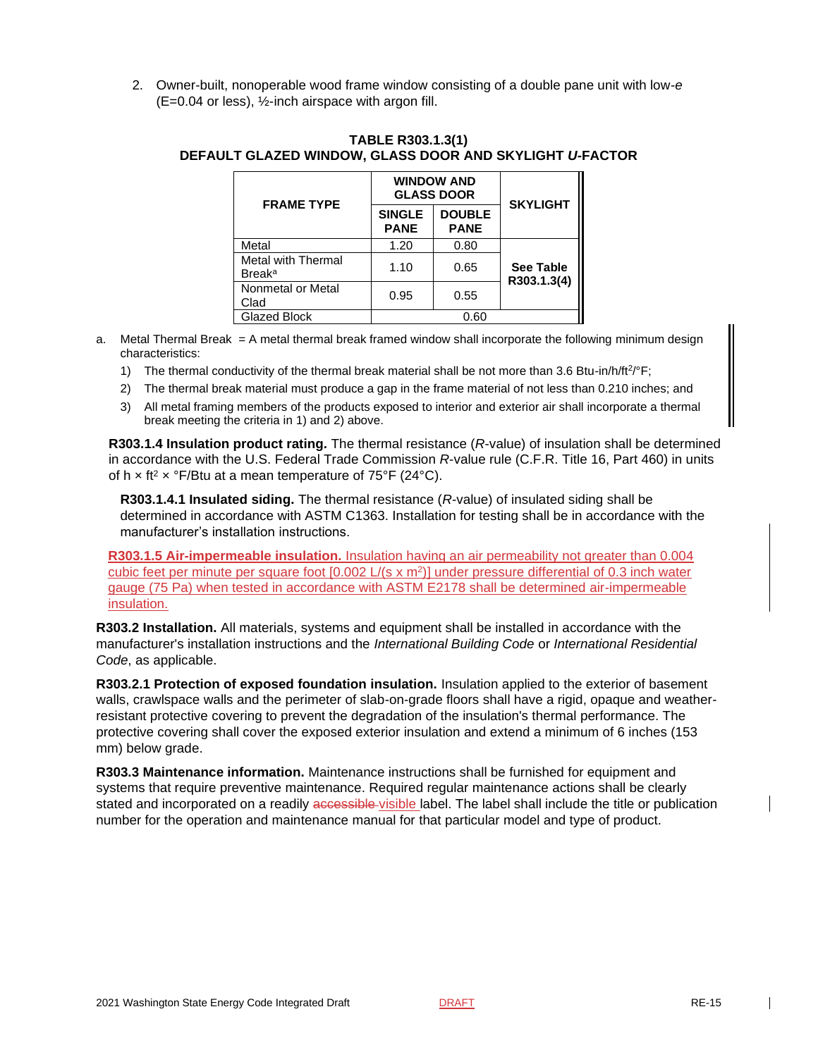2. Owner-built, nonoperable wood frame window consisting of a double pane unit with low-*e* (E=0.04 or less), ½-inch airspace with argon fill.

**TABLE R303.1.3(1)**
**DEFAULT GLAZED WINDOW, GLASS DOOR AND SKYLIGHT *U*-FACTOR**

| FRAME TYPE | WINDOW AND GLASS DOOR | | SKYLIGHT |
|---|---|---|---|
| | SINGLE PANE | DOUBLE PANE | |
| Metal | 1.20 | 0.80 | **See Table R303.1.3(4)** |
| Metal with Thermal Break[a] | 1.10 | 0.65 | |
| Nonmetal or Metal Clad | 0.95 | 0.55 | |
| Glazed Block | 0.60 | | |

a. Metal Thermal Break = A metal thermal break framed window shall incorporate the following minimum design characteristics:
   1) The thermal conductivity of the thermal break material shall be not more than 3.6 Btu-in/h/ft$^2$/°F;
   2) The thermal break material must produce a gap in the frame material of not less than 0.210 inches; and
   3) All metal framing members of the products exposed to interior and exterior air shall incorporate a thermal break meeting the criteria in 1) and 2) above.

**R303.1.4 Insulation product rating.** The thermal resistance (*R*-value) of insulation shall be determined in accordance with the U.S. Federal Trade Commission *R*-value rule (C.F.R. Title 16, Part 460) in units of h × ft$^2$ × °F/Btu at a mean temperature of 75°F (24°C).

**R303.1.4.1 Insulated siding.** The thermal resistance (*R*-value) of insulated siding shall be determined in accordance with ASTM C1363. Installation for testing shall be in accordance with the manufacturer's installation instructions.

**R303.1.5 Air-impermeable insulation.** Insulation having an air permeability not greater than 0.004 cubic feet per minute per square foot [0.002 L/(s x m$^2$)] under pressure differential of 0.3 inch water gauge (75 Pa) when tested in accordance with ASTM E2178 shall be determined air-impermeable insulation.

**R303.2 Installation.** All materials, systems and equipment shall be installed in accordance with the manufacturer's installation instructions and the *International Building Code* or *International Residential Code*, as applicable.

**R303.2.1 Protection of exposed foundation insulation.** Insulation applied to the exterior of basement walls, crawlspace walls and the perimeter of slab-on-grade floors shall have a rigid, opaque and weather-resistant protective covering to prevent the degradation of the insulation's thermal performance. The protective covering shall cover the exposed exterior insulation and extend a minimum of 6 inches (153 mm) below grade.

**R303.3 Maintenance information.** Maintenance instructions shall be furnished for equipment and systems that require preventive maintenance. Required regular maintenance actions shall be clearly stated and incorporated on a readily ~~accessible~~ visible label. The label shall include the title or publication number for the operation and maintenance manual for that particular model and type of product.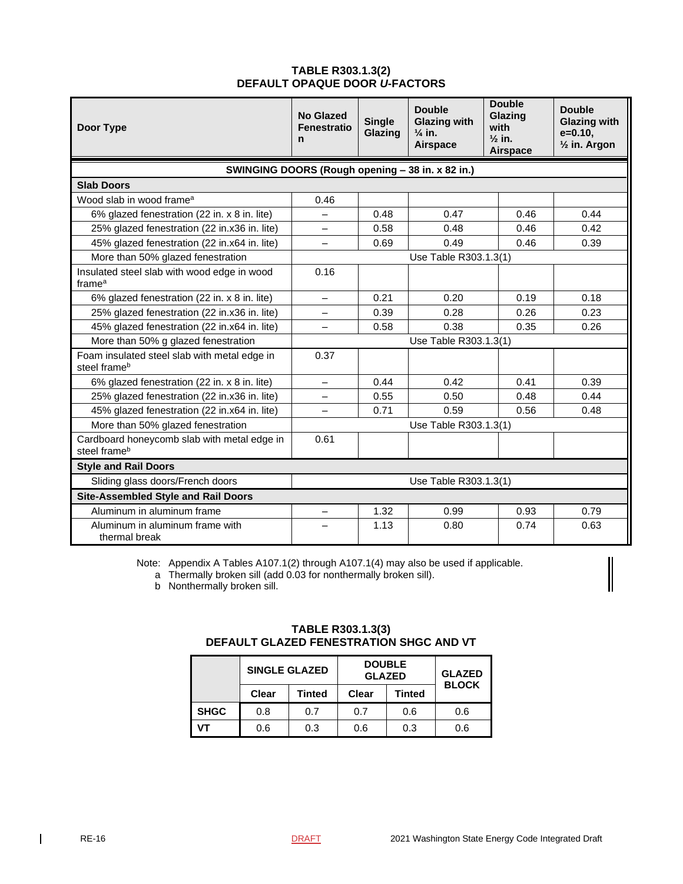**TABLE R303.1.3(2)**
**DEFAULT OPAQUE DOOR *U*-FACTORS**

| Door Type | No Glazed Fenestration | Single Glazing | Double Glazing with ¼ in. Airspace | Double Glazing with ½ in. Airspace | Double Glazing with e=0.10, ½ in. Argon |
|---|---|---|---|---|---|
| **SWINGING DOORS (Rough opening – 38 in. x 82 in.)** | | | | | |
| **Slab Doors** | | | | | |
| Wood slab in wood frame[a] | 0.46 | | | | |
| 6% glazed fenestration (22 in. x 8 in. lite) | – | 0.48 | 0.47 | 0.46 | 0.44 |
| 25% glazed fenestration (22 in.x36 in. lite) | – | 0.58 | 0.48 | 0.46 | 0.42 |
| 45% glazed fenestration (22 in.x64 in. lite) | – | 0.69 | 0.49 | 0.46 | 0.39 |
| More than 50% glazed fenestration | Use Table R303.1.3(1) | | | | |
| Insulated steel slab with wood edge in wood frame[a] | 0.16 | | | | |
| 6% glazed fenestration (22 in. x 8 in. lite) | – | 0.21 | 0.20 | 0.19 | 0.18 |
| 25% glazed fenestration (22 in.x36 in. lite) | – | 0.39 | 0.28 | 0.26 | 0.23 |
| 45% glazed fenestration (22 in.x64 in. lite) | – | 0.58 | 0.38 | 0.35 | 0.26 |
| More than 50% g glazed fenestration | Use Table R303.1.3(1) | | | | |
| Foam insulated steel slab with metal edge in steel frame[b] | 0.37 | | | | |
| 6% glazed fenestration (22 in. x 8 in. lite) | – | 0.44 | 0.42 | 0.41 | 0.39 |
| 25% glazed fenestration (22 in.x36 in. lite) | – | 0.55 | 0.50 | 0.48 | 0.44 |
| 45% glazed fenestration (22 in.x64 in. lite) | – | 0.71 | 0.59 | 0.56 | 0.48 |
| More than 50% glazed fenestration | Use Table R303.1.3(1) | | | | |
| Cardboard honeycomb slab with metal edge in steel frame[b] | 0.61 | | | | |
| **Style and Rail Doors** | | | | | |
| Sliding glass doors/French doors | Use Table R303.1.3(1) | | | | |
| **Site-Assembled Style and Rail Doors** | | | | | |
| Aluminum in aluminum frame | – | 1.32 | 0.99 | 0.93 | 0.79 |
| Aluminum in aluminum frame with thermal break | – | 1.13 | 0.80 | 0.74 | 0.63 |

Note: Appendix A Tables A107.1(2) through A107.1(4) may also be used if applicable.

a Thermally broken sill (add 0.03 for nonthermally broken sill).

b Nonthermally broken sill.

**TABLE R303.1.3(3)**
**DEFAULT GLAZED FENESTRATION SHGC AND VT**

| | SINGLE GLAZED | | DOUBLE GLAZED | | GLAZED BLOCK |
|---|---|---|---|---|---|
| | Clear | Tinted | Clear | Tinted | |
| **SHGC** | 0.8 | 0.7 | 0.7 | 0.6 | 0.6 |
| **VT** | 0.6 | 0.3 | 0.6 | 0.3 | 0.6 |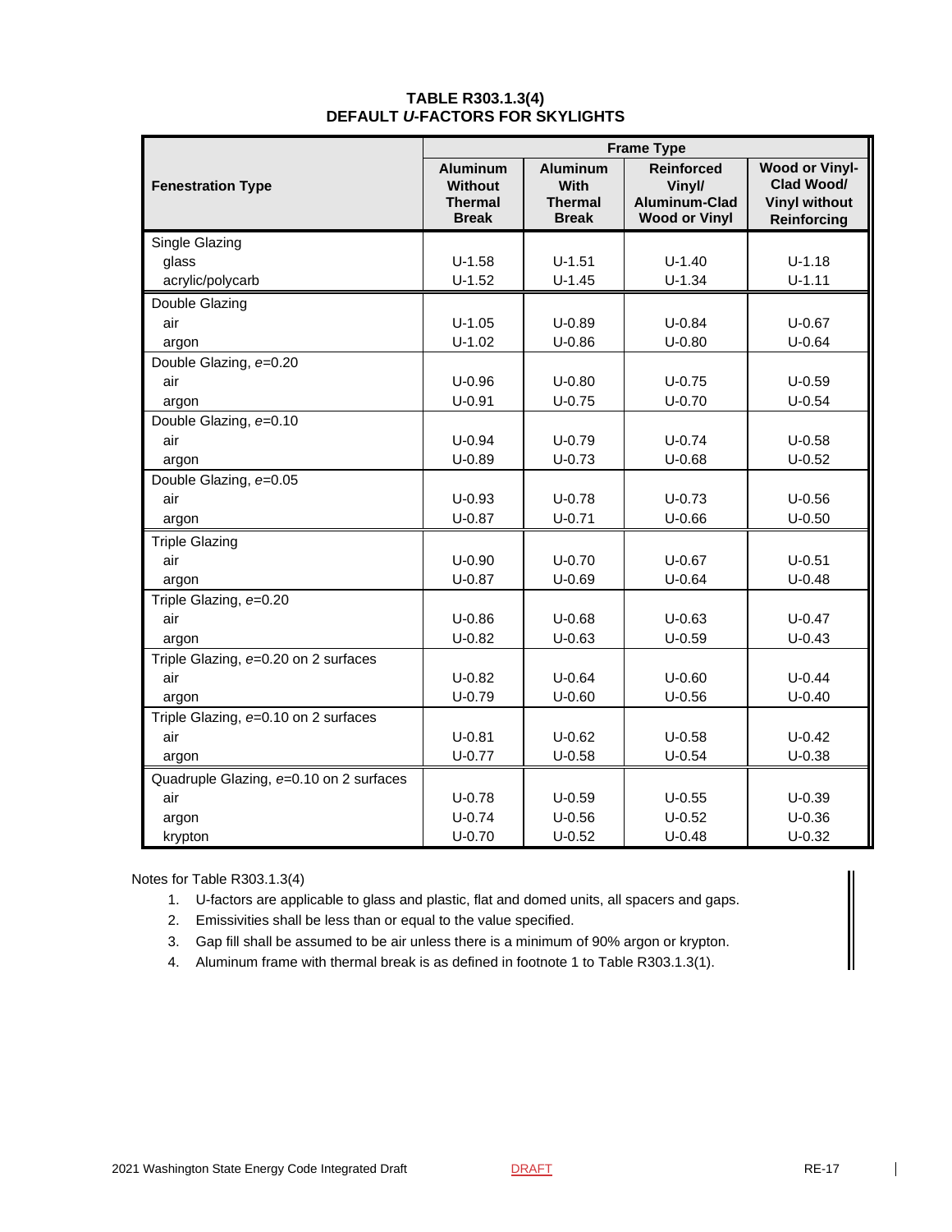**TABLE R303.1.3(4)**
**DEFAULT *U*-FACTORS FOR SKYLIGHTS**

| Fenestration Type | Frame Type | | | |
|---|---|---|---|---|
| | Aluminum Without Thermal Break | Aluminum With Thermal Break | Reinforced Vinyl/ Aluminum-Clad Wood or Vinyl | Wood or Vinyl-Clad Wood/ Vinyl without Reinforcing |
| Single Glazing | | | | |
| glass | U-1.58 | U-1.51 | U-1.40 | U-1.18 |
| acrylic/polycarb | U-1.52 | U-1.45 | U-1.34 | U-1.11 |
| Double Glazing | | | | |
| air | U-1.05 | U-0.89 | U-0.84 | U-0.67 |
| argon | U-1.02 | U-0.86 | U-0.80 | U-0.64 |
| Double Glazing, *e*=0.20 | | | | |
| air | U-0.96 | U-0.80 | U-0.75 | U-0.59 |
| argon | U-0.91 | U-0.75 | U-0.70 | U-0.54 |
| Double Glazing, *e*=0.10 | | | | |
| air | U-0.94 | U-0.79 | U-0.74 | U-0.58 |
| argon | U-0.89 | U-0.73 | U-0.68 | U-0.52 |
| Double Glazing, *e*=0.05 | | | | |
| air | U-0.93 | U-0.78 | U-0.73 | U-0.56 |
| argon | U-0.87 | U-0.71 | U-0.66 | U-0.50 |
| Triple Glazing | | | | |
| air | U-0.90 | U-0.70 | U-0.67 | U-0.51 |
| argon | U-0.87 | U-0.69 | U-0.64 | U-0.48 |
| Triple Glazing, *e*=0.20 | | | | |
| air | U-0.86 | U-0.68 | U-0.63 | U-0.47 |
| argon | U-0.82 | U-0.63 | U-0.59 | U-0.43 |
| Triple Glazing, *e*=0.20 on 2 surfaces | | | | |
| air | U-0.82 | U-0.64 | U-0.60 | U-0.44 |
| argon | U-0.79 | U-0.60 | U-0.56 | U-0.40 |
| Triple Glazing, *e*=0.10 on 2 surfaces | | | | |
| air | U-0.81 | U-0.62 | U-0.58 | U-0.42 |
| argon | U-0.77 | U-0.58 | U-0.54 | U-0.38 |
| Quadruple Glazing, *e*=0.10 on 2 surfaces | | | | |
| air | U-0.78 | U-0.59 | U-0.55 | U-0.39 |
| argon | U-0.74 | U-0.56 | U-0.52 | U-0.36 |
| krypton | U-0.70 | U-0.52 | U-0.48 | U-0.32 |

Notes for Table R303.1.3(4)

1. U-factors are applicable to glass and plastic, flat and domed units, all spacers and gaps.
2. Emissivities shall be less than or equal to the value specified.
3. Gap fill shall be assumed to be air unless there is a minimum of 90% argon or krypton.
4. Aluminum frame with thermal break is as defined in footnote 1 to Table R303.1.3(1).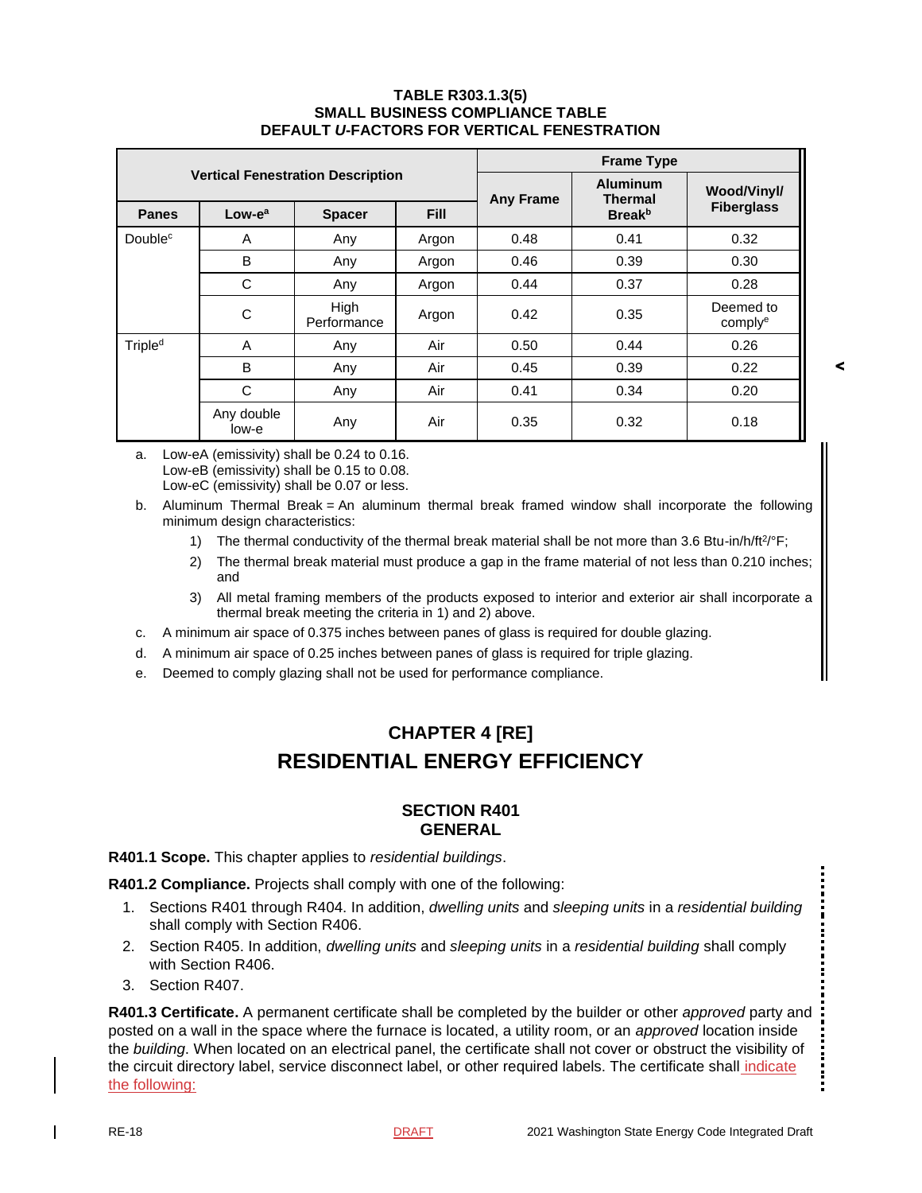**TABLE R303.1.3(5)**
**SMALL BUSINESS COMPLIANCE TABLE**
**DEFAULT *U*-FACTORS FOR VERTICAL FENESTRATION**

| Vertical Fenestration Description | | | | Frame Type | | |
|---|---|---|---|---|---|---|
| **Panes** | **Low-e[a]** | **Spacer** | **Fill** | **Any Frame** | **Aluminum Thermal Break[b]** | **Wood/Vinyl/ Fiberglass** |
| Double[c] | A | Any | Argon | 0.48 | 0.41 | 0.32 |
| | B | Any | Argon | 0.46 | 0.39 | 0.30 |
| | C | Any | Argon | 0.44 | 0.37 | 0.28 |
| | C | High Performance | Argon | 0.42 | 0.35 | Deemed to comply[e] |
| Triple[d] | A | Any | Air | 0.50 | 0.44 | 0.26 |
| | B | Any | Air | 0.45 | 0.39 | 0.22 |
| | C | Any | Air | 0.41 | 0.34 | 0.20 |
| | Any double low-e | Any | Air | 0.35 | 0.32 | 0.18 |

a. Low-eA (emissivity) shall be 0.24 to 0.16.
Low-eB (emissivity) shall be 0.15 to 0.08.
Low-eC (emissivity) shall be 0.07 or less.

b. Aluminum Thermal Break = An aluminum thermal break framed window shall incorporate the following minimum design characteristics:

1) The thermal conductivity of the thermal break material shall be not more than 3.6 Btu-in/h/ft$^2$/°F;
2) The thermal break material must produce a gap in the frame material of not less than 0.210 inches; and
3) All metal framing members of the products exposed to interior and exterior air shall incorporate a thermal break meeting the criteria in 1) and 2) above.

c. A minimum air space of 0.375 inches between panes of glass is required for double glazing.

d. A minimum air space of 0.25 inches between panes of glass is required for triple glazing.

e. Deemed to comply glazing shall not be used for performance compliance.

# CHAPTER 4 [RE]
# RESIDENTIAL ENERGY EFFICIENCY

## SECTION R401
## GENERAL

**R401.1 Scope.** This chapter applies to *residential buildings*.

**R401.2 Compliance.** Projects shall comply with one of the following:

1. Sections R401 through R404. In addition, *dwelling units* and *sleeping units* in a *residential building* shall comply with Section R406.
2. Section R405. In addition, *dwelling units* and *sleeping units* in a *residential building* shall comply with Section R406.
3. Section R407.

**R401.3 Certificate.** A permanent certificate shall be completed by the builder or other *approved* party and posted on a wall in the space where the furnace is located, a utility room, or an *approved* location inside the *building*. When located on an electrical panel, the certificate shall not cover or obstruct the visibility of the circuit directory label, service disconnect label, or other required labels. The certificate shall indicate the following: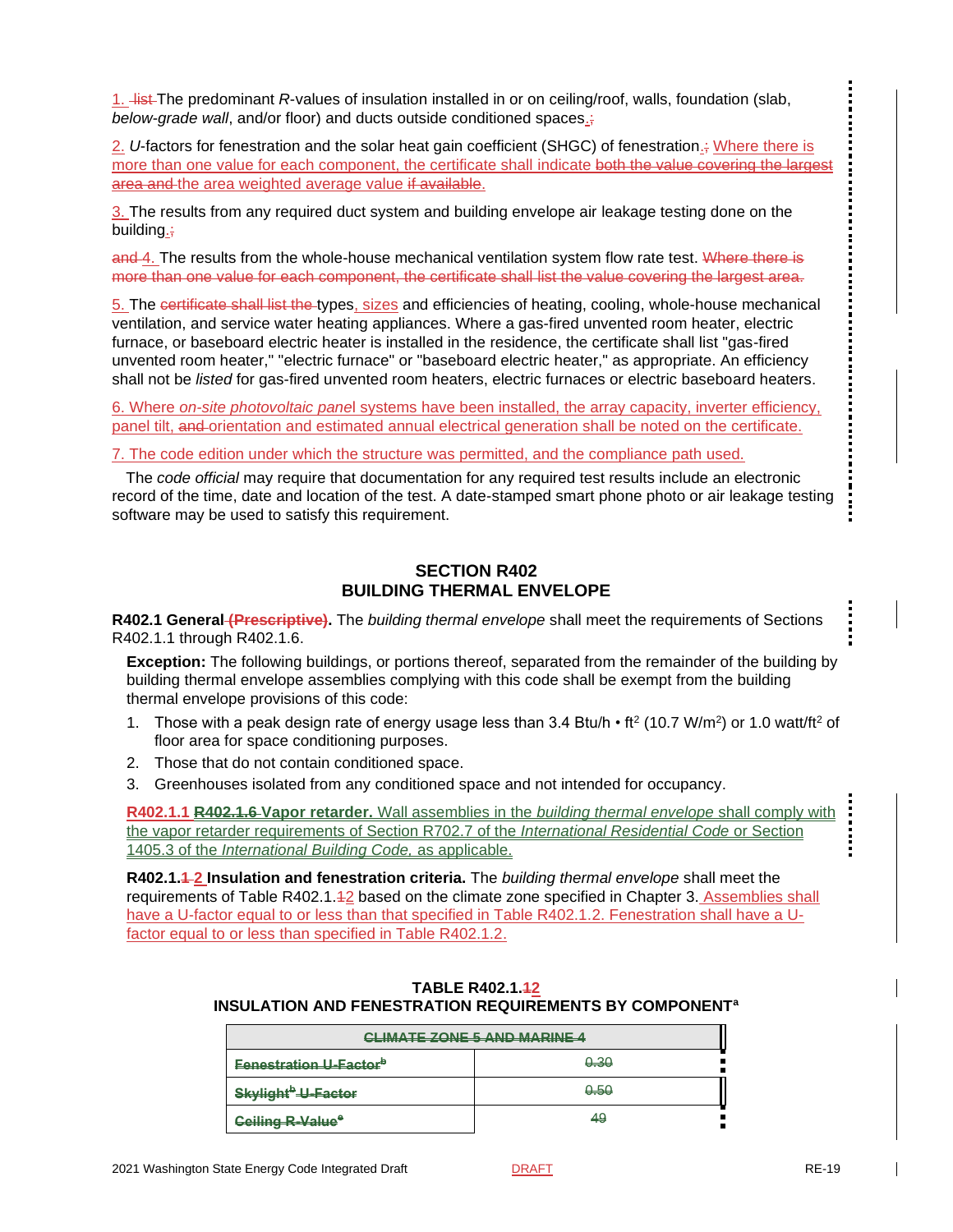1. list The predominant *R*-values of insulation installed in or on ceiling/roof, walls, foundation (slab, *below-grade wall*, and/or floor) and ducts outside conditioned spaces.;

2. *U*-factors for fenestration and the solar heat gain coefficient (SHGC) of fenestration.; Where there is more than one value for each component, the certificate shall indicate both the value covering the largest area and the area weighted average value if available.

3. The results from any required duct system and building envelope air leakage testing done on the building.;

and 4. The results from the whole-house mechanical ventilation system flow rate test. Where there is more than one value for each component, the certificate shall list the value covering the largest area.

5. The certificate shall list the types, sizes and efficiencies of heating, cooling, whole-house mechanical ventilation, and service water heating appliances. Where a gas-fired unvented room heater, electric furnace, or baseboard electric heater is installed in the residence, the certificate shall list "gas-fired unvented room heater," "electric furnace" or "baseboard electric heater," as appropriate. An efficiency shall not be *listed* for gas-fired unvented room heaters, electric furnaces or electric baseboard heaters.

6. Where *on-site photovoltaic panel* systems have been installed, the array capacity, inverter efficiency, panel tilt, and orientation and estimated annual electrical generation shall be noted on the certificate.

7. The code edition under which the structure was permitted, and the compliance path used.

The *code official* may require that documentation for any required test results include an electronic record of the time, date and location of the test. A date-stamped smart phone photo or air leakage testing software may be used to satisfy this requirement.

## SECTION R402
## BUILDING THERMAL ENVELOPE

**R402.1 General (Prescriptive).** The *building thermal envelope* shall meet the requirements of Sections R402.1.1 through R402.1.6.

**Exception:** The following buildings, or portions thereof, separated from the remainder of the building by building thermal envelope assemblies complying with this code shall be exempt from the building thermal envelope provisions of this code:

1. Those with a peak design rate of energy usage less than 3.4 Btu/h • ft$^2$ (10.7 W/m$^2$) or 1.0 watt/ft$^2$ of floor area for space conditioning purposes.
2. Those that do not contain conditioned space.
3. Greenhouses isolated from any conditioned space and not intended for occupancy.

**R402.1.1 R402.1.6 Vapor retarder.** Wall assemblies in the *building thermal envelope* shall comply with the vapor retarder requirements of Section R702.7 of the *International Residential Code* or Section 1405.3 of the *International Building Code*, as applicable.

**R402.1.1 2 Insulation and fenestration criteria.** The *building thermal envelope* shall meet the requirements of Table R402.1.12 based on the climate zone specified in Chapter 3. Assemblies shall have a U-factor equal to or less than that specified in Table R402.1.2. Fenestration shall have a U-factor equal to or less than specified in Table R402.1.2.

**TABLE R402.1.12**
**INSULATION AND FENESTRATION REQUIREMENTS BY COMPONENT[a]**

| CLIMATE ZONE 5 AND MARINE 4 | |
|---|---|
| Fenestration U-Factor[b] | 0.30 |
| Skylight[b] U-Factor | 0.50 |
| Ceiling R-Value[e] | 49 |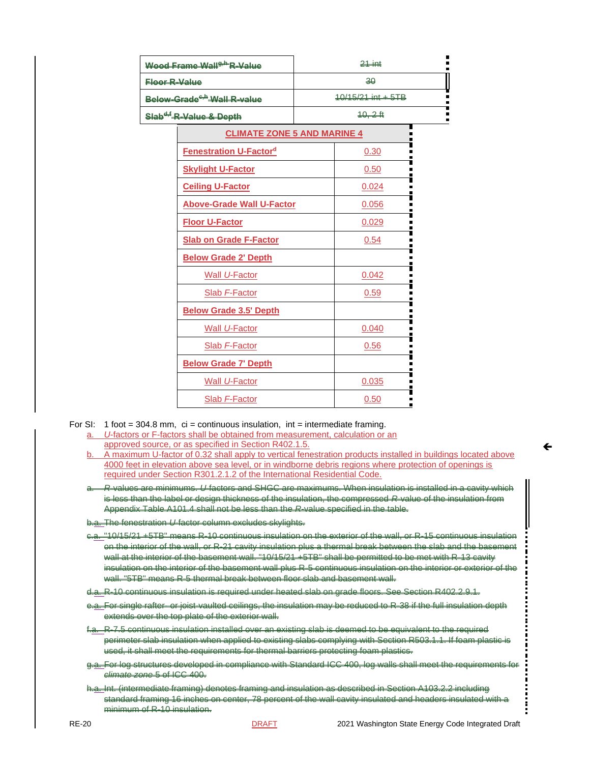| | |
|---|---|
| Wood Frame Wall[g,h] R-Value | 21 int |
| Floor R-Value | 30 |
| Below-Grade[c,h] Wall R-value | 10/15/21 int + 5TB |
| Slab[d,f] R-Value & Depth | 10, 2 ft |

| CLIMATE ZONE 5 AND MARINE 4 | |
|---|---|
| Fenestration U-Factor[d] | 0.30 |
| Skylight U-Factor | 0.50 |
| Ceiling U-Factor | 0.024 |
| Above-Grade Wall U-Factor | 0.056 |
| Floor U-Factor | 0.029 |
| Slab on Grade F-Factor | 0.54 |
| Below Grade 2' Depth | |
| Wall *U*-Factor | 0.042 |
| Slab *F*-Factor | 0.59 |
| Below Grade 3.5' Depth | |
| Wall *U*-Factor | 0.040 |
| Slab *F*-Factor | 0.56 |
| Below Grade 7' Depth | |
| Wall *U*-Factor | 0.035 |
| Slab *F*-Factor | 0.50 |

For SI: 1 foot = 304.8 mm, ci = continuous insulation, int = intermediate framing.

a. *U*-factors or F-factors shall be obtained from measurement, calculation or an approved source, or as specified in Section R402.1.5.

b. A maximum U-factor of 0.32 shall apply to vertical fenestration products installed in buildings located above 4000 feet in elevation above sea level, or in windborne debris regions where protection of openings is required under Section R301.2.1.2 of the International Residential Code.

a. *R*-values are minimums. *U*-factors and SHGC are maximums. When insulation is installed in a cavity which is less than the label or design thickness of the insulation, the compressed *R*-value of the insulation from Appendix Table A101.4 shall not be less than the *R*-value specified in the table.

b.a. The fenestration *U*-factor column excludes skylights.

c.a. "10/15/21 +5TB" means R-10 continuous insulation on the exterior of the wall, or R-15 continuous insulation on the interior of the wall, or R-21 cavity insulation plus a thermal break between the slab and the basement wall at the interior of the basement wall. "10/15/21 +5TB" shall be permitted to be met with R-13 cavity insulation on the interior of the basement wall plus R-5 continuous insulation on the interior or exterior of the wall. "5TB" means R-5 thermal break between floor slab and basement wall.

d.a. R-10 continuous insulation is required under heated slab on grade floors. See Section R402.2.9.1.

e.a. For single rafter- or joist-vaulted ceilings, the insulation may be reduced to R-38 if the full insulation depth extends over the top plate of the exterior wall.

f.a. R-7.5 continuous insulation installed over an existing slab is deemed to be equivalent to the required perimeter slab insulation when applied to existing slabs complying with Section R503.1.1. If foam plastic is used, it shall meet the requirements for thermal barriers protecting foam plastics.

g.a. For log structures developed in compliance with Standard ICC 400, log walls shall meet the requirements for *climate zone* 5 of ICC 400.

h.a. Int. (intermediate framing) denotes framing and insulation as described in Section A103.2.2 including standard framing 16 inches on center, 78 percent of the wall cavity insulated and headers insulated with a minimum of R-10 insulation.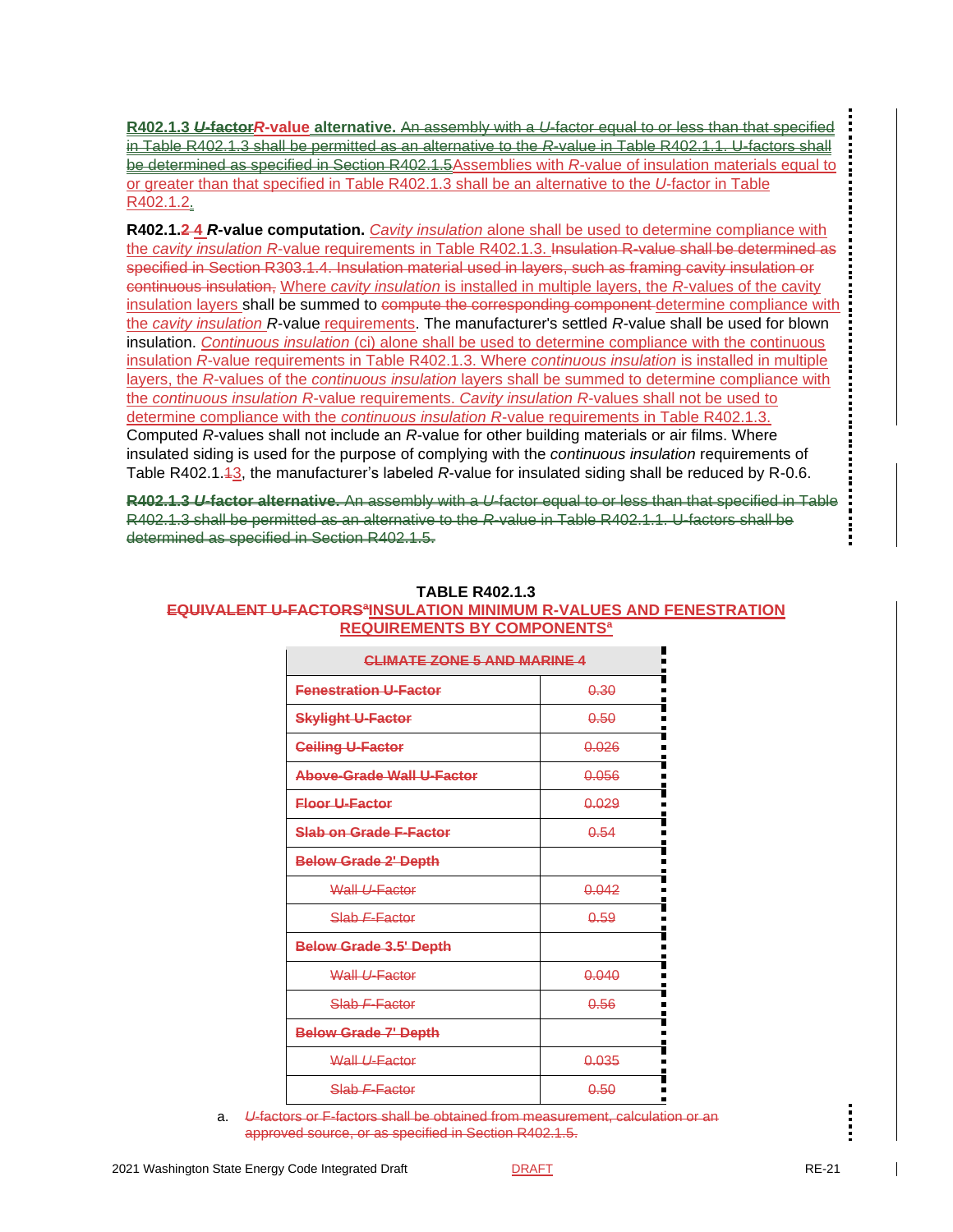**R402.1.3 ~~*U*-factor~~*R*-value alternative.** ~~An assembly with a *U*-factor equal to or less than that specified in Table R402.1.3 shall be permitted as an alternative to the *R*-value in Table R402.1.1. U-factors shall be determined as specified in Section R402.1.5~~Assemblies with *R*-value of insulation materials equal to or greater than that specified in Table R402.1.3 shall be an alternative to the *U*-factor in Table R402.1.2.

**R402.1.~~2~~ 4 *R*-value computation.** *Cavity insulation* alone shall be used to determine compliance with the *cavity insulation R*-value requirements in Table R402.1.3. ~~Insulation R-value shall be determined as specified in Section R303.1.4. Insulation material used in layers, such as framing cavity insulation or continuous insulation,~~ Where *cavity insulation* is installed in multiple layers, the *R*-values of the cavity insulation layers shall be summed to ~~compute the corresponding component~~ determine compliance with the *cavity insulation R*-value requirements. The manufacturer's settled *R*-value shall be used for blown insulation. *Continuous insulation* (ci) alone shall be used to determine compliance with the continuous insulation *R*-value requirements in Table R402.1.3. Where *continuous insulation* is installed in multiple layers, the *R*-values of the *continuous insulation* layers shall be summed to determine compliance with the *continuous insulation R*-value requirements. *Cavity insulation R*-values shall not be used to determine compliance with the *continuous insulation R*-value requirements in Table R402.1.3. Computed *R*-values shall not include an *R*-value for other building materials or air films. Where insulated siding is used for the purpose of complying with the *continuous insulation* requirements of Table R402.1.~~1~~3, the manufacturer's labeled *R*-value for insulated siding shall be reduced by R-0.6.

~~**R402.1.3 *U*-factor alternative.** An assembly with a *U*-factor equal to or less than that specified in Table R402.1.3 shall be permitted as an alternative to the *R*-value in Table R402.1.1. U-factors shall be determined as specified in Section R402.1.5.~~

**TABLE R402.1.3**
**~~EQUIVALENT U-FACTORS[a]~~INSULATION MINIMUM R-VALUES AND FENESTRATION REQUIREMENTS BY COMPONENTS[a]**

| ~~CLIMATE ZONE 5 AND MARINE 4~~ | |
|---|---|
| ~~Fenestration U-Factor~~ | ~~0.30~~ |
| ~~Skylight U-Factor~~ | ~~0.50~~ |
| ~~Ceiling U-Factor~~ | ~~0.026~~ |
| ~~Above-Grade Wall U-Factor~~ | ~~0.056~~ |
| ~~Floor U-Factor~~ | ~~0.029~~ |
| ~~Slab on Grade F-Factor~~ | ~~0.54~~ |
| ~~Below Grade 2' Depth~~ | |
| ~~Wall *U*-Factor~~ | ~~0.042~~ |
| ~~Slab *F*-Factor~~ | ~~0.59~~ |
| ~~Below Grade 3.5' Depth~~ | |
| ~~Wall *U*-Factor~~ | ~~0.040~~ |
| ~~Slab *F*-Factor~~ | ~~0.56~~ |
| ~~Below Grade 7' Depth~~ | |
| ~~Wall *U*-Factor~~ | ~~0.035~~ |
| ~~Slab *F*-Factor~~ | ~~0.50~~ |

a. ~~*U*-factors or F-factors shall be obtained from measurement, calculation or an approved source, or as specified in Section R402.1.5.~~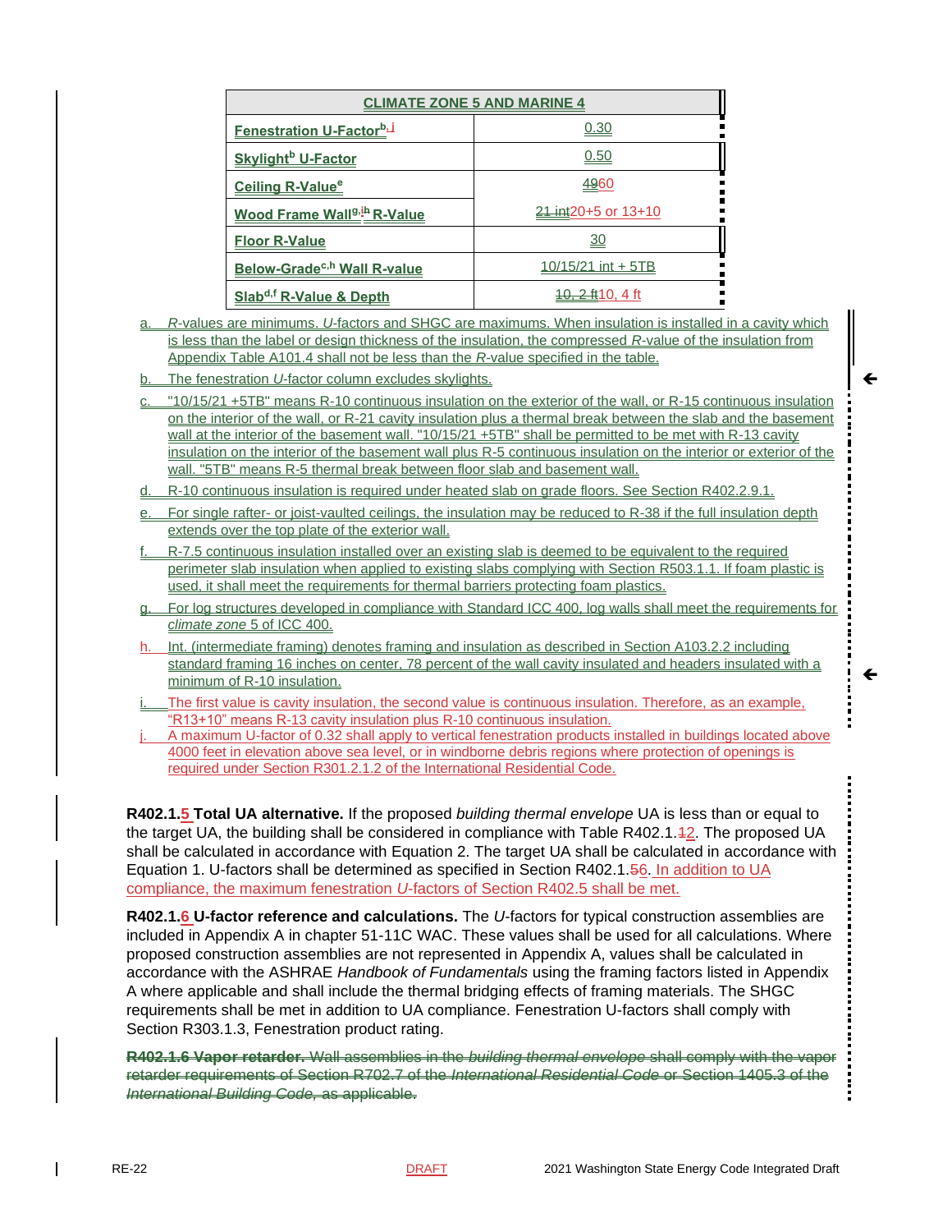| CLIMATE ZONE 5 AND MARINE 4 | |
|---|---|
| **Fenestration U-Factor**[b,j] | 0.30 |
| **Skylight**[b] **U-Factor** | 0.50 |
| **Ceiling R-Value**[e] | ~~49~~60 |
| **Wood Frame Wall**[g,i,h] **R-Value** | ~~21 int~~20+5 or 13+10 |
| **Floor R-Value** | 30 |
| **Below-Grade**[c,h] **Wall R-value** | 10/15/21 int + 5TB |
| **Slab**[d,f] **R-Value & Depth** | ~~10, 2 ft~~10, 4 ft |

a. *R*-values are minimums. *U*-factors and SHGC are maximums. When insulation is installed in a cavity which is less than the label or design thickness of the insulation, the compressed *R*-value of the insulation from Appendix Table A101.4 shall not be less than the *R*-value specified in the table.

b. The fenestration *U*-factor column excludes skylights.

c. "10/15/21 +5TB" means R-10 continuous insulation on the exterior of the wall, or R-15 continuous insulation on the interior of the wall, or R-21 cavity insulation plus a thermal break between the slab and the basement wall at the interior of the basement wall. "10/15/21 +5TB" shall be permitted to be met with R-13 cavity insulation on the interior of the basement wall plus R-5 continuous insulation on the interior or exterior of the wall. "5TB" means R-5 thermal break between floor slab and basement wall.

d. R-10 continuous insulation is required under heated slab on grade floors. See Section R402.2.9.1.

e. For single rafter- or joist-vaulted ceilings, the insulation may be reduced to R-38 if the full insulation depth extends over the top plate of the exterior wall.

f. R-7.5 continuous insulation installed over an existing slab is deemed to be equivalent to the required perimeter slab insulation when applied to existing slabs complying with Section R503.1.1. If foam plastic is used, it shall meet the requirements for thermal barriers protecting foam plastics.

g. For log structures developed in compliance with Standard ICC 400, log walls shall meet the requirements for *climate zone* 5 of ICC 400.

h. Int. (intermediate framing) denotes framing and insulation as described in Section A103.2.2 including standard framing 16 inches on center, 78 percent of the wall cavity insulated and headers insulated with a minimum of R-10 insulation.

i. The first value is cavity insulation, the second value is continuous insulation. Therefore, as an example, "R13+10" means R-13 cavity insulation plus R-10 continuous insulation.

j. A maximum U-factor of 0.32 shall apply to vertical fenestration products installed in buildings located above 4000 feet in elevation above sea level, or in windborne debris regions where protection of openings is required under Section R301.2.1.2 of the International Residential Code.

**R402.1.5 Total UA alternative.** If the proposed *building thermal envelope* UA is less than or equal to the target UA, the building shall be considered in compliance with Table R402.1.~~1~~2. The proposed UA shall be calculated in accordance with Equation 2. The target UA shall be calculated in accordance with Equation 1. U-factors shall be determined as specified in Section R402.1.~~5~~6. In addition to UA compliance, the maximum fenestration *U*-factors of Section R402.5 shall be met.

**R402.1.6 U-factor reference and calculations.** The *U*-factors for typical construction assemblies are included in Appendix A in chapter 51-11C WAC. These values shall be used for all calculations. Where proposed construction assemblies are not represented in Appendix A, values shall be calculated in accordance with the ASHRAE *Handbook of Fundamentals* using the framing factors listed in Appendix A where applicable and shall include the thermal bridging effects of framing materials. The SHGC requirements shall be met in addition to UA compliance. Fenestration U-factors shall comply with Section R303.1.3, Fenestration product rating.

~~**R402.1.6 Vapor retarder.** Wall assemblies in the *building thermal envelope* shall comply with the vapor retarder requirements of Section R702.7 of the *International Residential Code* or Section 1405.3 of the *International Building Code*, as applicable.~~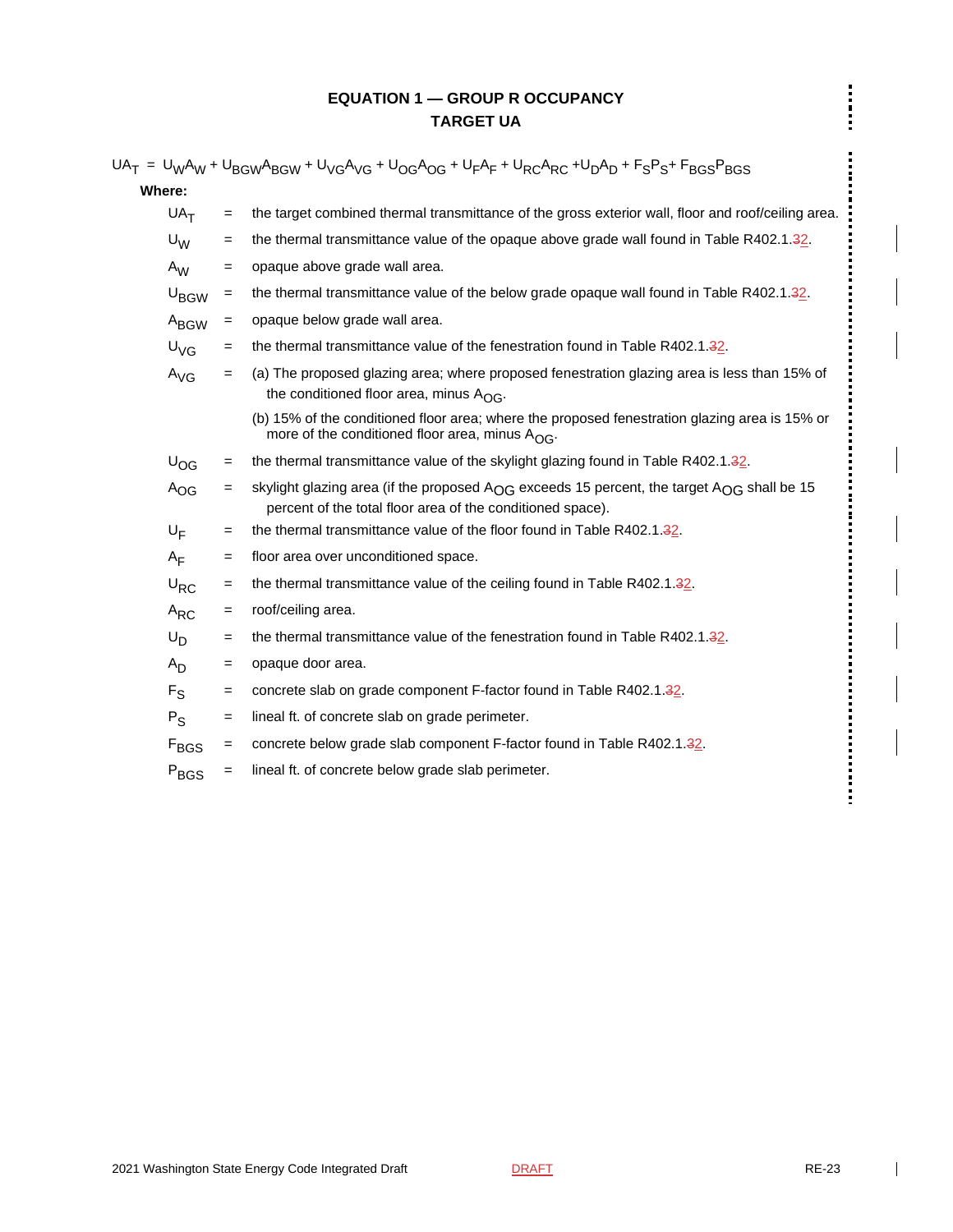## EQUATION 1 — GROUP R OCCUPANCY TARGET UA

$$UA_T = U_W A_W + U_{BGW} A_{BGW} + U_{VG} A_{VG} + U_{OG} A_{OG} + U_F A_F + U_{RC} A_{RC} + U_D A_D + F_S P_S + F_{BGS} P_{BGS}$$

**Where:**

| | | |
|---|---|---|
| $UA_T$ | = | the target combined thermal transmittance of the gross exterior wall, floor and roof/ceiling area. |
| $U_W$ | = | the thermal transmittance value of the opaque above grade wall found in Table R402.1.~~3~~2. |
| $A_W$ | = | opaque above grade wall area. |
| $U_{BGW}$ | = | the thermal transmittance value of the below grade opaque wall found in Table R402.1.~~3~~2. |
| $A_{BGW}$ | = | opaque below grade wall area. |
| $U_{VG}$ | = | the thermal transmittance value of the fenestration found in Table R402.1.~~3~~2. |
| $A_{VG}$ | = | (a) The proposed glazing area; where proposed fenestration glazing area is less than 15% of the conditioned floor area, minus $A_{OG}$. |
| | | (b) 15% of the conditioned floor area; where the proposed fenestration glazing area is 15% or more of the conditioned floor area, minus $A_{OG}$. |
| $U_{OG}$ | = | the thermal transmittance value of the skylight glazing found in Table R402.1.~~3~~2. |
| $A_{OG}$ | = | skylight glazing area (if the proposed $A_{OG}$ exceeds 15 percent, the target $A_{OG}$ shall be 15 percent of the total floor area of the conditioned space). |
| $U_F$ | = | the thermal transmittance value of the floor found in Table R402.1.~~3~~2. |
| $A_F$ | = | floor area over unconditioned space. |
| $U_{RC}$ | = | the thermal transmittance value of the ceiling found in Table R402.1.~~3~~2. |
| $A_{RC}$ | = | roof/ceiling area. |
| $U_D$ | = | the thermal transmittance value of the fenestration found in Table R402.1.~~3~~2. |
| $A_D$ | = | opaque door area. |
| $F_S$ | = | concrete slab on grade component F-factor found in Table R402.1.~~3~~2. |
| $P_S$ | = | lineal ft. of concrete slab on grade perimeter. |
| $F_{BGS}$ | = | concrete below grade slab component F-factor found in Table R402.1.~~3~~2. |
| $P_{BGS}$ | = | lineal ft. of concrete below grade slab perimeter. |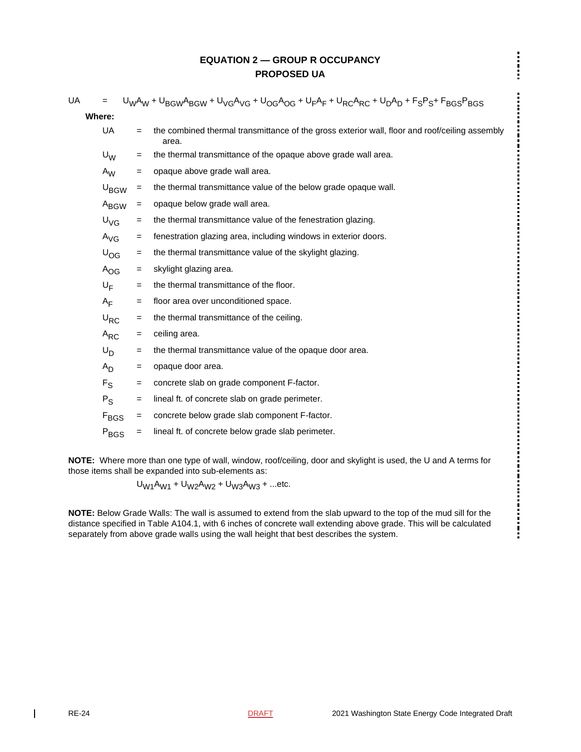## EQUATION 2 — GROUP R OCCUPANCY PROPOSED UA

$$UA = U_W A_W + U_{BGW} A_{BGW} + U_{VG} A_{VG} + U_{OG} A_{OG} + U_F A_F + U_{RC} A_{RC} + U_D A_D + F_S P_S + F_{BGS} P_{BGS}$$

**Where:**

- $UA$ = the combined thermal transmittance of the gross exterior wall, floor and roof/ceiling assembly area.
- $U_W$ = the thermal transmittance of the opaque above grade wall area.
- $A_W$ = opaque above grade wall area.
- $U_{BGW}$ = the thermal transmittance value of the below grade opaque wall.
- $A_{BGW}$ = opaque below grade wall area.
- $U_{VG}$ = the thermal transmittance value of the fenestration glazing.
- $A_{VG}$ = fenestration glazing area, including windows in exterior doors.
- $U_{OG}$ = the thermal transmittance value of the skylight glazing.
- $A_{OG}$ = skylight glazing area.
- $U_F$ = the thermal transmittance of the floor.
- $A_F$ = floor area over unconditioned space.
- $U_{RC}$ = the thermal transmittance of the ceiling.
- $A_{RC}$ = ceiling area.
- $U_D$ = the thermal transmittance value of the opaque door area.
- $A_D$ = opaque door area.
- $F_S$ = concrete slab on grade component F-factor.
- $P_S$ = lineal ft. of concrete slab on grade perimeter.
- $F_{BGS}$ = concrete below grade slab component F-factor.
- $P_{BGS}$ = lineal ft. of concrete below grade slab perimeter.

**NOTE:** Where more than one type of wall, window, roof/ceiling, door and skylight is used, the U and A terms for those items shall be expanded into sub-elements as:

$$U_{W1}A_{W1} + U_{W2}A_{W2} + U_{W3}A_{W3} + \text{...etc.}$$

**NOTE:** Below Grade Walls: The wall is assumed to extend from the slab upward to the top of the mud sill for the distance specified in Table A104.1, with 6 inches of concrete wall extending above grade. This will be calculated separately from above grade walls using the wall height that best describes the system.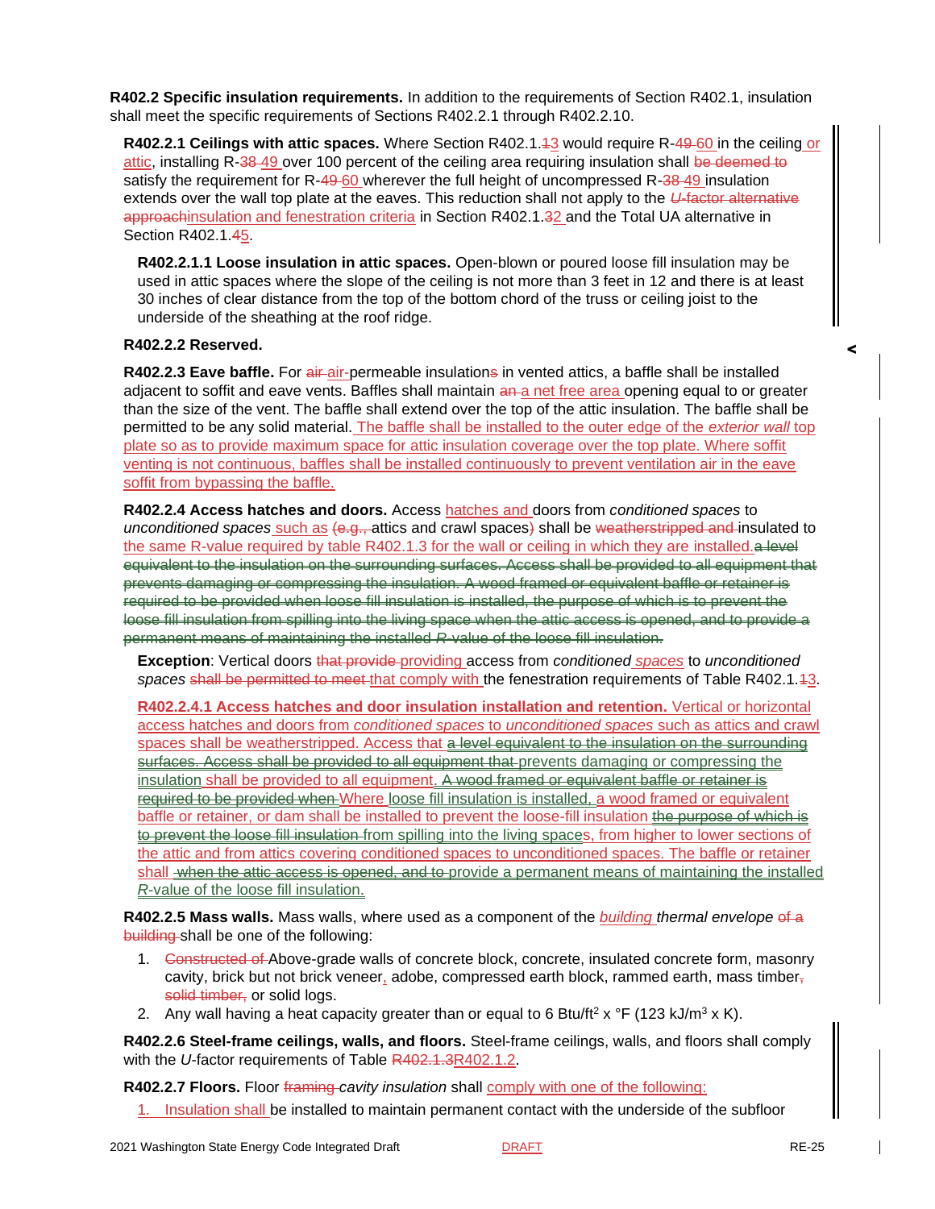**R402.2 Specific insulation requirements.** In addition to the requirements of Section R402.1, insulation shall meet the specific requirements of Sections R402.2.1 through R402.2.10.

**R402.2.1 Ceilings with attic spaces.** Where Section R402.1.~~1~~3 would require R-~~49~~ 60 in the ceiling or attic, installing R-~~38~~ 49 over 100 percent of the ceiling area requiring insulation shall ~~be deemed to~~ satisfy the requirement for R-~~49~~ 60 wherever the full height of uncompressed R-~~38~~ 49 insulation extends over the wall top plate at the eaves. This reduction shall not apply to the ~~*U*-factor alternative approach~~insulation and fenestration criteria in Section R402.1.~~3~~2 and the Total UA alternative in Section R402.1.~~4~~5.

**R402.2.1.1 Loose insulation in attic spaces.** Open-blown or poured loose fill insulation may be used in attic spaces where the slope of the ceiling is not more than 3 feet in 12 and there is at least 30 inches of clear distance from the top of the bottom chord of the truss or ceiling joist to the underside of the sheathing at the roof ridge.

**R402.2.2 Reserved.**

**R402.2.3 Eave baffle.** For ~~air~~ air-permeable insulation~~s~~ in vented attics, a baffle shall be installed adjacent to soffit and eave vents. Baffles shall maintain ~~an~~ a net free area opening equal to or greater than the size of the vent. The baffle shall extend over the top of the attic insulation. The baffle shall be permitted to be any solid material. The baffle shall be installed to the outer edge of the *exterior wall* top plate so as to provide maximum space for attic insulation coverage over the top plate. Where soffit venting is not continuous, baffles shall be installed continuously to prevent ventilation air in the eave soffit from bypassing the baffle.

**R402.2.4 Access hatches and doors.** Access hatches and doors from *conditioned spaces* to *unconditioned spaces* such as ~~(e.g.,~~ attics and crawl spaces~~)~~ shall be ~~weatherstripped and~~ insulated to the same R-value required by table R402.1.3 for the wall or ceiling in which they are installed.~~a level equivalent to the insulation on the surrounding surfaces. Access shall be provided to all equipment that prevents damaging or compressing the insulation. A wood framed or equivalent baffle or retainer is required to be provided when loose fill insulation is installed, the purpose of which is to prevent the loose fill insulation from spilling into the living space when the attic access is opened, and to provide a permanent means of maintaining the installed *R*-value of the loose fill insulation.~~

**Exception**: Vertical doors ~~that provide~~ providing access from *conditioned spaces* to *unconditioned spaces* ~~shall be permitted to meet~~ that comply with the fenestration requirements of Table R402.1.~~1~~3.

**R402.2.4.1 Access hatches and door insulation installation and retention.** Vertical or horizontal access hatches and doors from *conditioned spaces* to *unconditioned spaces* such as attics and crawl spaces shall be weatherstripped. Access that ~~a level equivalent to the insulation on the surrounding surfaces. Access shall be provided to all equipment that~~ prevents damaging or compressing the insulation shall be provided to all equipment. ~~A wood framed or equivalent baffle or retainer is required to be provided when~~ Where loose fill insulation is installed, a wood framed or equivalent baffle or retainer, or dam shall be installed to prevent the loose-fill insulation ~~the purpose of which is to prevent the loose fill insulation~~ from spilling into the living spaces, from higher to lower sections of the attic and from attics covering conditioned spaces to unconditioned spaces. The baffle or retainer shall ~~when the attic access is opened, and to~~ provide a permanent means of maintaining the installed *R*-value of the loose fill insulation.

**R402.2.5 Mass walls.** Mass walls, where used as a component of the *building thermal envelope* ~~of a building~~ shall be one of the following:

1. ~~Constructed of~~ Above-grade walls of concrete block, concrete, insulated concrete form, masonry cavity, brick but not brick veneer, adobe, compressed earth block, rammed earth, mass timber~~, solid timber,~~ or solid logs.
2. Any wall having a heat capacity greater than or equal to 6 Btu/ft$^2$ x °F (123 kJ/m$^3$ x K).

**R402.2.6 Steel-frame ceilings, walls, and floors.** Steel-frame ceilings, walls, and floors shall comply with the *U*-factor requirements of Table ~~R402.1.3~~R402.1.2.

**R402.2.7 Floors.** Floor ~~framing~~ *cavity insulation* shall comply with one of the following:

1. Insulation shall be installed to maintain permanent contact with the underside of the subfloor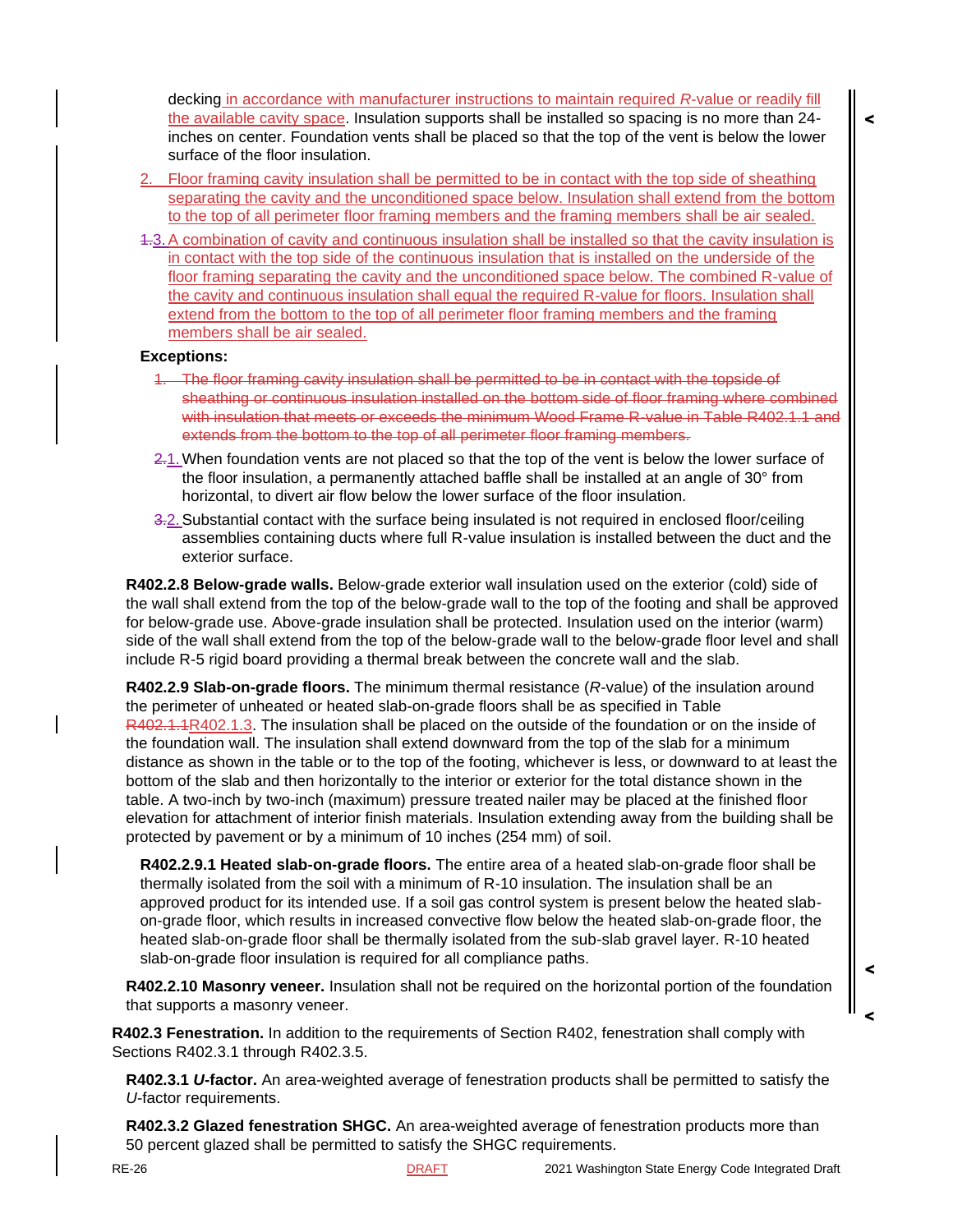decking in accordance with manufacturer instructions to maintain required *R*-value or readily fill the available cavity space. Insulation supports shall be installed so spacing is no more than 24-inches on center. Foundation vents shall be placed so that the top of the vent is below the lower surface of the floor insulation.

2. Floor framing cavity insulation shall be permitted to be in contact with the top side of sheathing separating the cavity and the unconditioned space below. Insulation shall extend from the bottom to the top of all perimeter floor framing members and the framing members shall be air sealed.

~~1.~~3. A combination of cavity and continuous insulation shall be installed so that the cavity insulation is in contact with the top side of the continuous insulation that is installed on the underside of the floor framing separating the cavity and the unconditioned space below. The combined R-value of the cavity and continuous insulation shall equal the required R-value for floors. Insulation shall extend from the bottom to the top of all perimeter floor framing members and the framing members shall be air sealed.

**Exceptions:**

~~1. The floor framing cavity insulation shall be permitted to be in contact with the topside of sheathing or continuous insulation installed on the bottom side of floor framing where combined with insulation that meets or exceeds the minimum Wood Frame R-value in Table R402.1.1 and extends from the bottom to the top of all perimeter floor framing members.~~

~~2.~~1. When foundation vents are not placed so that the top of the vent is below the lower surface of the floor insulation, a permanently attached baffle shall be installed at an angle of 30° from horizontal, to divert air flow below the lower surface of the floor insulation.

~~3.~~2. Substantial contact with the surface being insulated is not required in enclosed floor/ceiling assemblies containing ducts where full R-value insulation is installed between the duct and the exterior surface.

**R402.2.8 Below-grade walls.** Below-grade exterior wall insulation used on the exterior (cold) side of the wall shall extend from the top of the below-grade wall to the top of the footing and shall be approved for below-grade use. Above-grade insulation shall be protected. Insulation used on the interior (warm) side of the wall shall extend from the top of the below-grade wall to the below-grade floor level and shall include R-5 rigid board providing a thermal break between the concrete wall and the slab.

**R402.2.9 Slab-on-grade floors.** The minimum thermal resistance (*R*-value) of the insulation around the perimeter of unheated or heated slab-on-grade floors shall be as specified in Table ~~R402.1.1~~R402.1.3. The insulation shall be placed on the outside of the foundation or on the inside of the foundation wall. The insulation shall extend downward from the top of the slab for a minimum distance as shown in the table or to the top of the footing, whichever is less, or downward to at least the bottom of the slab and then horizontally to the interior or exterior for the total distance shown in the table. A two-inch by two-inch (maximum) pressure treated nailer may be placed at the finished floor elevation for attachment of interior finish materials. Insulation extending away from the building shall be protected by pavement or by a minimum of 10 inches (254 mm) of soil.

**R402.2.9.1 Heated slab-on-grade floors.** The entire area of a heated slab-on-grade floor shall be thermally isolated from the soil with a minimum of R-10 insulation. The insulation shall be an approved product for its intended use. If a soil gas control system is present below the heated slab-on-grade floor, which results in increased convective flow below the heated slab-on-grade floor, the heated slab-on-grade floor shall be thermally isolated from the sub-slab gravel layer. R-10 heated slab-on-grade floor insulation is required for all compliance paths.

**R402.2.10 Masonry veneer.** Insulation shall not be required on the horizontal portion of the foundation that supports a masonry veneer.

**R402.3 Fenestration.** In addition to the requirements of Section R402, fenestration shall comply with Sections R402.3.1 through R402.3.5.

**R402.3.1 *U*-factor.** An area-weighted average of fenestration products shall be permitted to satisfy the *U*-factor requirements.

**R402.3.2 Glazed fenestration SHGC.** An area-weighted average of fenestration products more than 50 percent glazed shall be permitted to satisfy the SHGC requirements.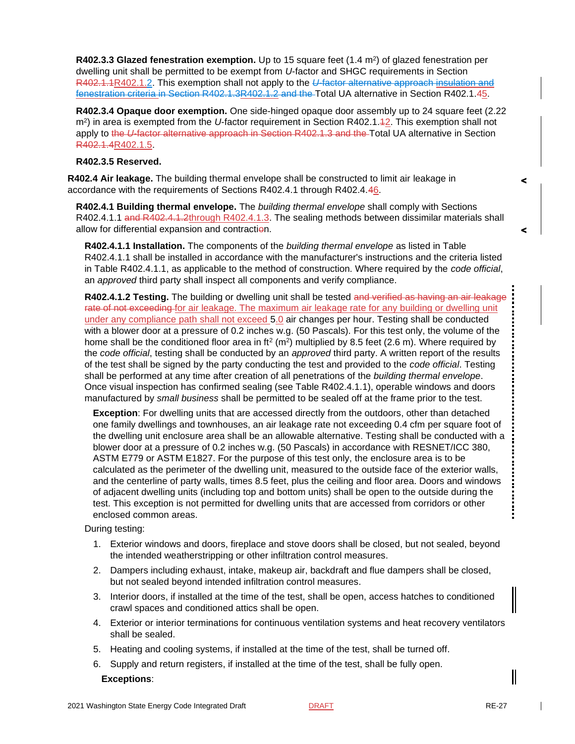**R402.3.3 Glazed fenestration exemption.** Up to 15 square feet (1.4 m$^2$) of glazed fenestration per dwelling unit shall be permitted to be exempt from *U*-factor and SHGC requirements in Section ~~R402.1.1~~R402.1.2. This exemption shall not apply to the ~~*U*-factor alternative approach insulation and fenestration criteria in Section R402.1.3R402.1.2 and the~~ Total UA alternative in Section R402.1.~~4~~5.

**R402.3.4 Opaque door exemption.** One side-hinged opaque door assembly up to 24 square feet (2.22 m$^2$) in area is exempted from the *U*-factor requirement in Section R402.1.~~1~~2. This exemption shall not apply to ~~the *U*-factor alternative approach in Section R402.1.3 and the~~ Total UA alternative in Section ~~R402.1.4~~R402.1.5.

**R402.3.5 Reserved.**

**R402.4 Air leakage.** The building thermal envelope shall be constructed to limit air leakage in accordance with the requirements of Sections R402.4.1 through R402.4.~~4~~6.

**R402.4.1 Building thermal envelope.** The *building thermal envelope* shall comply with Sections R402.4.1.1 ~~and R402.4.1.2~~through R402.4.1.3. The sealing methods between dissimilar materials shall allow for differential expansion and contracti~~o~~n.

**R402.4.1.1 Installation.** The components of the *building thermal envelope* as listed in Table R402.4.1.1 shall be installed in accordance with the manufacturer's instructions and the criteria listed in Table R402.4.1.1, as applicable to the method of construction. Where required by the *code official*, an *approved* third party shall inspect all components and verify compliance.

**R402.4.1.2 Testing.** The building or dwelling unit shall be tested ~~and verified as having an air leakage rate of not exceeding~~ for air leakage. The maximum air leakage rate for any building or dwelling unit under any compliance path shall not exceed 5.0 air changes per hour. Testing shall be conducted with a blower door at a pressure of 0.2 inches w.g. (50 Pascals). For this test only, the volume of the home shall be the conditioned floor area in ft$^2$ (m$^2$) multiplied by 8.5 feet (2.6 m). Where required by the *code official*, testing shall be conducted by an *approved* third party. A written report of the results of the test shall be signed by the party conducting the test and provided to the *code official*. Testing shall be performed at any time after creation of all penetrations of the *building thermal envelope*. Once visual inspection has confirmed sealing (see Table R402.4.1.1), operable windows and doors manufactured by *small business* shall be permitted to be sealed off at the frame prior to the test.

**Exception**: For dwelling units that are accessed directly from the outdoors, other than detached one family dwellings and townhouses, an air leakage rate not exceeding 0.4 cfm per square foot of the dwelling unit enclosure area shall be an allowable alternative. Testing shall be conducted with a blower door at a pressure of 0.2 inches w.g. (50 Pascals) in accordance with RESNET/ICC 380, ASTM E779 or ASTM E1827. For the purpose of this test only, the enclosure area is to be calculated as the perimeter of the dwelling unit, measured to the outside face of the exterior walls, and the centerline of party walls, times 8.5 feet, plus the ceiling and floor area. Doors and windows of adjacent dwelling units (including top and bottom units) shall be open to the outside during the test. This exception is not permitted for dwelling units that are accessed from corridors or other enclosed common areas.

During testing:

1. Exterior windows and doors, fireplace and stove doors shall be closed, but not sealed, beyond the intended weatherstripping or other infiltration control measures.
2. Dampers including exhaust, intake, makeup air, backdraft and flue dampers shall be closed, but not sealed beyond intended infiltration control measures.
3. Interior doors, if installed at the time of the test, shall be open, access hatches to conditioned crawl spaces and conditioned attics shall be open.
4. Exterior or interior terminations for continuous ventilation systems and heat recovery ventilators shall be sealed.
5. Heating and cooling systems, if installed at the time of the test, shall be turned off.
6. Supply and return registers, if installed at the time of the test, shall be fully open.

**Exceptions**: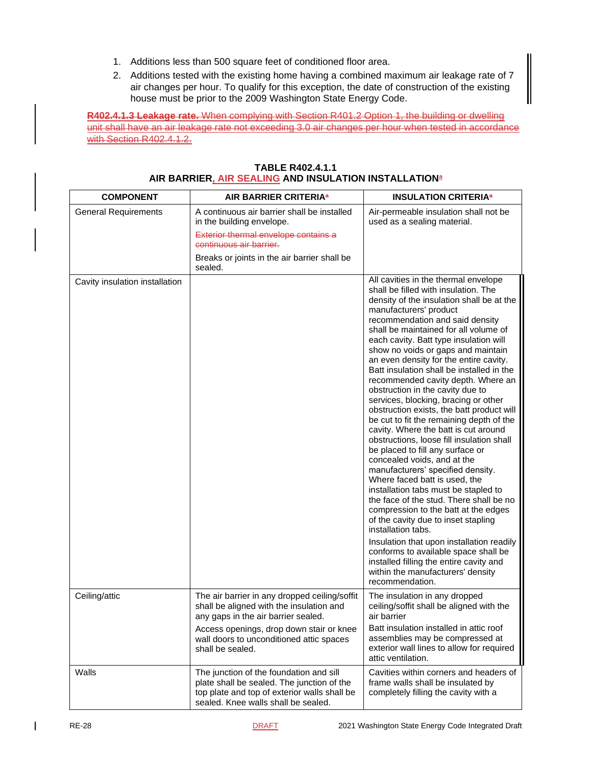2. Additions less than 500 square feet of conditioned floor area.
3. Additions tested with the existing home having a combined maximum air leakage rate of 7 air changes per hour. To qualify for this exception, the date of construction of the existing house must be prior to the 2009 Washington State Energy Code.

~~**R402.4.1.3 Leakage rate.** When complying with Section R401.2 Option 1, the building or dwelling unit shall have an air leakage rate not exceeding 3.0 air changes per hour when tested in accordance with Section R402.4.1.2.~~

**TABLE R402.4.1.1**
**AIR BARRIER, AIR SEALING AND INSULATION INSTALLATION[a]**

| COMPONENT | AIR BARRIER CRITERIA[a] | INSULATION CRITERIA[a] |
|---|---|---|
| General Requirements | A continuous air barrier shall be installed in the building envelope.<br>~~Exterior thermal envelope contains a continuous air barrier.~~<br>Breaks or joints in the air barrier shall be sealed. | Air-permeable insulation shall not be used as a sealing material. |
| Cavity insulation installation | | All cavities in the thermal envelope shall be filled with insulation. The density of the insulation shall be at the manufacturers' product recommendation and said density shall be maintained for all volume of each cavity. Batt type insulation will show no voids or gaps and maintain an even density for the entire cavity. Batt insulation shall be installed in the recommended cavity depth. Where an obstruction in the cavity due to services, blocking, bracing or other obstruction exists, the batt product will be cut to fit the remaining depth of the cavity. Where the batt is cut around obstructions, loose fill insulation shall be placed to fill any surface or concealed voids, and at the manufacturers' specified density. Where faced batt is used, the installation tabs must be stapled to the face of the stud. There shall be no compression to the batt at the edges of the cavity due to inset stapling installation tabs.<br>Insulation that upon installation readily conforms to available space shall be installed filling the entire cavity and within the manufacturers' density recommendation. |
| Ceiling/attic | The air barrier in any dropped ceiling/soffit shall be aligned with the insulation and any gaps in the air barrier sealed.<br>Access openings, drop down stair or knee wall doors to unconditioned attic spaces shall be sealed. | The insulation in any dropped ceiling/soffit shall be aligned with the air barrier<br>Batt insulation installed in attic roof assemblies may be compressed at exterior wall lines to allow for required attic ventilation. |
| Walls | The junction of the foundation and sill plate shall be sealed. The junction of the top plate and top of exterior walls shall be sealed. Knee walls shall be sealed. | Cavities within corners and headers of frame walls shall be insulated by completely filling the cavity with a |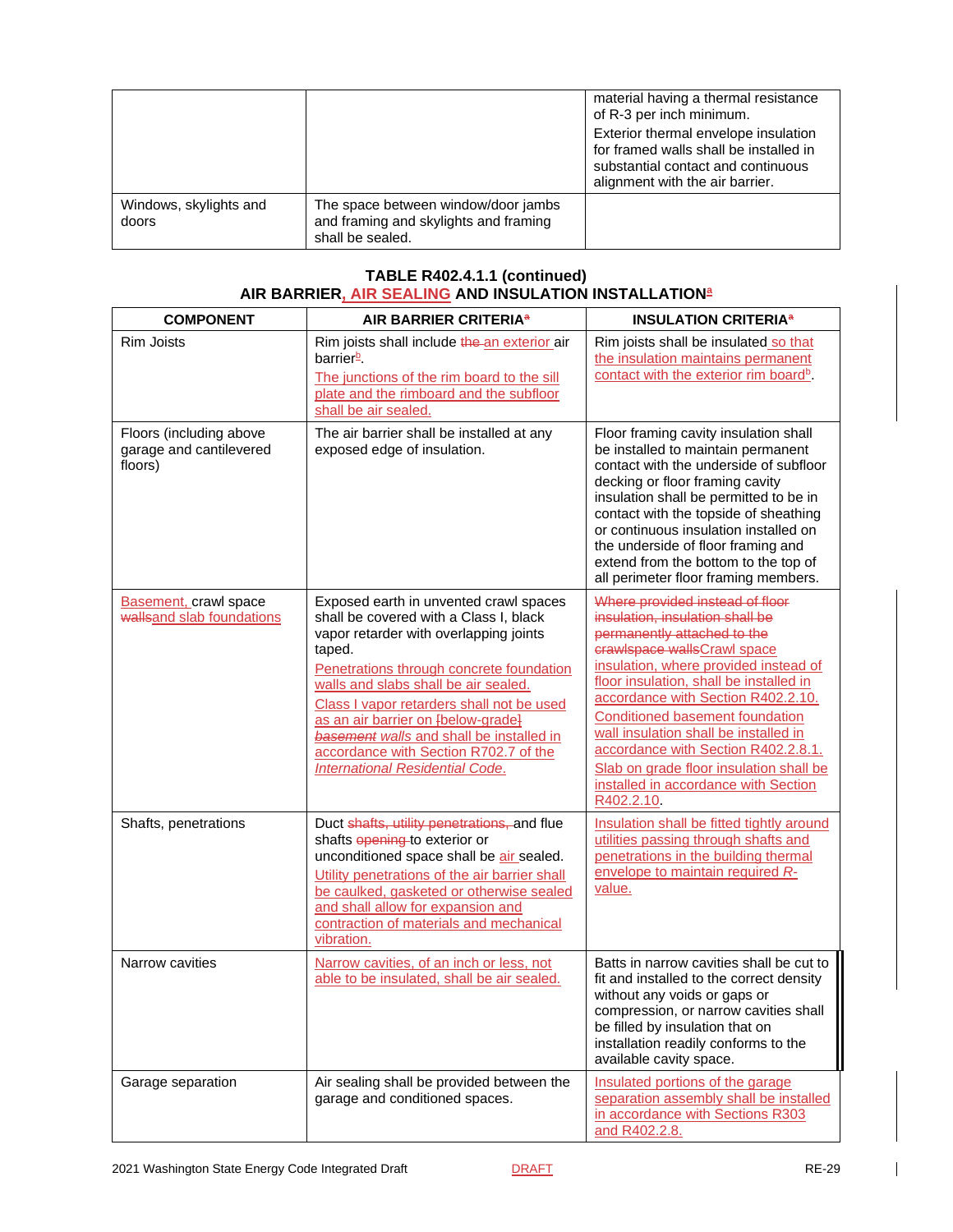| | | |
|---|---|---|
| | | material having a thermal resistance of R-3 per inch minimum. Exterior thermal envelope insulation for framed walls shall be installed in substantial contact and continuous alignment with the air barrier. |
| Windows, skylights and doors | The space between window/door jambs and framing and skylights and framing shall be sealed. | |

**TABLE R402.4.1.1 (continued)**
**AIR BARRIER, AIR SEALING AND INSULATION INSTALLATION[a]**

| COMPONENT | AIR BARRIER CRITERIA[a] | INSULATION CRITERIA[a] |
|---|---|---|
| Rim Joists | Rim joists shall include ~~the~~ an exterior air barrier[b]. The junctions of the rim board to the sill plate and the rimboard and the subfloor shall be air sealed. | Rim joists shall be insulated so that the insulation maintains permanent contact with the exterior rim board[b]. |
| Floors (including above garage and cantilevered floors) | The air barrier shall be installed at any exposed edge of insulation. | Floor framing cavity insulation shall be installed to maintain permanent contact with the underside of subfloor decking or floor framing cavity insulation shall be permitted to be in contact with the topside of sheathing or continuous insulation installed on the underside of floor framing and extend from the bottom to the top of all perimeter floor framing members. |
| Basement, crawl space ~~walls~~and slab foundations | Exposed earth in unvented crawl spaces shall be covered with a Class I, black vapor retarder with overlapping joints taped. Penetrations through concrete foundation walls and slabs shall be air sealed. Class I vapor retarders shall not be used as an air barrier on ~~[below-grade]~~ ~~*basement*~~ *walls* and shall be installed in accordance with Section R702.7 of the *International Residential Code*. | ~~Where provided instead of floor insulation, insulation shall be permanently attached to the crawlspace walls~~Crawl space insulation, where provided instead of floor insulation, shall be installed in accordance with Section R402.2.10. Conditioned basement foundation wall insulation shall be installed in accordance with Section R402.2.8.1. Slab on grade floor insulation shall be installed in accordance with Section R402.2.10. |
| Shafts, penetrations | Duct ~~shafts, utility penetrations,~~ and flue shafts ~~opening~~ to exterior or unconditioned space shall be air sealed. Utility penetrations of the air barrier shall be caulked, gasketed or otherwise sealed and shall allow for expansion and contraction of materials and mechanical vibration. | Insulation shall be fitted tightly around utilities passing through shafts and penetrations in the building thermal envelope to maintain required *R*-value. |
| Narrow cavities | Narrow cavities, of an inch or less, not able to be insulated, shall be air sealed. | Batts in narrow cavities shall be cut to fit and installed to the correct density without any voids or gaps or compression, or narrow cavities shall be filled by insulation that on installation readily conforms to the available cavity space. |
| Garage separation | Air sealing shall be provided between the garage and conditioned spaces. | Insulated portions of the garage separation assembly shall be installed in accordance with Sections R303 and R402.2.8. |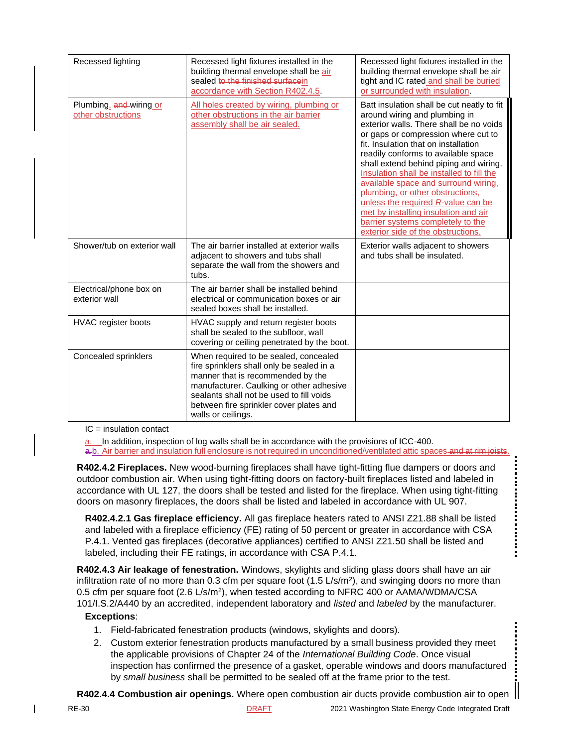| | | |
|---|---|---|
| Recessed lighting | Recessed light fixtures installed in the building thermal envelope shall be air sealed ~~to the finished surface~~in accordance with Section R402.4.5. | Recessed light fixtures installed in the building thermal envelope shall be air tight and IC rated and shall be buried or surrounded with insulation. |
| Plumbing, ~~and~~ wiring or other obstructions | All holes created by wiring, plumbing or other obstructions in the air barrier assembly shall be air sealed. | Batt insulation shall be cut neatly to fit around wiring and plumbing in exterior walls. There shall be no voids or gaps or compression where cut to fit. Insulation that on installation readily conforms to available space shall extend behind piping and wiring. Insulation shall be installed to fill the available space and surround wiring, plumbing, or other obstructions, unless the required *R*-value can be met by installing insulation and air barrier systems completely to the exterior side of the obstructions. |
| Shower/tub on exterior wall | The air barrier installed at exterior walls adjacent to showers and tubs shall separate the wall from the showers and tubs. | Exterior walls adjacent to showers and tubs shall be insulated. |
| Electrical/phone box on exterior wall | The air barrier shall be installed behind electrical or communication boxes or air sealed boxes shall be installed. | |
| HVAC register boots | HVAC supply and return register boots shall be sealed to the subfloor, wall covering or ceiling penetrated by the boot. | |
| Concealed sprinklers | When required to be sealed, concealed fire sprinklers shall only be sealed in a manner that is recommended by the manufacturer. Caulking or other adhesive sealants shall not be used to fill voids between fire sprinkler cover plates and walls or ceilings. | |

IC = insulation contact

a. In addition, inspection of log walls shall be in accordance with the provisions of ICC-400.

~~a.~~b. Air barrier and insulation full enclosure is not required in unconditioned/ventilated attic spaces ~~and at rim joists~~.

**R402.4.2 Fireplaces.** New wood-burning fireplaces shall have tight-fitting flue dampers or doors and outdoor combustion air. When using tight-fitting doors on factory-built fireplaces listed and labeled in accordance with UL 127, the doors shall be tested and listed for the fireplace. When using tight-fitting doors on masonry fireplaces, the doors shall be listed and labeled in accordance with UL 907.

**R402.4.2.1 Gas fireplace efficiency.** All gas fireplace heaters rated to ANSI Z21.88 shall be listed and labeled with a fireplace efficiency (FE) rating of 50 percent or greater in accordance with CSA P.4.1. Vented gas fireplaces (decorative appliances) certified to ANSI Z21.50 shall be listed and labeled, including their FE ratings, in accordance with CSA P.4.1.

**R402.4.3 Air leakage of fenestration.** Windows, skylights and sliding glass doors shall have an air infiltration rate of no more than 0.3 cfm per square foot (1.5 L/s/m$^2$), and swinging doors no more than 0.5 cfm per square foot (2.6 L/s/m$^2$), when tested according to NFRC 400 or AAMA/WDMA/CSA 101/I.S.2/A440 by an accredited, independent laboratory and *listed* and *labeled* by the manufacturer.

**Exceptions**:

1. Field-fabricated fenestration products (windows, skylights and doors).
2. Custom exterior fenestration products manufactured by a small business provided they meet the applicable provisions of Chapter 24 of the *International Building Code*. Once visual inspection has confirmed the presence of a gasket, operable windows and doors manufactured by *small business* shall be permitted to be sealed off at the frame prior to the test.

**R402.4.4 Combustion air openings.** Where open combustion air ducts provide combustion air to open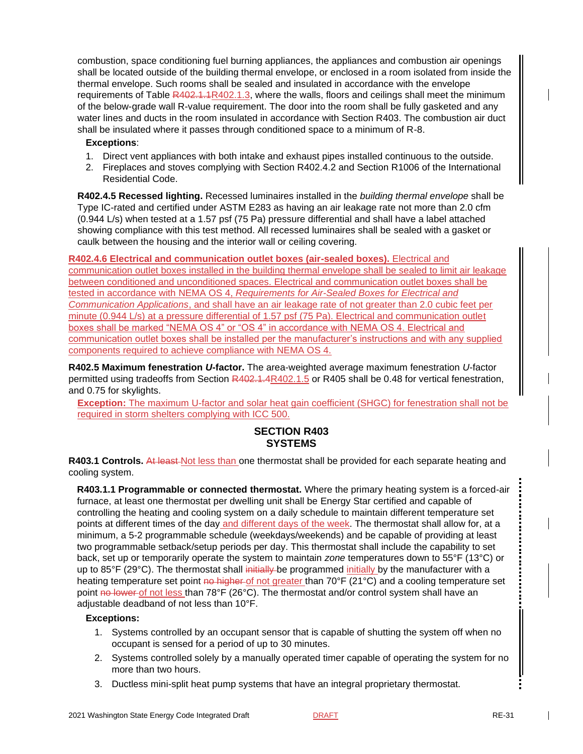combustion, space conditioning fuel burning appliances, the appliances and combustion air openings shall be located outside of the building thermal envelope, or enclosed in a room isolated from inside the thermal envelope. Such rooms shall be sealed and insulated in accordance with the envelope requirements of Table ~~R402.1.1~~R402.1.3, where the walls, floors and ceilings shall meet the minimum of the below-grade wall R-value requirement. The door into the room shall be fully gasketed and any water lines and ducts in the room insulated in accordance with Section R403. The combustion air duct shall be insulated where it passes through conditioned space to a minimum of R-8.

**Exceptions**:

1. Direct vent appliances with both intake and exhaust pipes installed continuous to the outside.
2. Fireplaces and stoves complying with Section R402.4.2 and Section R1006 of the International Residential Code.

**R402.4.5 Recessed lighting.** Recessed luminaires installed in the *building thermal envelope* shall be Type IC-rated and certified under ASTM E283 as having an air leakage rate not more than 2.0 cfm (0.944 L/s) when tested at a 1.57 psf (75 Pa) pressure differential and shall have a label attached showing compliance with this test method. All recessed luminaires shall be sealed with a gasket or caulk between the housing and the interior wall or ceiling covering.

**R402.4.6 Electrical and communication outlet boxes (air-sealed boxes).** Electrical and communication outlet boxes installed in the building thermal envelope shall be sealed to limit air leakage between conditioned and unconditioned spaces. Electrical and communication outlet boxes shall be tested in accordance with NEMA OS 4, *Requirements for Air-Sealed Boxes for Electrical and Communication Applications*, and shall have an air leakage rate of not greater than 2.0 cubic feet per minute (0.944 L/s) at a pressure differential of 1.57 psf (75 Pa). Electrical and communication outlet boxes shall be marked "NEMA OS 4" or "OS 4" in accordance with NEMA OS 4. Electrical and communication outlet boxes shall be installed per the manufacturer's instructions and with any supplied components required to achieve compliance with NEMA OS 4.

**R402.5 Maximum fenestration *U*-factor.** The area-weighted average maximum fenestration *U*-factor permitted using tradeoffs from Section ~~R402.1.4~~R402.1.5 or R405 shall be 0.48 for vertical fenestration, and 0.75 for skylights.

**Exception:** The maximum U-factor and solar heat gain coefficient (SHGC) for fenestration shall not be required in storm shelters complying with ICC 500.

## SECTION R403
## SYSTEMS

**R403.1 Controls.** ~~At least~~ Not less than one thermostat shall be provided for each separate heating and cooling system.

**R403.1.1 Programmable or connected thermostat.** Where the primary heating system is a forced-air furnace, at least one thermostat per dwelling unit shall be Energy Star certified and capable of controlling the heating and cooling system on a daily schedule to maintain different temperature set points at different times of the day and different days of the week. The thermostat shall allow for, at a minimum, a 5-2 programmable schedule (weekdays/weekends) and be capable of providing at least two programmable setback/setup periods per day. This thermostat shall include the capability to set back, set up or temporarily operate the system to maintain *zone* temperatures down to 55°F (13°C) or up to 85°F (29°C). The thermostat shall ~~initially~~ be programmed initially by the manufacturer with a heating temperature set point ~~no higher~~ of not greater than 70°F (21°C) and a cooling temperature set point ~~no lower~~ of not less than 78°F (26°C). The thermostat and/or control system shall have an adjustable deadband of not less than 10°F.

**Exceptions:**

1. Systems controlled by an occupant sensor that is capable of shutting the system off when no occupant is sensed for a period of up to 30 minutes.
2. Systems controlled solely by a manually operated timer capable of operating the system for no more than two hours.
3. Ductless mini-split heat pump systems that have an integral proprietary thermostat.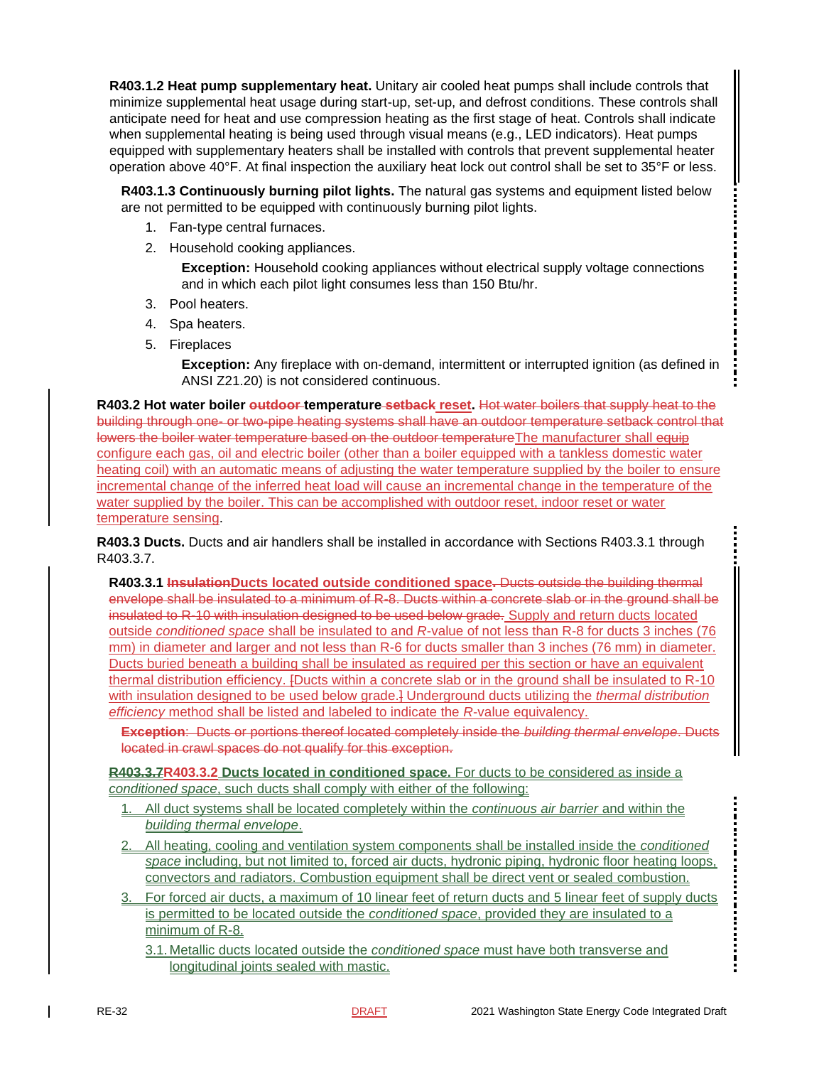**R403.1.2 Heat pump supplementary heat.** Unitary air cooled heat pumps shall include controls that minimize supplemental heat usage during start-up, set-up, and defrost conditions. These controls shall anticipate need for heat and use compression heating as the first stage of heat. Controls shall indicate when supplemental heating is being used through visual means (e.g., LED indicators). Heat pumps equipped with supplementary heaters shall be installed with controls that prevent supplemental heater operation above 40°F. At final inspection the auxiliary heat lock out control shall be set to 35°F or less.

**R403.1.3 Continuously burning pilot lights.** The natural gas systems and equipment listed below are not permitted to be equipped with continuously burning pilot lights.

1. Fan-type central furnaces.
2. Household cooking appliances.

   **Exception:** Household cooking appliances without electrical supply voltage connections and in which each pilot light consumes less than 150 Btu/hr.

3. Pool heaters.
4. Spa heaters.
5. Fireplaces

   **Exception:** Any fireplace with on-demand, intermittent or interrupted ignition (as defined in ANSI Z21.20) is not considered continuous.

**R403.2 Hot water boiler ~~outdoor~~ temperature ~~setback~~ reset.** ~~Hot water boilers that supply heat to the building through one- or two-pipe heating systems shall have an outdoor temperature setback control that lowers the boiler water temperature based on the outdoor temperature~~The manufacturer shall ~~equip~~ configure each gas, oil and electric boiler (other than a boiler equipped with a tankless domestic water heating coil) with an automatic means of adjusting the water temperature supplied by the boiler to ensure incremental change of the inferred heat load will cause an incremental change in the temperature of the water supplied by the boiler. This can be accomplished with outdoor reset, indoor reset or water temperature sensing.

**R403.3 Ducts.** Ducts and air handlers shall be installed in accordance with Sections R403.3.1 through R403.3.7.

**R403.3.1 ~~Insulation~~Ducts located outside conditioned space~~.~~** ~~Ducts outside the building thermal envelope shall be insulated to a minimum of R-8. Ducts within a concrete slab or in the ground shall be insulated to R-10 with insulation designed to be used below grade.~~ Supply and return ducts located outside *conditioned space* shall be insulated to and *R*-value of not less than R-8 for ducts 3 inches (76 mm) in diameter and larger and not less than R-6 for ducts smaller than 3 inches (76 mm) in diameter. Ducts buried beneath a building shall be insulated as required per this section or have an equivalent thermal distribution efficiency. ~~[~~Ducts within a concrete slab or in the ground shall be insulated to R-10 with insulation designed to be used below grade.~~]~~ Underground ducts utilizing the *thermal distribution efficiency* method shall be listed and labeled to indicate the *R*-value equivalency.

~~**Exception**: Ducts or portions thereof located completely inside the *building thermal envelope*. Ducts located in crawl spaces do not qualify for this exception.~~

**~~R403.3.7~~R403.3.2 Ducts located in conditioned space.** For ducts to be considered as inside a *conditioned space*, such ducts shall comply with either of the following:

1. All duct systems shall be located completely within the *continuous air barrier* and within the *building thermal envelope*.
2. All heating, cooling and ventilation system components shall be installed inside the *conditioned space* including, but not limited to, forced air ducts, hydronic piping, hydronic floor heating loops, convectors and radiators. Combustion equipment shall be direct vent or sealed combustion.
3. For forced air ducts, a maximum of 10 linear feet of return ducts and 5 linear feet of supply ducts is permitted to be located outside the *conditioned space*, provided they are insulated to a minimum of R-8.

   3.1. Metallic ducts located outside the *conditioned space* must have both transverse and longitudinal joints sealed with mastic.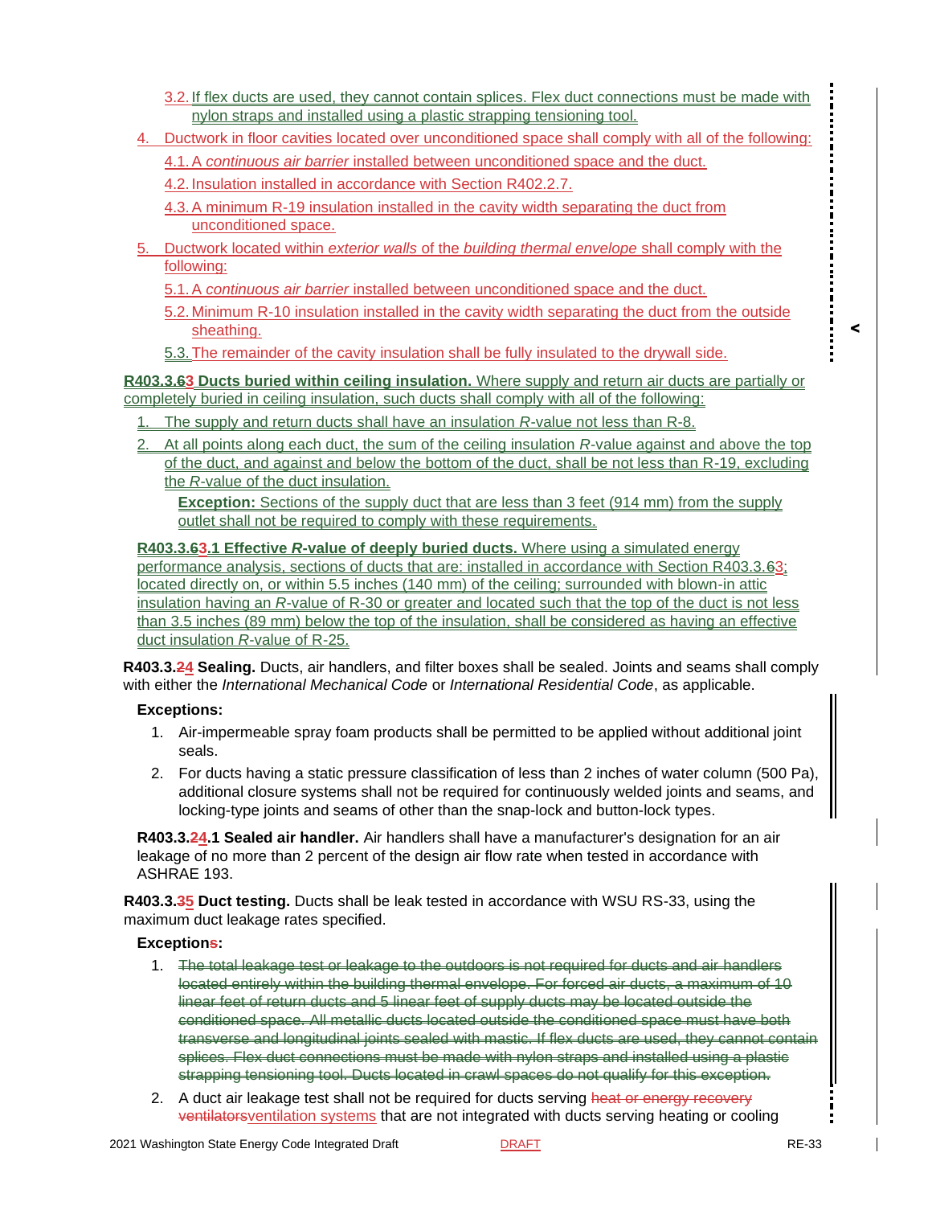3.2. If flex ducts are used, they cannot contain splices. Flex duct connections must be made with nylon straps and installed using a plastic strapping tensioning tool.

4. Ductwork in floor cavities located over unconditioned space shall comply with all of the following:
   4.1. A *continuous air barrier* installed between unconditioned space and the duct.
   4.2. Insulation installed in accordance with Section R402.2.7.
   4.3. A minimum R-19 insulation installed in the cavity width separating the duct from unconditioned space.
5. Ductwork located within *exterior walls* of the *building thermal envelope* shall comply with the following:
   5.1. A *continuous air barrier* installed between unconditioned space and the duct.
   5.2. Minimum R-10 insulation installed in the cavity width separating the duct from the outside sheathing.
   5.3. The remainder of the cavity insulation shall be fully insulated to the drywall side.

**R403.3.~~6~~3 Ducts buried within ceiling insulation.** Where supply and return air ducts are partially or completely buried in ceiling insulation, such ducts shall comply with all of the following:

1. The supply and return ducts shall have an insulation *R*-value not less than R-8.
2. At all points along each duct, the sum of the ceiling insulation *R*-value against and above the top of the duct, and against and below the bottom of the duct, shall be not less than R-19, excluding the *R*-value of the duct insulation.

   **Exception:** Sections of the supply duct that are less than 3 feet (914 mm) from the supply outlet shall not be required to comply with these requirements.

**R403.3.~~6~~3.1 Effective *R*-value of deeply buried ducts.** Where using a simulated energy performance analysis, sections of ducts that are: installed in accordance with Section R403.3.~~6~~3; located directly on, or within 5.5 inches (140 mm) of the ceiling; surrounded with blown-in attic insulation having an *R*-value of R-30 or greater and located such that the top of the duct is not less than 3.5 inches (89 mm) below the top of the insulation, shall be considered as having an effective duct insulation *R*-value of R-25.

**R403.3.~~2~~4 Sealing.** Ducts, air handlers, and filter boxes shall be sealed. Joints and seams shall comply with either the *International Mechanical Code* or *International Residential Code*, as applicable.

**Exceptions:**

1. Air-impermeable spray foam products shall be permitted to be applied without additional joint seals.
2. For ducts having a static pressure classification of less than 2 inches of water column (500 Pa), additional closure systems shall not be required for continuously welded joints and seams, and locking-type joints and seams of other than the snap-lock and button-lock types.

**R403.3.~~2~~4.1 Sealed air handler.** Air handlers shall have a manufacturer's designation for an air leakage of no more than 2 percent of the design air flow rate when tested in accordance with ASHRAE 193.

**R403.3.~~3~~5 Duct testing.** Ducts shall be leak tested in accordance with WSU RS-33, using the maximum duct leakage rates specified.

**Exception~~s~~:**

1. ~~The total leakage test or leakage to the outdoors is not required for ducts and air handlers located entirely within the building thermal envelope. For forced air ducts, a maximum of 10 linear feet of return ducts and 5 linear feet of supply ducts may be located outside the conditioned space. All metallic ducts located outside the conditioned space must have both transverse and longitudinal joints sealed with mastic. If flex ducts are used, they cannot contain splices. Flex duct connections must be made with nylon straps and installed using a plastic strapping tensioning tool. Ducts located in crawl spaces do not qualify for this exception.~~
2. A duct air leakage test shall not be required for ducts serving ~~heat or energy recovery ventilators~~ventilation systems that are not integrated with ducts serving heating or cooling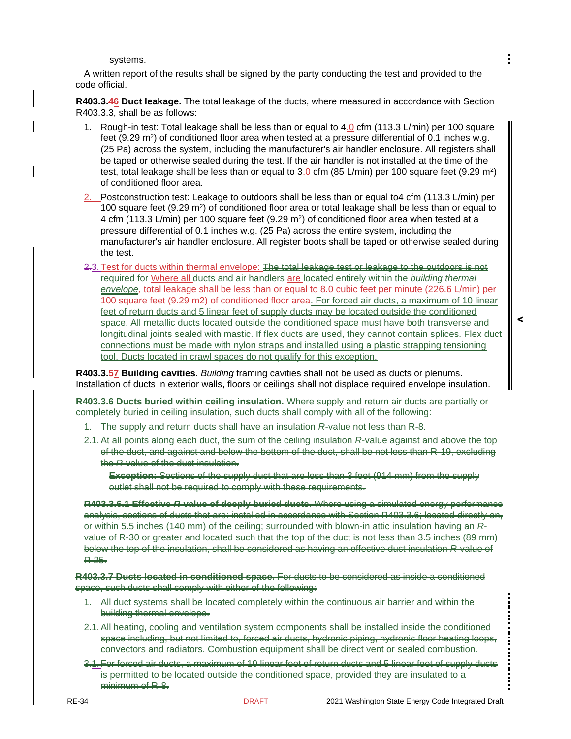systems.

A written report of the results shall be signed by the party conducting the test and provided to the code official.

**R403.3.46 Duct leakage.** The total leakage of the ducts, where measured in accordance with Section R403.3.3, shall be as follows:

1. Rough-in test: Total leakage shall be less than or equal to 4.0 cfm (113.3 L/min) per 100 square feet (9.29 m$^2$) of conditioned floor area when tested at a pressure differential of 0.1 inches w.g. (25 Pa) across the system, including the manufacturer's air handler enclosure. All registers shall be taped or otherwise sealed during the test. If the air handler is not installed at the time of the test, total leakage shall be less than or equal to 3.0 cfm (85 L/min) per 100 square feet (9.29 m$^2$) of conditioned floor area.
2. Postconstruction test: Leakage to outdoors shall be less than or equal to4 cfm (113.3 L/min) per 100 square feet (9.29 m$^2$) of conditioned floor area or total leakage shall be less than or equal to 4 cfm (113.3 L/min) per 100 square feet (9.29 m$^2$) of conditioned floor area when tested at a pressure differential of 0.1 inches w.g. (25 Pa) across the entire system, including the manufacturer's air handler enclosure. All register boots shall be taped or otherwise sealed during the test.
3. ~~2.~~3. Test for ducts within thermal envelope: ~~The total leakage test or leakage to the outdoors is not required for~~ Where all ducts and air handlers are located entirely within the *building thermal envelope*, total leakage shall be less than or equal to 8.0 cubic feet per minute (226.6 L/min) per 100 square feet (9.29 m2) of conditioned floor area. For forced air ducts, a maximum of 10 linear feet of return ducts and 5 linear feet of supply ducts may be located outside the conditioned space. All metallic ducts located outside the conditioned space must have both transverse and longitudinal joints sealed with mastic. If flex ducts are used, they cannot contain splices. Flex duct connections must be made with nylon straps and installed using a plastic strapping tensioning tool. Ducts located in crawl spaces do not qualify for this exception.

**R403.3.57 Building cavities.** *Building* framing cavities shall not be used as ducts or plenums. Installation of ducts in exterior walls, floors or ceilings shall not displace required envelope insulation.

~~**R403.3.6 Ducts buried within ceiling insulation.** Where supply and return air ducts are partially or completely buried in ceiling insulation, such ducts shall comply with all of the following:~~

1. ~~The supply and return ducts shall have an insulation *R*-value not less than R-8.~~
2. ~~2.~~1. ~~At all points along each duct, the sum of the ceiling insulation *R*-value against and above the top of the duct, and against and below the bottom of the duct, shall be not less than R-19, excluding the *R*-value of the duct insulation.~~

   ~~**Exception:** Sections of the supply duct that are less than 3 feet (914 mm) from the supply outlet shall not be required to comply with these requirements.~~

~~**R403.3.6.1 Effective *R*-value of deeply buried ducts.** Where using a simulated energy performance analysis, sections of ducts that are: installed in accordance with Section R403.3.6; located directly on, or within 5.5 inches (140 mm) of the ceiling; surrounded with blown-in attic insulation having an *R*-value of R-30 or greater and located such that the top of the duct is not less than 3.5 inches (89 mm) below the top of the insulation, shall be considered as having an effective duct insulation *R*-value of R-25.~~

~~**R403.3.7 Ducts located in conditioned space.** For ducts to be considered as inside a conditioned space, such ducts shall comply with either of the following:~~

1. ~~All duct systems shall be located completely within the continuous air barrier and within the building thermal envelope.~~
2. ~~2.~~1. ~~All heating, cooling and ventilation system components shall be installed inside the conditioned space including, but not limited to, forced air ducts, hydronic piping, hydronic floor heating loops, convectors and radiators. Combustion equipment shall be direct vent or sealed combustion.~~
3. ~~3.~~1. ~~For forced air ducts, a maximum of 10 linear feet of return ducts and 5 linear feet of supply ducts is permitted to be located outside the conditioned space, provided they are insulated to a minimum of R-8.~~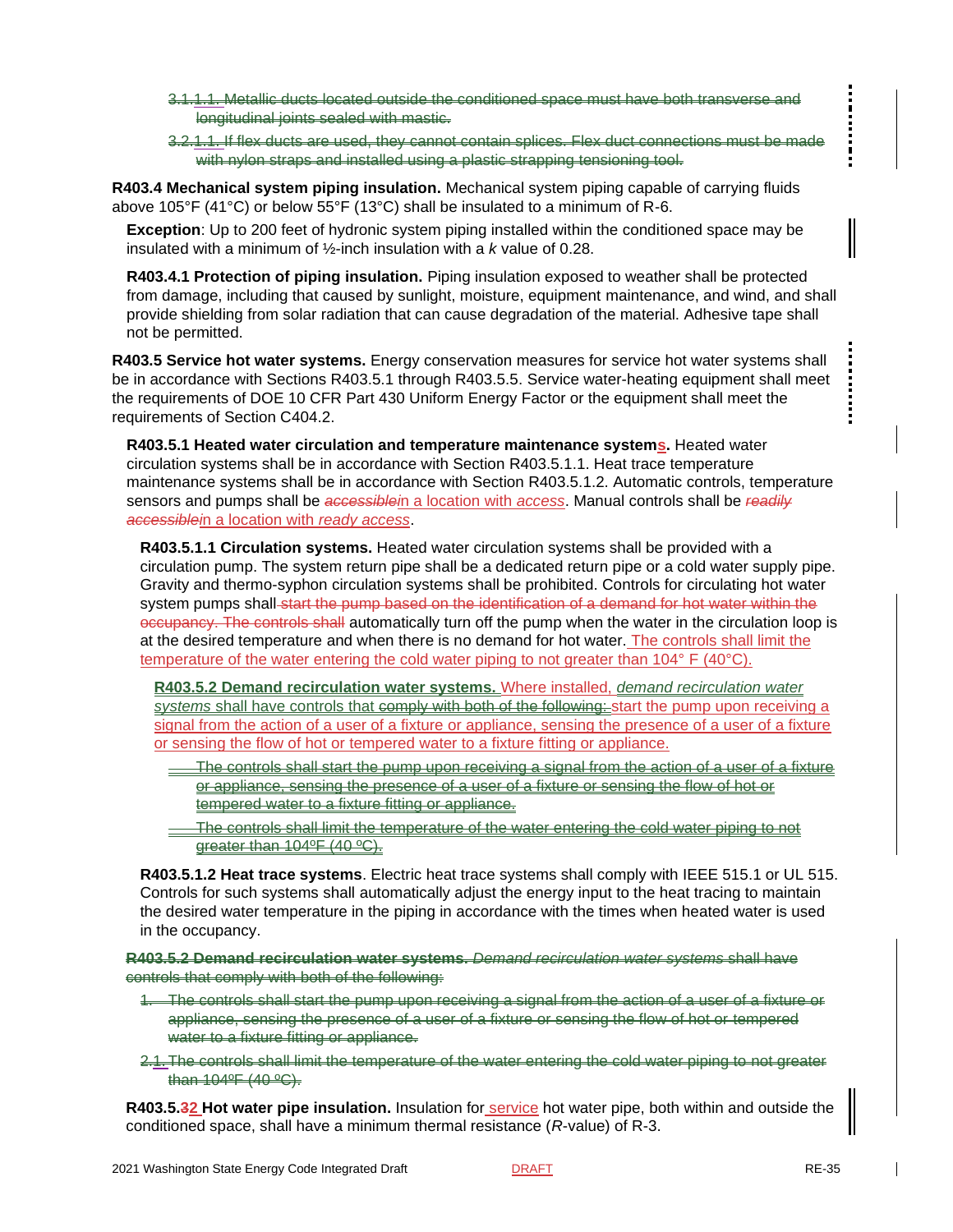~~3.1.1.1. Metallic ducts located outside the conditioned space must have both transverse and longitudinal joints sealed with mastic.~~

~~3.2.1.1. If flex ducts are used, they cannot contain splices. Flex duct connections must be made with nylon straps and installed using a plastic strapping tensioning tool.~~

**R403.4 Mechanical system piping insulation.** Mechanical system piping capable of carrying fluids above 105°F (41°C) or below 55°F (13°C) shall be insulated to a minimum of R-6.

**Exception**: Up to 200 feet of hydronic system piping installed within the conditioned space may be insulated with a minimum of ½-inch insulation with a *k* value of 0.28.

**R403.4.1 Protection of piping insulation.** Piping insulation exposed to weather shall be protected from damage, including that caused by sunlight, moisture, equipment maintenance, and wind, and shall provide shielding from solar radiation that can cause degradation of the material. Adhesive tape shall not be permitted.

**R403.5 Service hot water systems.** Energy conservation measures for service hot water systems shall be in accordance with Sections R403.5.1 through R403.5.5. Service water-heating equipment shall meet the requirements of DOE 10 CFR Part 430 Uniform Energy Factor or the equipment shall meet the requirements of Section C404.2.

**R403.5.1 Heated water circulation and temperature maintenance systems.** Heated water circulation systems shall be in accordance with Section R403.5.1.1. Heat trace temperature maintenance systems shall be in accordance with Section R403.5.1.2. Automatic controls, temperature sensors and pumps shall be ~~*accessible*~~in a location with *access*. Manual controls shall be ~~*readily accessible*~~in a location with *ready access*.

**R403.5.1.1 Circulation systems.** Heated water circulation systems shall be provided with a circulation pump. The system return pipe shall be a dedicated return pipe or a cold water supply pipe. Gravity and thermo-syphon circulation systems shall be prohibited. Controls for circulating hot water system pumps shall ~~start the pump based on the identification of a demand for hot water within the occupancy. The controls shall~~ automatically turn off the pump when the water in the circulation loop is at the desired temperature and when there is no demand for hot water. The controls shall limit the temperature of the water entering the cold water piping to not greater than 104° F (40°C).

**R403.5.2 Demand recirculation water systems.** Where installed, *demand recirculation water systems* shall have controls that ~~comply with both of the following:~~ start the pump upon receiving a signal from the action of a user of a fixture or appliance, sensing the presence of a user of a fixture or sensing the flow of hot or tempered water to a fixture fitting or appliance.

~~The controls shall start the pump upon receiving a signal from the action of a user of a fixture or appliance, sensing the presence of a user of a fixture or sensing the flow of hot or tempered water to a fixture fitting or appliance.~~

~~The controls shall limit the temperature of the water entering the cold water piping to not greater than 104ºF (40 ºC).~~

**R403.5.1.2 Heat trace systems**. Electric heat trace systems shall comply with IEEE 515.1 or UL 515. Controls for such systems shall automatically adjust the energy input to the heat tracing to maintain the desired water temperature in the piping in accordance with the times when heated water is used in the occupancy.

~~**R403.5.2 Demand recirculation water systems.** *Demand recirculation water systems* shall have controls that comply with both of the following:~~

~~1. The controls shall start the pump upon receiving a signal from the action of a user of a fixture or appliance, sensing the presence of a user of a fixture or sensing the flow of hot or tempered water to a fixture fitting or appliance.~~

~~2.1. The controls shall limit the temperature of the water entering the cold water piping to not greater than 104ºF (40 ºC).~~

**R403.5.~~3~~2 Hot water pipe insulation.** Insulation for service hot water pipe, both within and outside the conditioned space, shall have a minimum thermal resistance (*R*-value) of R-3.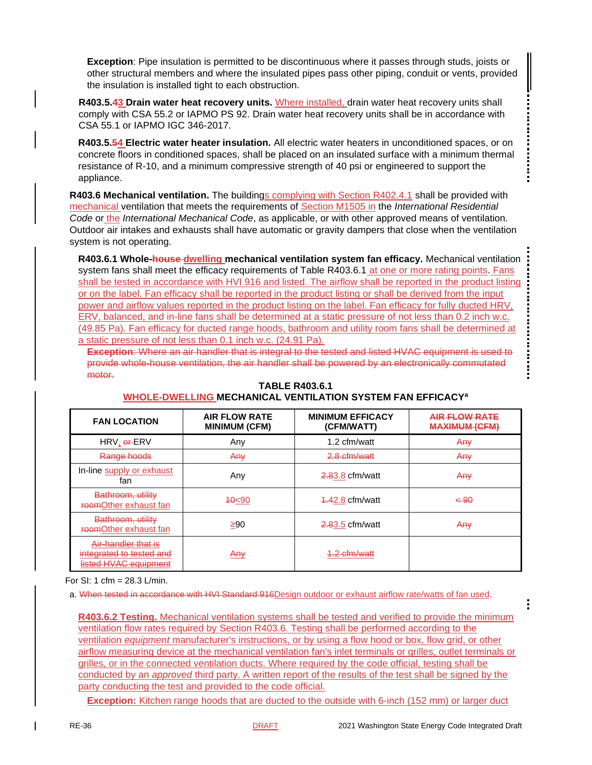**Exception**: Pipe insulation is permitted to be discontinuous where it passes through studs, joists or other structural members and where the insulated pipes pass other piping, conduit or vents, provided the insulation is installed tight to each obstruction.

**R403.5.~~4~~3 Drain water heat recovery units.** Where installed, drain water heat recovery units shall comply with CSA 55.2 or IAPMO PS 92. Drain water heat recovery units shall be in accordance with CSA 55.1 or IAPMO IGC 346-2017.

**R403.5.~~5~~4 Electric water heater insulation.** All electric water heaters in unconditioned spaces, or on concrete floors in conditioned spaces, shall be placed on an insulated surface with a minimum thermal resistance of R-10, and a minimum compressive strength of 40 psi or engineered to support the appliance.

**R403.6 Mechanical ventilation.** The buildings complying with Section R402.4.1 shall be provided with mechanical ventilation that meets the requirements of Section M1505 in the *International Residential Code* or the *International Mechanical Code*, as applicable, or with other approved means of ventilation. Outdoor air intakes and exhausts shall have automatic or gravity dampers that close when the ventilation system is not operating.

**R403.6.1 Whole-~~house~~ dwelling mechanical ventilation system fan efficacy.** Mechanical ventilation system fans shall meet the efficacy requirements of Table R403.6.1 at one or more rating points. Fans shall be tested in accordance with HVI 916 and listed. The airflow shall be reported in the product listing or on the label. Fan efficacy shall be reported in the product listing or shall be derived from the input power and airflow values reported in the product listing on the label. Fan efficacy for fully ducted HRV, ERV, balanced, and in-line fans shall be determined at a static pressure of not less than 0.2 inch w.c. (49.85 Pa). Fan efficacy for ducted range hoods, bathroom and utility room fans shall be determined at a static pressure of not less than 0.1 inch w.c. (24.91 Pa).

~~**Exception**: Where an air handler that is integral to the tested and listed HVAC equipment is used to provide whole-house ventilation, the air handler shall be powered by an electronically commutated motor.~~

**TABLE R403.6.1**
**WHOLE-DWELLING MECHANICAL VENTILATION SYSTEM FAN EFFICACY[a]**

| FAN LOCATION | AIR FLOW RATE MINIMUM (CFM) | MINIMUM EFFICACY (CFM/WATT) | ~~AIR FLOW RATE MAXIMUM (CFM)~~ |
|---|---|---|---|
| HRV, ~~or~~ ERV | Any | 1.2 cfm/watt | ~~Any~~ |
| ~~Range hoods~~ | ~~Any~~ | ~~2.8 cfm/watt~~ | ~~Any~~ |
| In-line supply or exhaust fan | Any | ~~2.8~~3.8 cfm/watt | ~~Any~~ |
| ~~Bathroom, utility room~~Other exhaust fan | ~~10~~<90 | ~~1.4~~2.8 cfm/watt | ~~< 90~~ |
| ~~Bathroom, utility room~~Other exhaust fan | ≥90 | ~~2.8~~3.5 cfm/watt | ~~Any~~ |
| ~~Air-handler that is integrated to tested and listed HVAC equipment~~ | ~~Any~~ | ~~1.2 cfm/watt~~ | |

For SI: 1 cfm = 28.3 L/min.

a. ~~When tested in accordance with HVI Standard 916~~Design outdoor or exhaust airflow rate/watts of fan used.

**R403.6.2 Testing.** Mechanical ventilation systems shall be tested and verified to provide the minimum ventilation flow rates required by Section R403.6. Testing shall be performed according to the ventilation *equipment* manufacturer's instructions, or by using a flow hood or box, flow grid, or other airflow measuring device at the mechanical ventilation fan's inlet terminals or grilles, outlet terminals or grilles, or in the connected ventilation ducts. Where required by the code official, testing shall be conducted by an *approved* third party. A written report of the results of the test shall be signed by the party conducting the test and provided to the code official.

**Exception:** Kitchen range hoods that are ducted to the outside with 6-inch (152 mm) or larger duct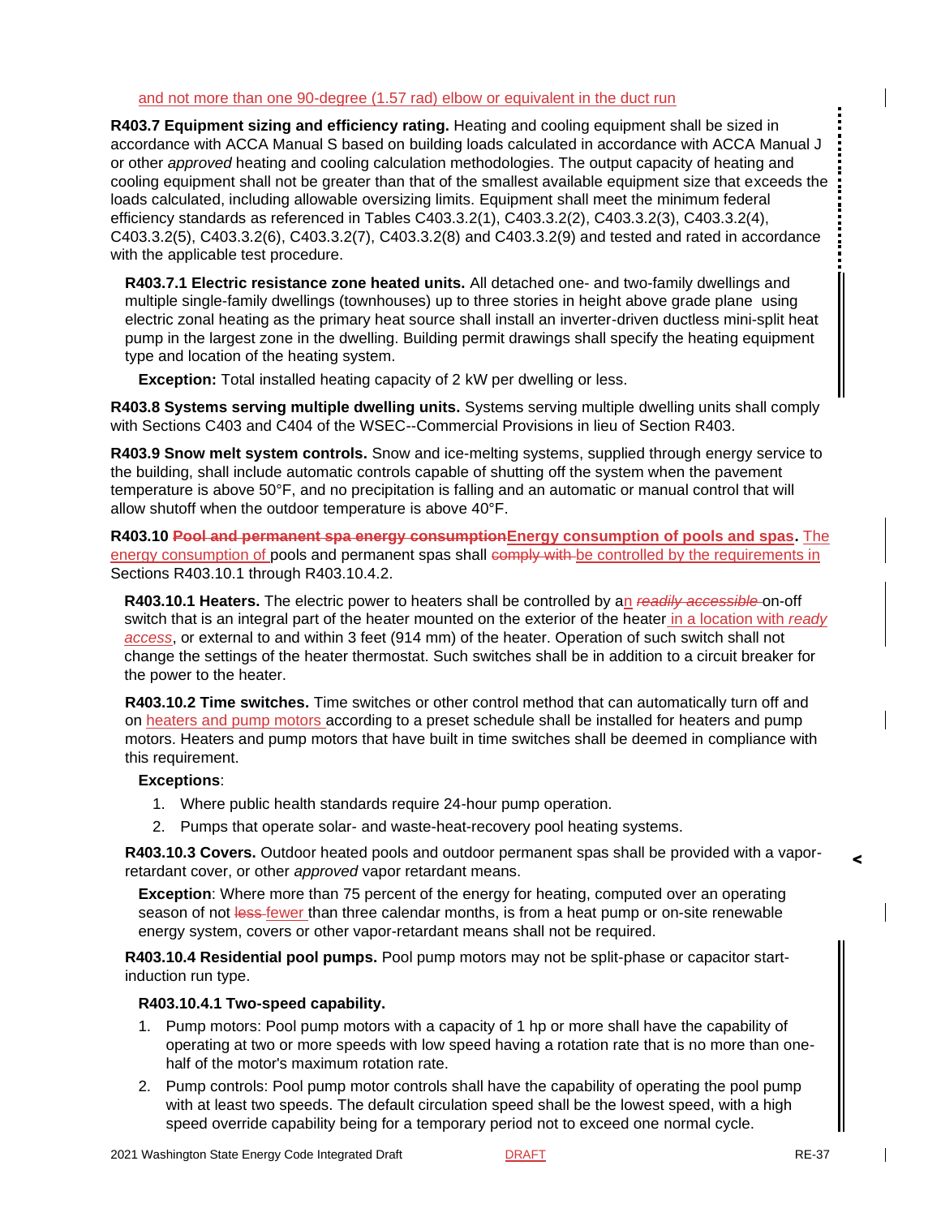and not more than one 90-degree (1.57 rad) elbow or equivalent in the duct run

**R403.7 Equipment sizing and efficiency rating.** Heating and cooling equipment shall be sized in accordance with ACCA Manual S based on building loads calculated in accordance with ACCA Manual J or other *approved* heating and cooling calculation methodologies. The output capacity of heating and cooling equipment shall not be greater than that of the smallest available equipment size that exceeds the loads calculated, including allowable oversizing limits. Equipment shall meet the minimum federal efficiency standards as referenced in Tables C403.3.2(1), C403.3.2(2), C403.3.2(3), C403.3.2(4), C403.3.2(5), C403.3.2(6), C403.3.2(7), C403.3.2(8) and C403.3.2(9) and tested and rated in accordance with the applicable test procedure.

**R403.7.1 Electric resistance zone heated units.** All detached one- and two-family dwellings and multiple single-family dwellings (townhouses) up to three stories in height above grade plane using electric zonal heating as the primary heat source shall install an inverter-driven ductless mini-split heat pump in the largest zone in the dwelling. Building permit drawings shall specify the heating equipment type and location of the heating system.

**Exception:** Total installed heating capacity of 2 kW per dwelling or less.

**R403.8 Systems serving multiple dwelling units.** Systems serving multiple dwelling units shall comply with Sections C403 and C404 of the WSEC--Commercial Provisions in lieu of Section R403.

**R403.9 Snow melt system controls.** Snow and ice-melting systems, supplied through energy service to the building, shall include automatic controls capable of shutting off the system when the pavement temperature is above 50°F, and no precipitation is falling and an automatic or manual control that will allow shutoff when the outdoor temperature is above 40°F.

**R403.10 ~~Pool and permanent spa energy consumption~~Energy consumption of pools and spas.** The energy consumption of pools and permanent spas shall ~~comply with~~ be controlled by the requirements in Sections R403.10.1 through R403.10.4.2.

**R403.10.1 Heaters.** The electric power to heaters shall be controlled by an ~~*readily accessible*~~ on-off switch that is an integral part of the heater mounted on the exterior of the heater in a location with *ready access*, or external to and within 3 feet (914 mm) of the heater. Operation of such switch shall not change the settings of the heater thermostat. Such switches shall be in addition to a circuit breaker for the power to the heater.

**R403.10.2 Time switches.** Time switches or other control method that can automatically turn off and on heaters and pump motors according to a preset schedule shall be installed for heaters and pump motors. Heaters and pump motors that have built in time switches shall be deemed in compliance with this requirement.

**Exceptions**:

1. Where public health standards require 24-hour pump operation.
2. Pumps that operate solar- and waste-heat-recovery pool heating systems.

**R403.10.3 Covers.** Outdoor heated pools and outdoor permanent spas shall be provided with a vapor-retardant cover, or other *approved* vapor retardant means.

**Exception**: Where more than 75 percent of the energy for heating, computed over an operating season of not ~~less~~ fewer than three calendar months, is from a heat pump or on-site renewable energy system, covers or other vapor-retardant means shall not be required.

**R403.10.4 Residential pool pumps.** Pool pump motors may not be split-phase or capacitor start-induction run type.

**R403.10.4.1 Two-speed capability.**

1. Pump motors: Pool pump motors with a capacity of 1 hp or more shall have the capability of operating at two or more speeds with low speed having a rotation rate that is no more than one-half of the motor's maximum rotation rate.
2. Pump controls: Pool pump motor controls shall have the capability of operating the pool pump with at least two speeds. The default circulation speed shall be the lowest speed, with a high speed override capability being for a temporary period not to exceed one normal cycle.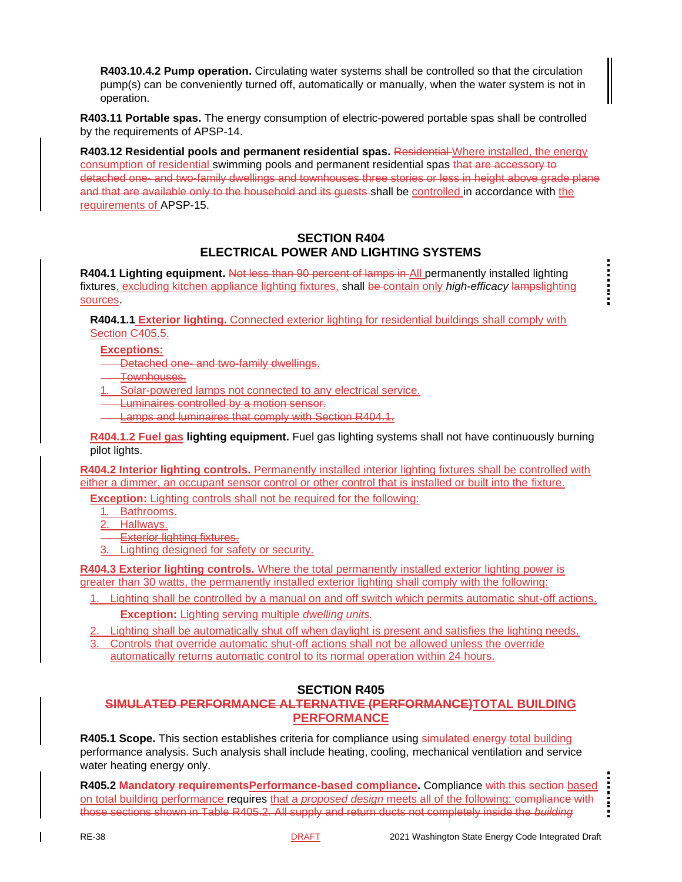**R403.10.4.2 Pump operation.** Circulating water systems shall be controlled so that the circulation pump(s) can be conveniently turned off, automatically or manually, when the water system is not in operation.

**R403.11 Portable spas.** The energy consumption of electric-powered portable spas shall be controlled by the requirements of APSP-14.

**R403.12 Residential pools and permanent residential spas.** ~~Residential~~ Where installed, the energy consumption of residential swimming pools and permanent residential spas ~~that are accessory to detached one- and two-family dwellings and townhouses three stories or less in height above grade plane and that are available only to the household and its guests~~ shall be controlled in accordance with the requirements of APSP-15.

## SECTION R404
## ELECTRICAL POWER AND LIGHTING SYSTEMS

**R404.1 Lighting equipment.** ~~Not less than 90 percent of lamps in~~ All permanently installed lighting fixtures, excluding kitchen appliance lighting fixtures, shall ~~be~~ contain only *high-efficacy* ~~lamps~~lighting sources.

**R404.1.1 Exterior lighting.** Connected exterior lighting for residential buildings shall comply with Section C405.5.

**Exceptions:**

- ~~Detached one- and two-family dwellings.~~
- ~~Townhouses.~~

1. Solar-powered lamps not connected to any electrical service.

- ~~Luminaires controlled by a motion sensor.~~
- ~~Lamps and luminaires that comply with Section R404.1.~~

**R404.1.2 Fuel gas lighting equipment.** Fuel gas lighting systems shall not have continuously burning pilot lights.

**R404.2 Interior lighting controls.** Permanently installed interior lighting fixtures shall be controlled with either a dimmer, an occupant sensor control or other control that is installed or built into the fixture.

**Exception:** Lighting controls shall not be required for the following:

1. Bathrooms.
2. Hallways.

- ~~Exterior lighting fixtures.~~

3. Lighting designed for safety or security.

**R404.3 Exterior lighting controls.** Where the total permanently installed exterior lighting power is greater than 30 watts, the permanently installed exterior lighting shall comply with the following:

1. Lighting shall be controlled by a manual on and off switch which permits automatic shut-off actions.

   **Exception:** Lighting serving multiple *dwelling units.*

2. Lighting shall be automatically shut off when daylight is present and satisfies the lighting needs.
3. Controls that override automatic shut-off actions shall not be allowed unless the override automatically returns automatic control to its normal operation within 24 hours.

## SECTION R405
## ~~SIMULATED PERFORMANCE ALTERNATIVE (PERFORMANCE)~~TOTAL BUILDING PERFORMANCE

**R405.1 Scope.** This section establishes criteria for compliance using ~~simulated energy~~ total building performance analysis. Such analysis shall include heating, cooling, mechanical ventilation and service water heating energy only.

**R405.2 ~~Mandatory requirements~~Performance-based compliance.** Compliance ~~with this section~~ based on total building performance requires that a *proposed design* meets all of the following: ~~compliance with those sections shown in Table R405.2. All supply and return ducts not completely inside the *building*~~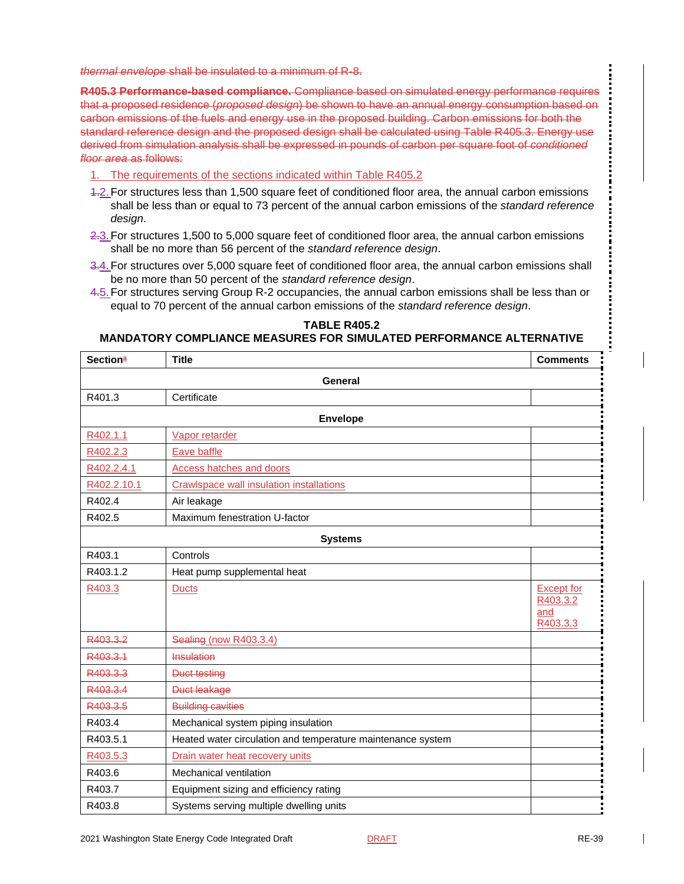~~*thermal envelope* shall be insulated to a minimum of R-8.~~

~~**R405.3 Performance-based compliance.** Compliance based on simulated energy performance requires that a proposed residence (*proposed design*) be shown to have an annual energy consumption based on carbon emissions of the fuels and energy use in the proposed building. Carbon emissions for both the standard reference design and the proposed design shall be calculated using Table R405.3. Energy use derived from simulation analysis shall be expressed in pounds of carbon per square foot of *conditioned floor area* as follows:~~

1. The requirements of the sections indicated within Table R405.2
2. For structures less than 1,500 square feet of conditioned floor area, the annual carbon emissions shall be less than or equal to 73 percent of the annual carbon emissions of the *standard reference design*.
3. For structures 1,500 to 5,000 square feet of conditioned floor area, the annual carbon emissions shall be no more than 56 percent of the *standard reference design*.
4. For structures over 5,000 square feet of conditioned floor area, the annual carbon emissions shall be no more than 50 percent of the *standard reference design*.
5. For structures serving Group R-2 occupancies, the annual carbon emissions shall be less than or equal to 70 percent of the annual carbon emissions of the *standard reference design*.

**TABLE R405.2**
**MANDATORY COMPLIANCE MEASURES FOR SIMULATED PERFORMANCE ALTERNATIVE**

| Section[a] | Title | Comments |
|---|---|---|
| | **General** | |
| R401.3 | Certificate | |
| | **Envelope** | |
| R402.1.1 | Vapor retarder | |
| R402.2.3 | Eave baffle | |
| R402.2.4.1 | Access hatches and doors | |
| R402.2.10.1 | Crawlspace wall insulation installations | |
| R402.4 | Air leakage | |
| R402.5 | Maximum fenestration U-factor | |
| | **Systems** | |
| R403.1 | Controls | |
| R403.1.2 | Heat pump supplemental heat | |
| R403.3 | Ducts | Except for R403.3.2 and R403.3.3 |
| ~~R403.3.2~~ | ~~Sealing~~ (now R403.3.4) | |
| ~~R403.3.1~~ | ~~Insulation~~ | |
| ~~R403.3.3~~ | ~~Duct testing~~ | |
| ~~R403.3.4~~ | ~~Duct leakage~~ | |
| ~~R403.3.5~~ | ~~Building cavities~~ | |
| R403.4 | Mechanical system piping insulation | |
| R403.5.1 | Heated water circulation and temperature maintenance system | |
| R403.5.3 | Drain water heat recovery units | |
| R403.6 | Mechanical ventilation | |
| R403.7 | Equipment sizing and efficiency rating | |
| R403.8 | Systems serving multiple dwelling units | |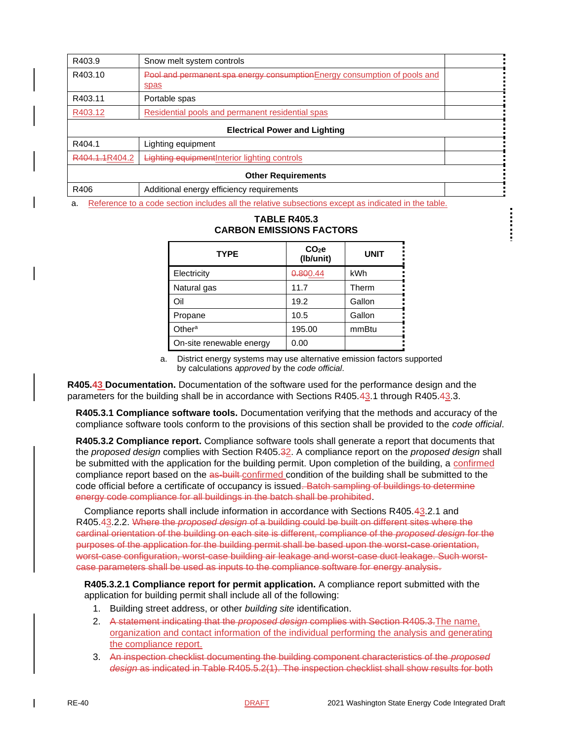| R403.9 | Snow melt system controls | |
|---|---|---|
| R403.10 | ~~Pool and permanent spa energy consumption~~Energy consumption of pools and spas | |
| R403.11 | Portable spas | |
| R403.12 | Residential pools and permanent residential spas | |
| **Electrical Power and Lighting** | | |
| R404.1 | Lighting equipment | |
| ~~R404.1.1~~R404.2 | ~~Lighting equipment~~Interior lighting controls | |
| **Other Requirements** | | |
| R406 | Additional energy efficiency requirements | |

a. Reference to a code section includes all the relative subsections except as indicated in the table.

**TABLE R405.3**
**CARBON EMISSIONS FACTORS**

| TYPE | $CO_2e$ (lb/unit) | UNIT |
|---|---|---|
| Electricity | ~~0.80~~0.44 | kWh |
| Natural gas | 11.7 | Therm |
| Oil | 19.2 | Gallon |
| Propane | 10.5 | Gallon |
| Other[a] | 195.00 | mmBtu |
| On-site renewable energy | 0.00 | |

a. District energy systems may use alternative emission factors supported by calculations *approved* by the *code official*.

**R405.~~4~~3 Documentation.** Documentation of the software used for the performance design and the parameters for the building shall be in accordance with Sections R405.~~4~~3.1 through R405.~~4~~3.3.

**R405.3.1 Compliance software tools.** Documentation verifying that the methods and accuracy of the compliance software tools conform to the provisions of this section shall be provided to the *code official*.

**R405.3.2 Compliance report.** Compliance software tools shall generate a report that documents that the *proposed design* complies with Section R405.~~3~~2. A compliance report on the *proposed design* shall be submitted with the application for the building permit. Upon completion of the building, a confirmed compliance report based on the ~~as-built~~ confirmed condition of the building shall be submitted to the code official before a certificate of occupancy is issued~~. Batch sampling of buildings to determine energy code compliance for all buildings in the batch shall be prohibited~~.

Compliance reports shall include information in accordance with Sections R405.~~4~~3.2.1 and R405.~~4~~3.2.2. ~~Where the *proposed design* of a building could be built on different sites where the cardinal orientation of the building on each site is different, compliance of the *proposed design* for the purposes of the application for the building permit shall be based upon the worst-case orientation, worst-case configuration, worst-case building air leakage and worst-case duct leakage. Such worst-case parameters shall be used as inputs to the compliance software for energy analysis.~~

**R405.3.2.1 Compliance report for permit application.** A compliance report submitted with the application for building permit shall include all of the following:

1. Building street address, or other *building site* identification.
2. ~~A statement indicating that the *proposed design* complies with Section R405.3.~~The name, organization and contact information of the individual performing the analysis and generating the compliance report.
3. ~~An inspection checklist documenting the building component characteristics of the *proposed design* as indicated in Table R405.5.2(1). The inspection checklist shall show results for both~~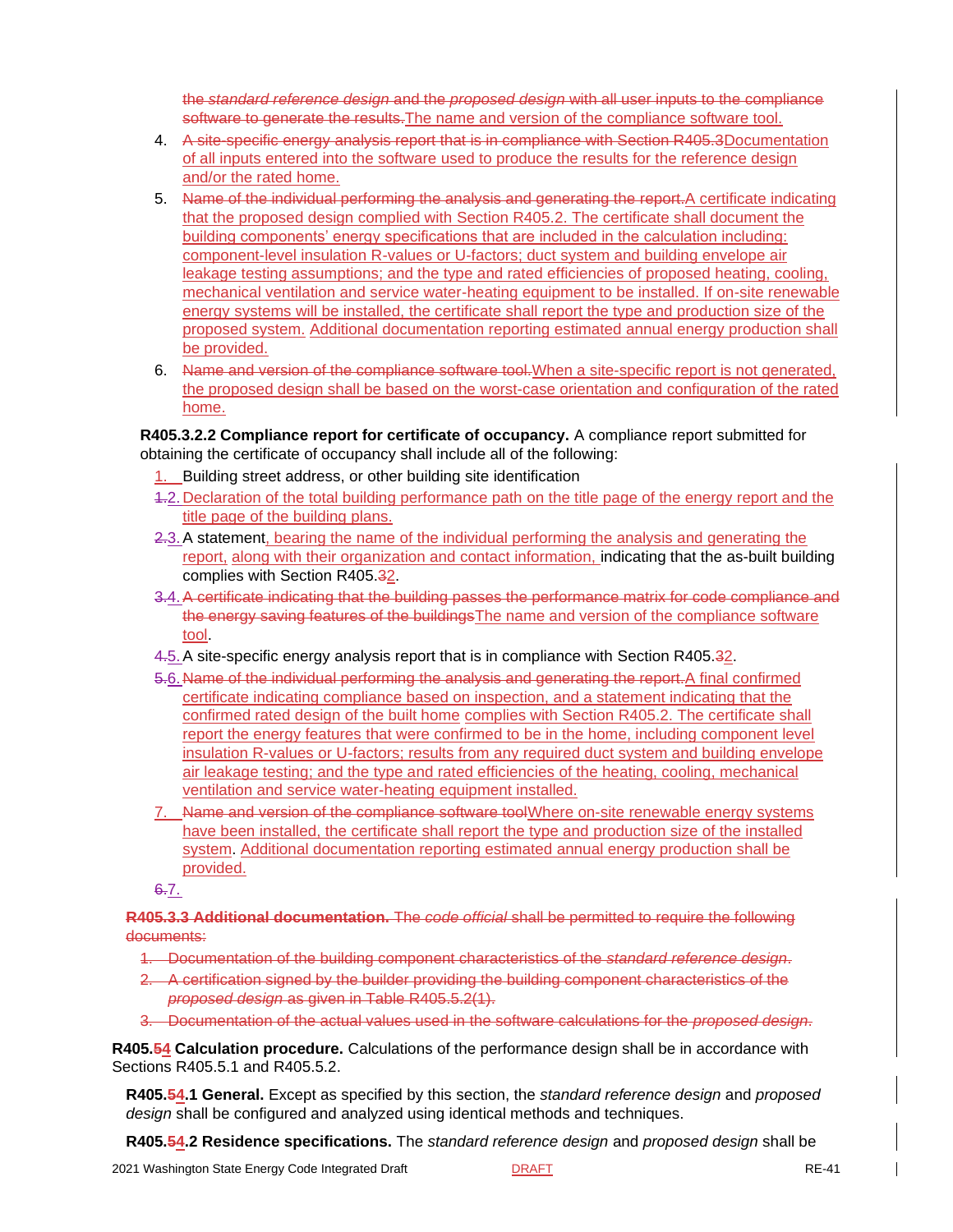the *standard reference design* and the *proposed design* with all user inputs to the compliance software to generate the results.The name and version of the compliance software tool.

4. A site-specific energy analysis report that is in compliance with Section R405.3Documentation of all inputs entered into the software used to produce the results for the reference design and/or the rated home.
5. Name of the individual performing the analysis and generating the report.A certificate indicating that the proposed design complied with Section R405.2. The certificate shall document the building components' energy specifications that are included in the calculation including: component-level insulation R-values or U-factors; duct system and building envelope air leakage testing assumptions; and the type and rated efficiencies of proposed heating, cooling, mechanical ventilation and service water-heating equipment to be installed. If on-site renewable energy systems will be installed, the certificate shall report the type and production size of the proposed system. Additional documentation reporting estimated annual energy production shall be provided.
6. Name and version of the compliance software tool.When a site-specific report is not generated, the proposed design shall be based on the worst-case orientation and configuration of the rated home.

**R405.3.2.2 Compliance report for certificate of occupancy.** A compliance report submitted for obtaining the certificate of occupancy shall include all of the following:

1. Building street address, or other building site identification
1.2. Declaration of the total building performance path on the title page of the energy report and the title page of the building plans.
2.3. A statement, bearing the name of the individual performing the analysis and generating the report, along with their organization and contact information, indicating that the as-built building complies with Section R405.32.
3.4. A certificate indicating that the building passes the performance matrix for code compliance and the energy saving features of the buildingsThe name and version of the compliance software tool.
4.5. A site-specific energy analysis report that is in compliance with Section R405.32.
5.6. Name of the individual performing the analysis and generating the report.A final confirmed certificate indicating compliance based on inspection, and a statement indicating that the confirmed rated design of the built home complies with Section R405.2. The certificate shall report the energy features that were confirmed to be in the home, including component level insulation R-values or U-factors; results from any required duct system and building envelope air leakage testing; and the type and rated efficiencies of the heating, cooling, mechanical ventilation and service water-heating equipment installed.
7. Name and version of the compliance software toolWhere on-site renewable energy systems have been installed, the certificate shall report the type and production size of the installed system. Additional documentation reporting estimated annual energy production shall be provided.

6.7.

**R405.3.3 Additional documentation.** The *code official* shall be permitted to require the following documents:

1. Documentation of the building component characteristics of the *standard reference design*.
2. A certification signed by the builder providing the building component characteristics of the *proposed design* as given in Table R405.5.2(1).
3. Documentation of the actual values used in the software calculations for the *proposed design*.

**R405.54 Calculation procedure.** Calculations of the performance design shall be in accordance with Sections R405.5.1 and R405.5.2.

**R405.54.1 General.** Except as specified by this section, the *standard reference design* and *proposed design* shall be configured and analyzed using identical methods and techniques.

**R405.54.2 Residence specifications.** The *standard reference design* and *proposed design* shall be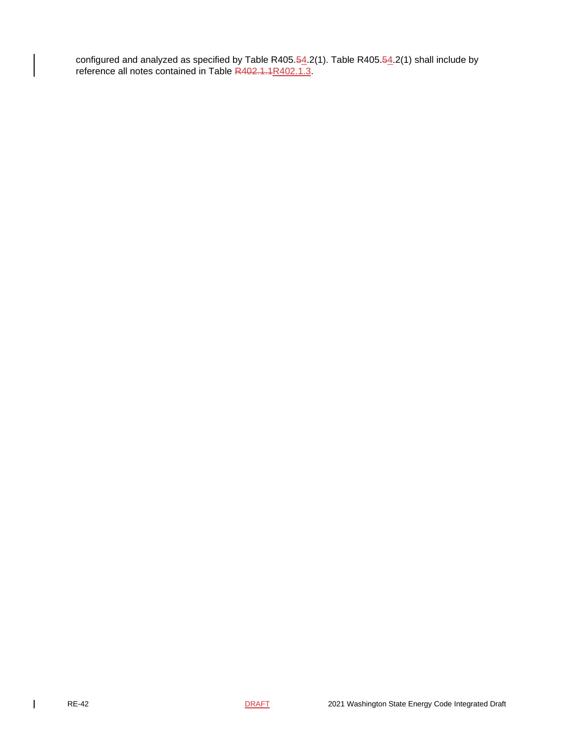configured and analyzed as specified by Table R405.~~5~~4.2(1). Table R405.~~5~~4.2(1) shall include by reference all notes contained in Table ~~R402.1.1~~R402.1.3.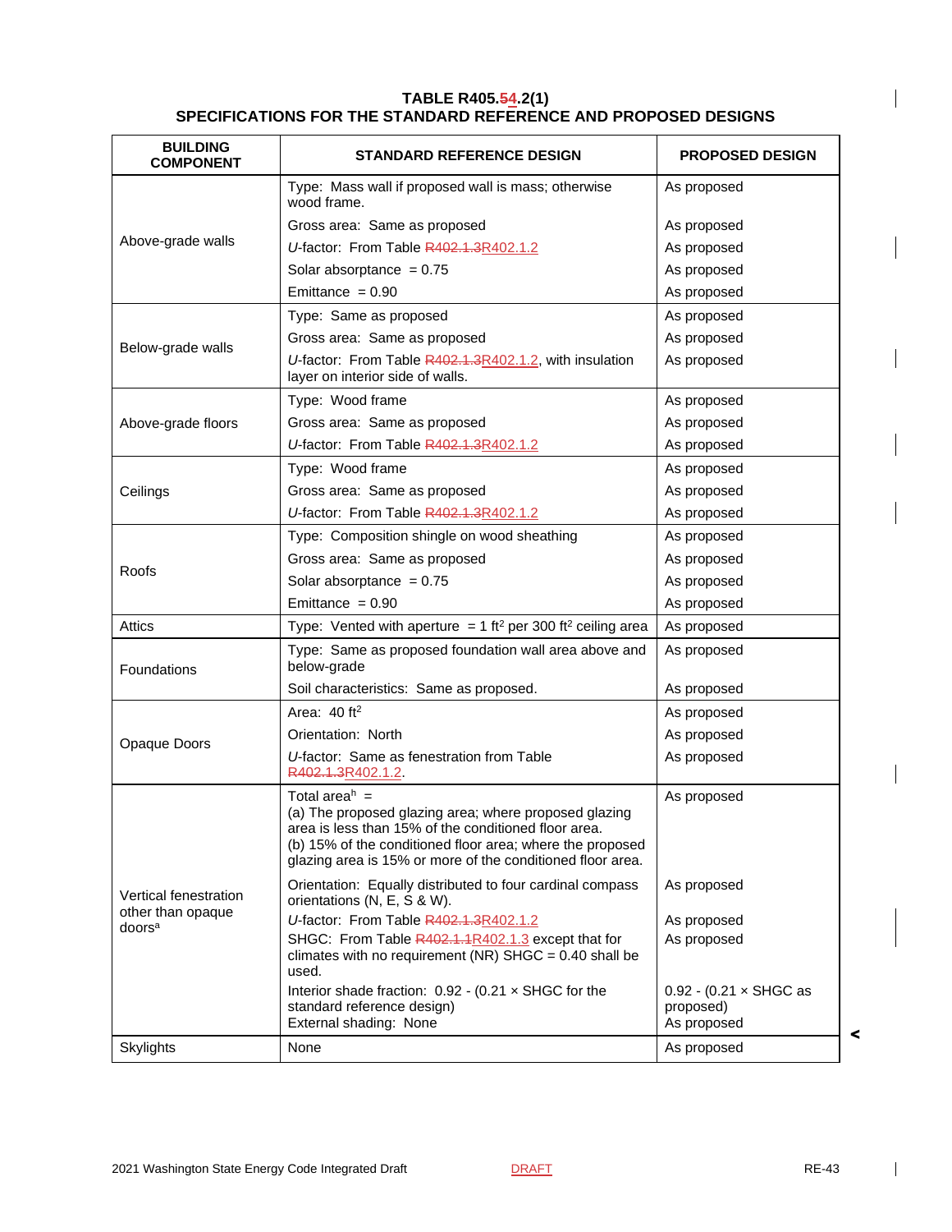**TABLE R405.~~5~~4.2(1)**
**SPECIFICATIONS FOR THE STANDARD REFERENCE AND PROPOSED DESIGNS**

| BUILDING COMPONENT | STANDARD REFERENCE DESIGN | PROPOSED DESIGN |
|---|---|---|
| Above-grade walls | Type: Mass wall if proposed wall is mass; otherwise wood frame. | As proposed |
| | Gross area: Same as proposed | As proposed |
| | *U*-factor: From Table ~~R402.1.3~~R402.1.2 | As proposed |
| | Solar absorptance = 0.75 | As proposed |
| | Emittance = 0.90 | As proposed |
| Below-grade walls | Type: Same as proposed | As proposed |
| | Gross area: Same as proposed | As proposed |
| | *U*-factor: From Table ~~R402.1.3~~R402.1.2, with insulation layer on interior side of walls. | As proposed |
| Above-grade floors | Type: Wood frame | As proposed |
| | Gross area: Same as proposed | As proposed |
| | *U*-factor: From Table ~~R402.1.3~~R402.1.2 | As proposed |
| Ceilings | Type: Wood frame | As proposed |
| | Gross area: Same as proposed | As proposed |
| | *U*-factor: From Table ~~R402.1.3~~R402.1.2 | As proposed |
| Roofs | Type: Composition shingle on wood sheathing | As proposed |
| | Gross area: Same as proposed | As proposed |
| | Solar absorptance = 0.75 | As proposed |
| | Emittance = 0.90 | As proposed |
| Attics | Type: Vented with aperture = 1 $ft^2$ per 300 $ft^2$ ceiling area | As proposed |
| Foundations | Type: Same as proposed foundation wall area above and below-grade | As proposed |
| | Soil characteristics: Same as proposed. | As proposed |
| Opaque Doors | Area: 40 $ft^2$ | As proposed |
| | Orientation: North | As proposed |
| | *U*-factor: Same as fenestration from Table ~~R402.1.3~~R402.1.2. | As proposed |
| Vertical fenestration other than opaque doors[a] | Total area[h] = (a) The proposed glazing area; where proposed glazing area is less than 15% of the conditioned floor area. (b) 15% of the conditioned floor area; where the proposed glazing area is 15% or more of the conditioned floor area. | As proposed |
| | Orientation: Equally distributed to four cardinal compass orientations (N, E, S & W). | As proposed |
| | *U*-factor: From Table ~~R402.1.3~~R402.1.2 | As proposed |
| | SHGC: From Table ~~R402.1.1~~R402.1.3 except that for climates with no requirement (NR) SHGC = 0.40 shall be used. | As proposed |
| | Interior shade fraction: 0.92 - (0.21 × SHGC for the standard reference design) | 0.92 - (0.21 × SHGC as proposed) |
| | External shading: None | As proposed |
| Skylights | None | As proposed |

2021 Washington State Energy Code Integrated Draft    DRAFT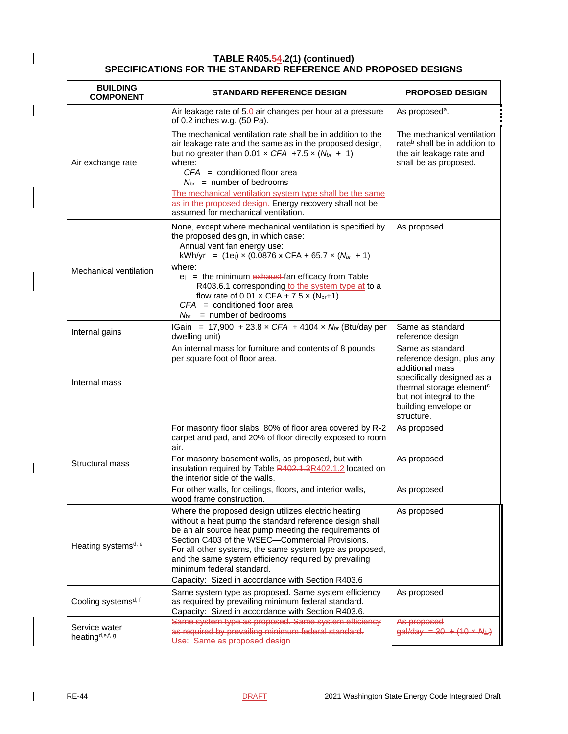**TABLE R405.54.2(1) (continued)**
**SPECIFICATIONS FOR THE STANDARD REFERENCE AND PROPOSED DESIGNS**

| BUILDING COMPONENT | STANDARD REFERENCE DESIGN | PROPOSED DESIGN |
|---|---|---|
| Air exchange rate | Air leakage rate of 5.0 air changes per hour at a pressure of 0.2 inches w.g. (50 Pa).<br><br>The mechanical ventilation rate shall be in addition to the air leakage rate and the same as in the proposed design, but no greater than $0.01 \times CFA + 7.5 \times (N_{br} + 1)$<br>where:<br>$CFA$ = conditioned floor area<br>$N_{br}$ = number of bedrooms<br>The mechanical ventilation system type shall be the same as in the proposed design. Energy recovery shall not be assumed for mechanical ventilation. | As proposed[a].<br><br>The mechanical ventilation rate[b] shall be in addition to the air leakage rate and shall be as proposed. |
| Mechanical ventilation | None, except where mechanical ventilation is specified by the proposed design, in which case:<br>Annual vent fan energy use:<br>$kWh/yr = (1e_f) \times (0.0876 \times CFA + 65.7 \times (N_{br} + 1)$<br>where:<br>$e_f$ = the minimum ~~exhaust~~ fan efficacy from Table R403.6.1 corresponding to the system type at to a flow rate of $0.01 \times CFA + 7.5 \times (N_{br}+1)$<br>$CFA$ = conditioned floor area<br>$N_{br}$ = number of bedrooms | As proposed |
| Internal gains | $IGain = 17{,}900 + 23.8 \times CFA + 4104 \times N_{br}$ (Btu/day per dwelling unit) | Same as standard reference design |
| Internal mass | An internal mass for furniture and contents of 8 pounds per square foot of floor area. | Same as standard reference design, plus any additional mass specifically designed as a thermal storage element[c] but not integral to the building envelope or structure. |
| Structural mass | For masonry floor slabs, 80% of floor area covered by R-2 carpet and pad, and 20% of floor directly exposed to room air.<br><br>For masonry basement walls, as proposed, but with insulation required by Table ~~R402.1.3~~R402.1.2 located on the interior side of the walls.<br><br>For other walls, for ceilings, floors, and interior walls, wood frame construction. | As proposed<br><br>As proposed<br><br>As proposed |
| Heating systems[d, e] | Where the proposed design utilizes electric heating without a heat pump the standard reference design shall be an air source heat pump meeting the requirements of Section C403 of the WSEC—Commercial Provisions. For all other systems, the same system type as proposed, and the same system efficiency required by prevailing minimum federal standard.<br>Capacity: Sized in accordance with Section R403.6 | As proposed |
| Cooling systems[d, f] | Same system type as proposed. Same system efficiency as required by prevailing minimum federal standard.<br>Capacity: Sized in accordance with Section R403.6. | As proposed |
| Service water heating[d,e,f, g] | ~~Same system type as proposed. Same system efficiency as required by prevailing minimum federal standard.~~<br>~~Use: Same as proposed design~~ | ~~As proposed~~<br>~~gal/day = 30 + (10 × $N_{br}$)~~ |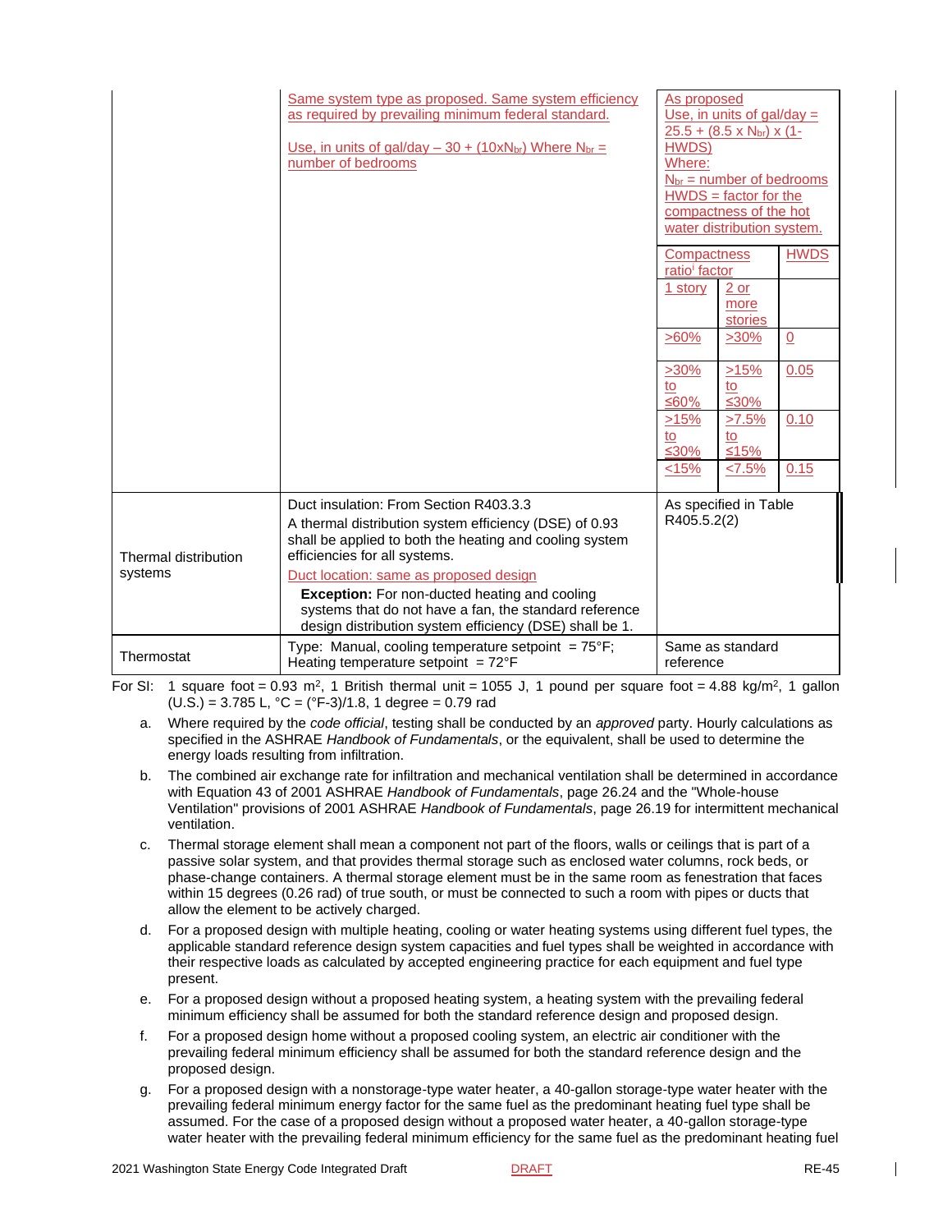| | Standard reference design | Proposed design |
|---|---|---|
| | Same system type as proposed. Same system efficiency as required by prevailing minimum federal standard.<br><br>Use, in units of gal/day – 30 + (10x$N_{br}$) Where $N_{br}$ = number of bedrooms | As proposed<br>Use, in units of gal/day = 25.5 + (8.5 x $N_{br}$) x (1-HWDS)<br>Where:<br>$N_{br}$ = number of bedrooms<br>HWDS = factor for the compactness of the hot water distribution system.<br><br>Compactness ratio[i] factor (1 story / 2 or more stories) → HWDS:<br>>60% / >30% → 0<br>>30% to ≤60% / >15% to ≤30% → 0.05<br>>15% to ≤30% / >7.5% to ≤15% → 0.10<br><15% / <7.5% → 0.15 |
| Thermal distribution systems | Duct insulation: From Section R403.3.3<br>A thermal distribution system efficiency (DSE) of 0.93 shall be applied to both the heating and cooling system efficiencies for all systems.<br>Duct location: same as proposed design<br>**Exception:** For non-ducted heating and cooling systems that do not have a fan, the standard reference design distribution system efficiency (DSE) shall be 1. | As specified in Table R405.5.2(2) |
| Thermostat | Type: Manual, cooling temperature setpoint = 75°F; Heating temperature setpoint = 72°F | Same as standard reference |

For SI: 1 square foot = 0.93 m², 1 British thermal unit = 1055 J, 1 pound per square foot = 4.88 kg/m², 1 gallon (U.S.) = 3.785 L, °C = (°F-3)/1.8, 1 degree = 0.79 rad

a. Where required by the *code official*, testing shall be conducted by an *approved* party. Hourly calculations as specified in the ASHRAE *Handbook of Fundamentals*, or the equivalent, shall be used to determine the energy loads resulting from infiltration.

b. The combined air exchange rate for infiltration and mechanical ventilation shall be determined in accordance with Equation 43 of 2001 ASHRAE *Handbook of Fundamentals*, page 26.24 and the "Whole-house Ventilation" provisions of 2001 ASHRAE *Handbook of Fundamentals*, page 26.19 for intermittent mechanical ventilation.

c. Thermal storage element shall mean a component not part of the floors, walls or ceilings that is part of a passive solar system, and that provides thermal storage such as enclosed water columns, rock beds, or phase-change containers. A thermal storage element must be in the same room as fenestration that faces within 15 degrees (0.26 rad) of true south, or must be connected to such a room with pipes or ducts that allow the element to be actively charged.

d. For a proposed design with multiple heating, cooling or water heating systems using different fuel types, the applicable standard reference design system capacities and fuel types shall be weighted in accordance with their respective loads as calculated by accepted engineering practice for each equipment and fuel type present.

e. For a proposed design without a proposed heating system, a heating system with the prevailing federal minimum efficiency shall be assumed for both the standard reference design and proposed design.

f. For a proposed design home without a proposed cooling system, an electric air conditioner with the prevailing federal minimum efficiency shall be assumed for both the standard reference design and the proposed design.

g. For a proposed design with a nonstorage-type water heater, a 40-gallon storage-type water heater with the prevailing federal minimum energy factor for the same fuel as the predominant heating fuel type shall be assumed. For the case of a proposed design without a proposed water heater, a 40-gallon storage-type water heater with the prevailing federal minimum efficiency for the same fuel as the predominant heating fuel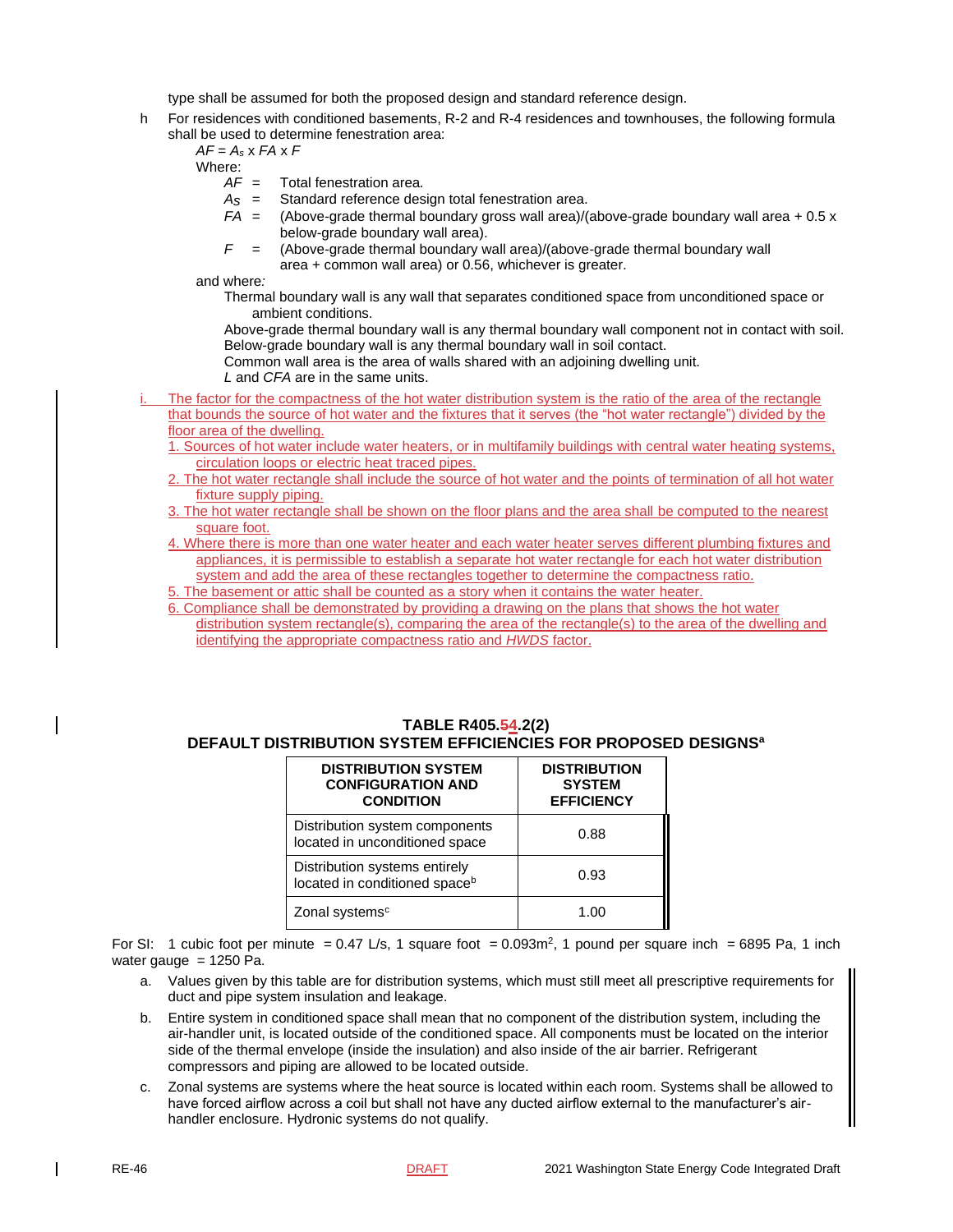type shall be assumed for both the proposed design and standard reference design.

h For residences with conditioned basements, R-2 and R-4 residences and townhouses, the following formula shall be used to determine fenestration area:

$AF = A_s \times FA \times F$

Where:

- $AF$ = Total fenestration area.
- $A_S$ = Standard reference design total fenestration area.
- $FA$ = (Above-grade thermal boundary gross wall area)/(above-grade boundary wall area + 0.5 x below-grade boundary wall area).
- $F$ = (Above-grade thermal boundary wall area)/(above-grade thermal boundary wall area + common wall area) or 0.56, whichever is greater.

and where:

Thermal boundary wall is any wall that separates conditioned space from unconditioned space or ambient conditions.

Above-grade thermal boundary wall is any thermal boundary wall component not in contact with soil.

Below-grade boundary wall is any thermal boundary wall in soil contact.

Common wall area is the area of walls shared with an adjoining dwelling unit.

*L* and *CFA* are in the same units.

i. The factor for the compactness of the hot water distribution system is the ratio of the area of the rectangle that bounds the source of hot water and the fixtures that it serves (the "hot water rectangle") divided by the floor area of the dwelling.

1. Sources of hot water include water heaters, or in multifamily buildings with central water heating systems, circulation loops or electric heat traced pipes.
2. The hot water rectangle shall include the source of hot water and the points of termination of all hot water fixture supply piping.
3. The hot water rectangle shall be shown on the floor plans and the area shall be computed to the nearest square foot.
4. Where there is more than one water heater and each water heater serves different plumbing fixtures and appliances, it is permissible to establish a separate hot water rectangle for each hot water distribution system and add the area of these rectangles together to determine the compactness ratio.
5. The basement or attic shall be counted as a story when it contains the water heater.
6. Compliance shall be demonstrated by providing a drawing on the plans that shows the hot water distribution system rectangle(s), comparing the area of the rectangle(s) to the area of the dwelling and identifying the appropriate compactness ratio and *HWDS* factor.

## TABLE R405.~~5~~4.2(2)
## DEFAULT DISTRIBUTION SYSTEM EFFICIENCIES FOR PROPOSED DESIGNS[a]

| DISTRIBUTION SYSTEM CONFIGURATION AND CONDITION | DISTRIBUTION SYSTEM EFFICIENCY |
|---|---|
| Distribution system components located in unconditioned space | 0.88 |
| Distribution systems entirely located in conditioned space[b] | 0.93 |
| Zonal systems[c] | 1.00 |

For SI: 1 cubic foot per minute = 0.47 L/s, 1 square foot = 0.093m$^2$, 1 pound per square inch = 6895 Pa, 1 inch water gauge = 1250 Pa.

a. Values given by this table are for distribution systems, which must still meet all prescriptive requirements for duct and pipe system insulation and leakage.

b. Entire system in conditioned space shall mean that no component of the distribution system, including the air-handler unit, is located outside of the conditioned space. All components must be located on the interior side of the thermal envelope (inside the insulation) and also inside of the air barrier. Refrigerant compressors and piping are allowed to be located outside.

c. Zonal systems are systems where the heat source is located within each room. Systems shall be allowed to have forced airflow across a coil but shall not have any ducted airflow external to the manufacturer's air-handler enclosure. Hydronic systems do not qualify.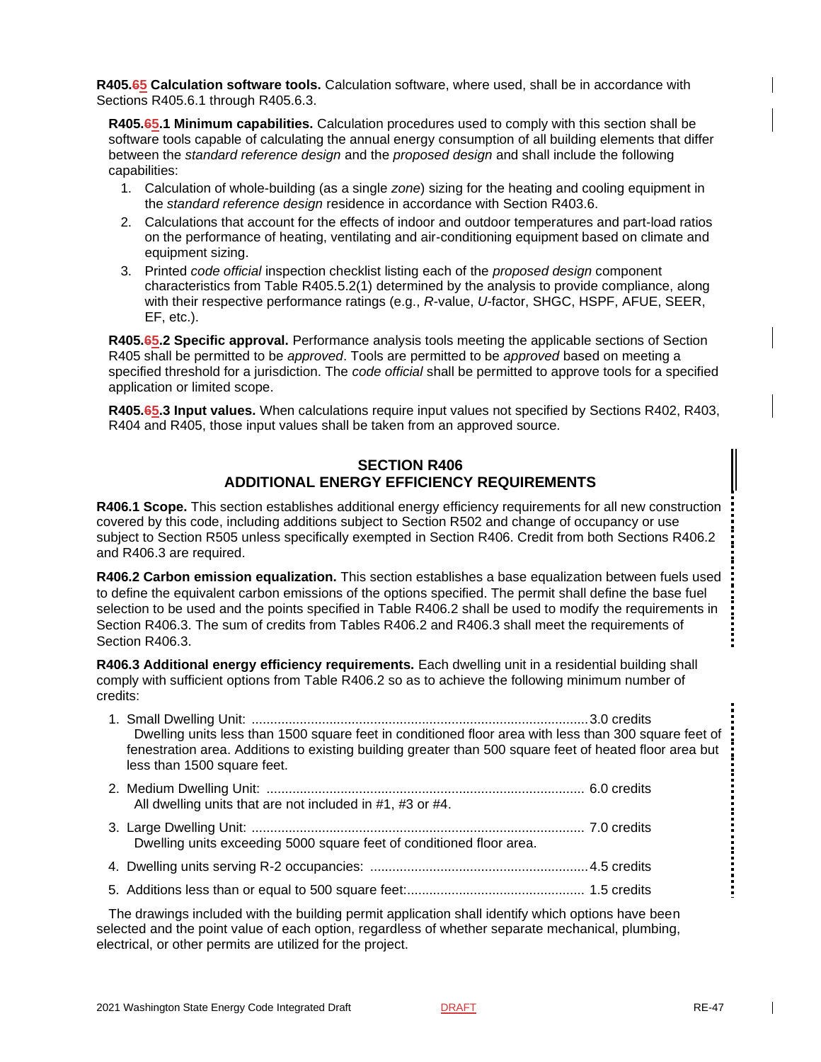**R405.65 Calculation software tools.** Calculation software, where used, shall be in accordance with Sections R405.6.1 through R405.6.3.

**R405.65.1 Minimum capabilities.** Calculation procedures used to comply with this section shall be software tools capable of calculating the annual energy consumption of all building elements that differ between the *standard reference design* and the *proposed design* and shall include the following capabilities:

1. Calculation of whole-building (as a single *zone*) sizing for the heating and cooling equipment in the *standard reference design* residence in accordance with Section R403.6.
2. Calculations that account for the effects of indoor and outdoor temperatures and part-load ratios on the performance of heating, ventilating and air-conditioning equipment based on climate and equipment sizing.
3. Printed *code official* inspection checklist listing each of the *proposed design* component characteristics from Table R405.5.2(1) determined by the analysis to provide compliance, along with their respective performance ratings (e.g., *R*-value, *U*-factor, SHGC, HSPF, AFUE, SEER, EF, etc.).

**R405.65.2 Specific approval.** Performance analysis tools meeting the applicable sections of Section R405 shall be permitted to be *approved*. Tools are permitted to be *approved* based on meeting a specified threshold for a jurisdiction. The *code official* shall be permitted to approve tools for a specified application or limited scope.

**R405.65.3 Input values.** When calculations require input values not specified by Sections R402, R403, R404 and R405, those input values shall be taken from an approved source.

## SECTION R406
## ADDITIONAL ENERGY EFFICIENCY REQUIREMENTS

**R406.1 Scope.** This section establishes additional energy efficiency requirements for all new construction covered by this code, including additions subject to Section R502 and change of occupancy or use subject to Section R505 unless specifically exempted in Section R406. Credit from both Sections R406.2 and R406.3 are required.

**R406.2 Carbon emission equalization.** This section establishes a base equalization between fuels used to define the equivalent carbon emissions of the options specified. The permit shall define the base fuel selection to be used and the points specified in Table R406.2 shall be used to modify the requirements in Section R406.3. The sum of credits from Tables R406.2 and R406.3 shall meet the requirements of Section R406.3.

**R406.3 Additional energy efficiency requirements.** Each dwelling unit in a residential building shall comply with sufficient options from Table R406.2 so as to achieve the following minimum number of credits:

1. Small Dwelling Unit: .......................................................................................... 3.0 credits
   Dwelling units less than 1500 square feet in conditioned floor area with less than 300 square feet of fenestration area. Additions to existing building greater than 500 square feet of heated floor area but less than 1500 square feet.
2. Medium Dwelling Unit: ..................................................................................... 6.0 credits
   All dwelling units that are not included in #1, #3 or #4.
3. Large Dwelling Unit: ......................................................................................... 7.0 credits
   Dwelling units exceeding 5000 square feet of conditioned floor area.
4. Dwelling units serving R-2 occupancies: .......................................................... 4.5 credits
5. Additions less than or equal to 500 square feet: ................................................ 1.5 credits

The drawings included with the building permit application shall identify which options have been selected and the point value of each option, regardless of whether separate mechanical, plumbing, electrical, or other permits are utilized for the project.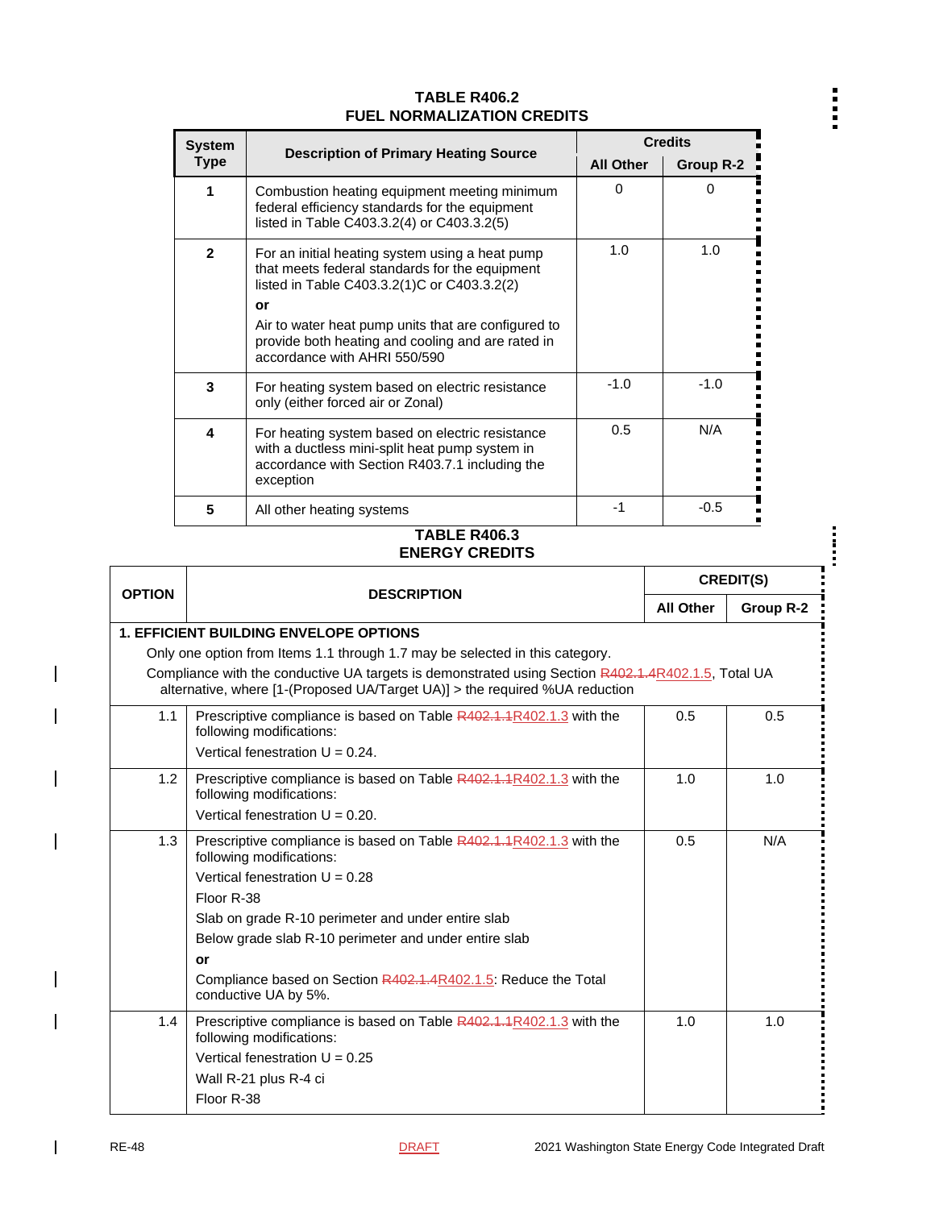**TABLE R406.2**
**FUEL NORMALIZATION CREDITS**

| System Type | Description of Primary Heating Source | Credits | |
|---|---|---|---|
| | | All Other | Group R-2 |
| 1 | Combustion heating equipment meeting minimum federal efficiency standards for the equipment listed in Table C403.3.2(4) or C403.3.2(5) | 0 | 0 |
| 2 | For an initial heating system using a heat pump that meets federal standards for the equipment listed in Table C403.3.2(1)C or C403.3.2(2)<br>**or**<br>Air to water heat pump units that are configured to provide both heating and cooling and are rated in accordance with AHRI 550/590 | 1.0 | 1.0 |
| 3 | For heating system based on electric resistance only (either forced air or Zonal) | -1.0 | -1.0 |
| 4 | For heating system based on electric resistance with a ductless mini-split heat pump system in accordance with Section R403.7.1 including the exception | 0.5 | N/A |
| 5 | All other heating systems | -1 | -0.5 |

**TABLE R406.3**
**ENERGY CREDITS**

| OPTION | DESCRIPTION | CREDIT(S) | |
|---|---|---|---|
| | | All Other | Group R-2 |
| **1. EFFICIENT BUILDING ENVELOPE OPTIONS**<br>Only one option from Items 1.1 through 1.7 may be selected in this category.<br>Compliance with the conductive UA targets is demonstrated using Section ~~R402.1.4~~R402.1.5, Total UA alternative, where [1-(Proposed UA/Target UA)] > the required %UA reduction | | | |
| 1.1 | Prescriptive compliance is based on Table ~~R402.1.1~~R402.1.3 with the following modifications:<br>Vertical fenestration U = 0.24. | 0.5 | 0.5 |
| 1.2 | Prescriptive compliance is based on Table ~~R402.1.1~~R402.1.3 with the following modifications:<br>Vertical fenestration U = 0.20. | 1.0 | 1.0 |
| 1.3 | Prescriptive compliance is based on Table ~~R402.1.1~~R402.1.3 with the following modifications:<br>Vertical fenestration U = 0.28<br>Floor R-38<br>Slab on grade R-10 perimeter and under entire slab<br>Below grade slab R-10 perimeter and under entire slab<br>**or**<br>Compliance based on Section ~~R402.1.4~~R402.1.5: Reduce the Total conductive UA by 5%. | 0.5 | N/A |
| 1.4 | Prescriptive compliance is based on Table ~~R402.1.1~~R402.1.3 with the following modifications:<br>Vertical fenestration U = 0.25<br>Wall R-21 plus R-4 ci<br>Floor R-38 | 1.0 | 1.0 |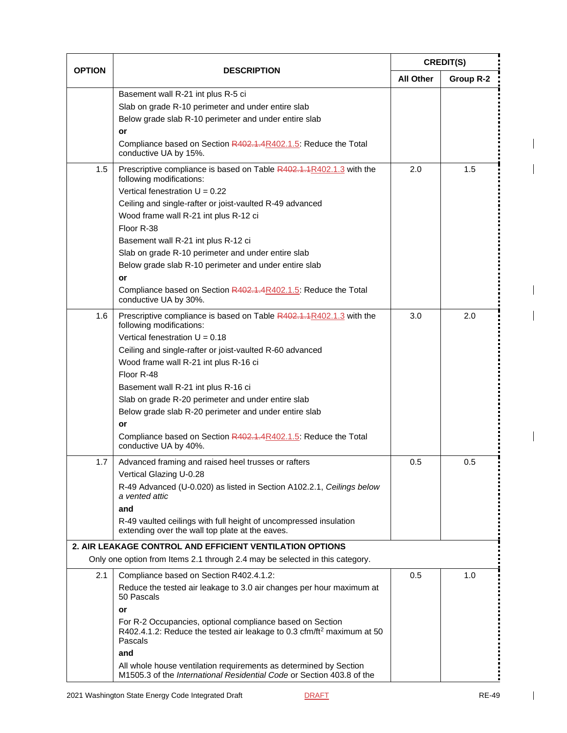| OPTION | DESCRIPTION | CREDIT(S) | |
|---|---|---|---|
| | | All Other | Group R-2 |
| | Basement wall R-21 int plus R-5 ci<br>Slab on grade R-10 perimeter and under entire slab<br>Below grade slab R-10 perimeter and under entire slab<br>**or**<br>Compliance based on Section ~~R402.1.4~~R402.1.5: Reduce the Total conductive UA by 15%. | | |
| 1.5 | Prescriptive compliance is based on Table ~~R402.1.1~~R402.1.3 with the following modifications:<br>Vertical fenestration U = 0.22<br>Ceiling and single-rafter or joist-vaulted R-49 advanced<br>Wood frame wall R-21 int plus R-12 ci<br>Floor R-38<br>Basement wall R-21 int plus R-12 ci<br>Slab on grade R-10 perimeter and under entire slab<br>Below grade slab R-10 perimeter and under entire slab<br>**or**<br>Compliance based on Section ~~R402.1.4~~R402.1.5: Reduce the Total conductive UA by 30%. | 2.0 | 1.5 |
| 1.6 | Prescriptive compliance is based on Table ~~R402.1.1~~R402.1.3 with the following modifications:<br>Vertical fenestration U = 0.18<br>Ceiling and single-rafter or joist-vaulted R-60 advanced<br>Wood frame wall R-21 int plus R-16 ci<br>Floor R-48<br>Basement wall R-21 int plus R-16 ci<br>Slab on grade R-20 perimeter and under entire slab<br>Below grade slab R-20 perimeter and under entire slab<br>**or**<br>Compliance based on Section ~~R402.1.4~~R402.1.5: Reduce the Total conductive UA by 40%. | 3.0 | 2.0 |
| 1.7 | Advanced framing and raised heel trusses or rafters<br>Vertical Glazing U-0.28<br>R-49 Advanced (U-0.020) as listed in Section A102.2.1, *Ceilings below a vented attic*<br>**and**<br>R-49 vaulted ceilings with full height of uncompressed insulation extending over the wall top plate at the eaves. | 0.5 | 0.5 |
| **2. AIR LEAKAGE CONTROL AND EFFICIENT VENTILATION OPTIONS**<br>Only one option from Items 2.1 through 2.4 may be selected in this category. | | | |
| 2.1 | Compliance based on Section R402.4.1.2:<br>Reduce the tested air leakage to 3.0 air changes per hour maximum at 50 Pascals<br>**or**<br>For R-2 Occupancies, optional compliance based on Section R402.4.1.2: Reduce the tested air leakage to 0.3 cfm/ft$^2$ maximum at 50 Pascals<br>**and**<br>All whole house ventilation requirements as determined by Section M1505.3 of the *International Residential Code* or Section 403.8 of the | 0.5 | 1.0 |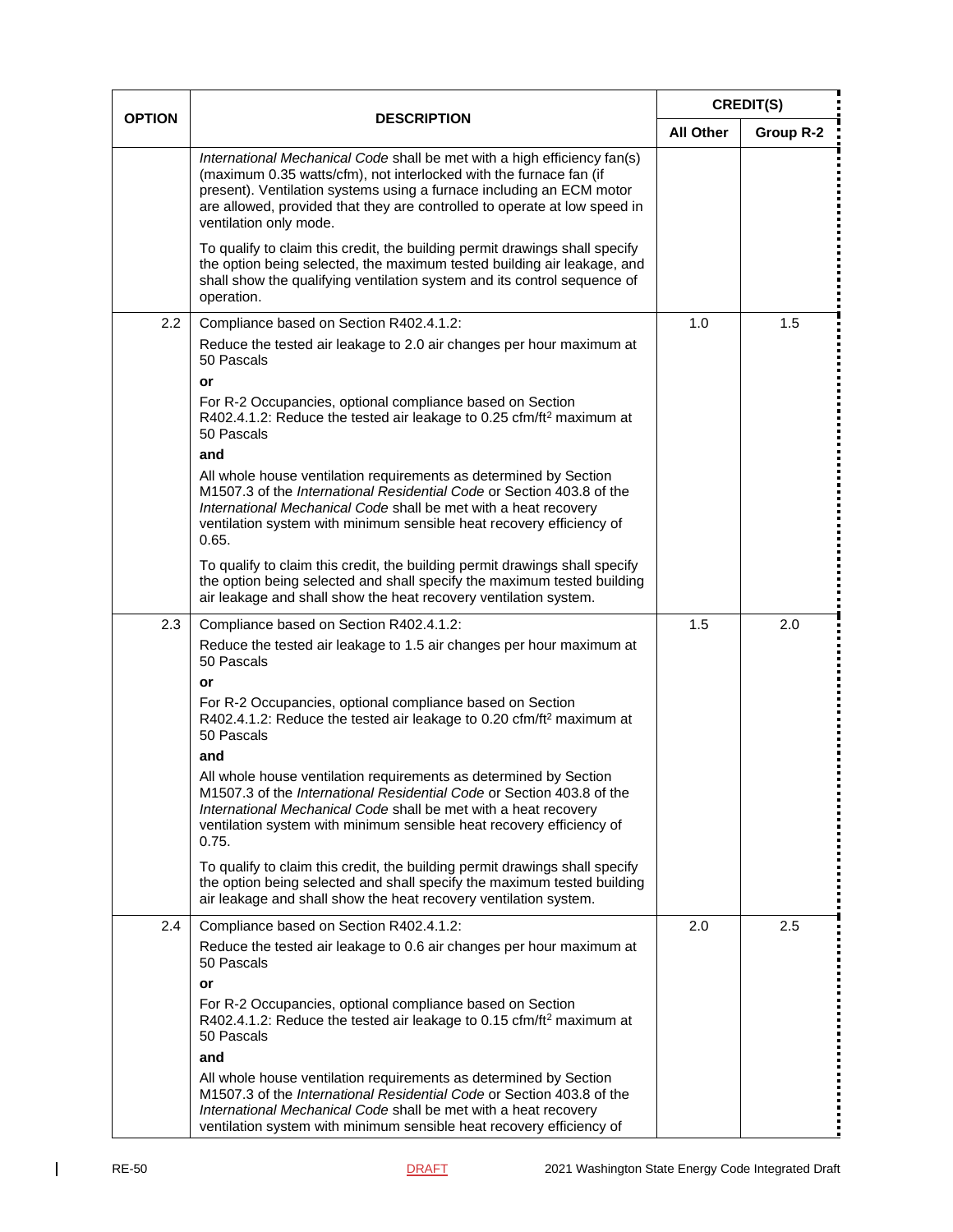| OPTION | DESCRIPTION | CREDIT(S) | |
|---|---|---|---|
| | | All Other | Group R-2 |
| | *International Mechanical Code* shall be met with a high efficiency fan(s) (maximum 0.35 watts/cfm), not interlocked with the furnace fan (if present). Ventilation systems using a furnace including an ECM motor are allowed, provided that they are controlled to operate at low speed in ventilation only mode.<br><br>To qualify to claim this credit, the building permit drawings shall specify the option being selected, the maximum tested building air leakage, and shall show the qualifying ventilation system and its control sequence of operation. | | |
| 2.2 | Compliance based on Section R402.4.1.2:<br><br>Reduce the tested air leakage to 2.0 air changes per hour maximum at 50 Pascals<br><br>**or**<br><br>For R-2 Occupancies, optional compliance based on Section R402.4.1.2: Reduce the tested air leakage to 0.25 cfm/ft$^2$ maximum at 50 Pascals<br><br>**and**<br><br>All whole house ventilation requirements as determined by Section M1507.3 of the *International Residential Code* or Section 403.8 of the *International Mechanical Code* shall be met with a heat recovery ventilation system with minimum sensible heat recovery efficiency of 0.65.<br><br>To qualify to claim this credit, the building permit drawings shall specify the option being selected and shall specify the maximum tested building air leakage and shall show the heat recovery ventilation system. | 1.0 | 1.5 |
| 2.3 | Compliance based on Section R402.4.1.2:<br><br>Reduce the tested air leakage to 1.5 air changes per hour maximum at 50 Pascals<br><br>**or**<br><br>For R-2 Occupancies, optional compliance based on Section R402.4.1.2: Reduce the tested air leakage to 0.20 cfm/ft$^2$ maximum at 50 Pascals<br><br>**and**<br><br>All whole house ventilation requirements as determined by Section M1507.3 of the *International Residential Code* or Section 403.8 of the *International Mechanical Code* shall be met with a heat recovery ventilation system with minimum sensible heat recovery efficiency of 0.75.<br><br>To qualify to claim this credit, the building permit drawings shall specify the option being selected and shall specify the maximum tested building air leakage and shall show the heat recovery ventilation system. | 1.5 | 2.0 |
| 2.4 | Compliance based on Section R402.4.1.2:<br><br>Reduce the tested air leakage to 0.6 air changes per hour maximum at 50 Pascals<br><br>**or**<br><br>For R-2 Occupancies, optional compliance based on Section R402.4.1.2: Reduce the tested air leakage to 0.15 cfm/ft$^2$ maximum at 50 Pascals<br><br>**and**<br><br>All whole house ventilation requirements as determined by Section M1507.3 of the *International Residential Code* or Section 403.8 of the *International Mechanical Code* shall be met with a heat recovery ventilation system with minimum sensible heat recovery efficiency of | 2.0 | 2.5 |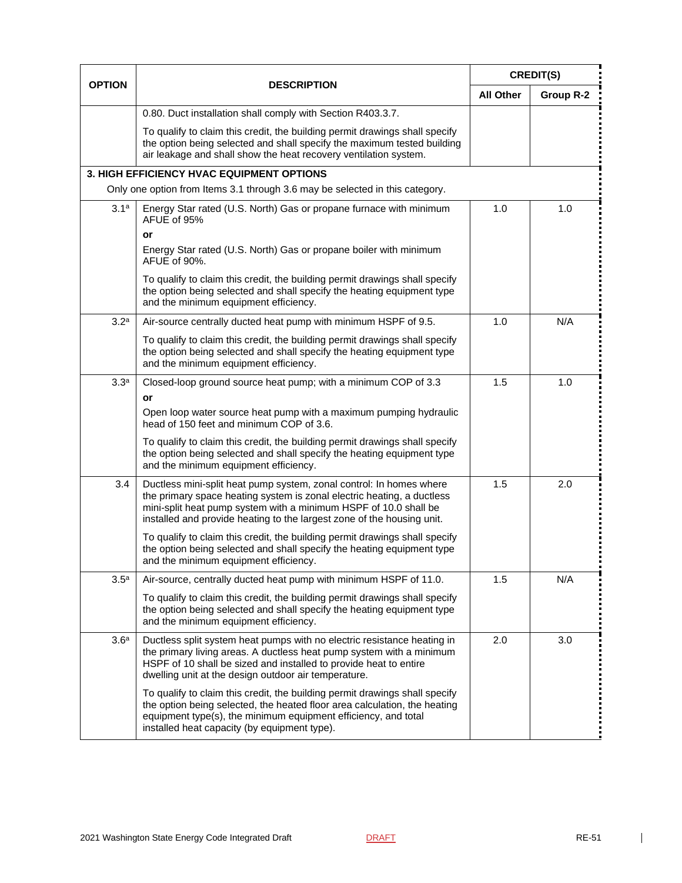| OPTION | DESCRIPTION | CREDIT(S) | |
|---|---|---|---|
| | | All Other | Group R-2 |
| | 0.80. Duct installation shall comply with Section R403.3.7.<br><br>To qualify to claim this credit, the building permit drawings shall specify the option being selected and shall specify the maximum tested building air leakage and shall show the heat recovery ventilation system. | | |
| **3. HIGH EFFICIENCY HVAC EQUIPMENT OPTIONS**<br>Only one option from Items 3.1 through 3.6 may be selected in this category. | | | |
| 3.1[a] | Energy Star rated (U.S. North) Gas or propane furnace with minimum AFUE of 95%<br>**or**<br>Energy Star rated (U.S. North) Gas or propane boiler with minimum AFUE of 90%.<br><br>To qualify to claim this credit, the building permit drawings shall specify the option being selected and shall specify the heating equipment type and the minimum equipment efficiency. | 1.0 | 1.0 |
| 3.2[a] | Air-source centrally ducted heat pump with minimum HSPF of 9.5.<br><br>To qualify to claim this credit, the building permit drawings shall specify the option being selected and shall specify the heating equipment type and the minimum equipment efficiency. | 1.0 | N/A |
| 3.3[a] | Closed-loop ground source heat pump; with a minimum COP of 3.3<br>**or**<br>Open loop water source heat pump with a maximum pumping hydraulic head of 150 feet and minimum COP of 3.6.<br><br>To qualify to claim this credit, the building permit drawings shall specify the option being selected and shall specify the heating equipment type and the minimum equipment efficiency. | 1.5 | 1.0 |
| 3.4 | Ductless mini-split heat pump system, zonal control: In homes where the primary space heating system is zonal electric heating, a ductless mini-split heat pump system with a minimum HSPF of 10.0 shall be installed and provide heating to the largest zone of the housing unit.<br><br>To qualify to claim this credit, the building permit drawings shall specify the option being selected and shall specify the heating equipment type and the minimum equipment efficiency. | 1.5 | 2.0 |
| 3.5[a] | Air-source, centrally ducted heat pump with minimum HSPF of 11.0.<br><br>To qualify to claim this credit, the building permit drawings shall specify the option being selected and shall specify the heating equipment type and the minimum equipment efficiency. | 1.5 | N/A |
| 3.6[a] | Ductless split system heat pumps with no electric resistance heating in the primary living areas. A ductless heat pump system with a minimum HSPF of 10 shall be sized and installed to provide heat to entire dwelling unit at the design outdoor air temperature.<br><br>To qualify to claim this credit, the building permit drawings shall specify the option being selected, the heated floor area calculation, the heating equipment type(s), the minimum equipment efficiency, and total installed heat capacity (by equipment type). | 2.0 | 3.0 |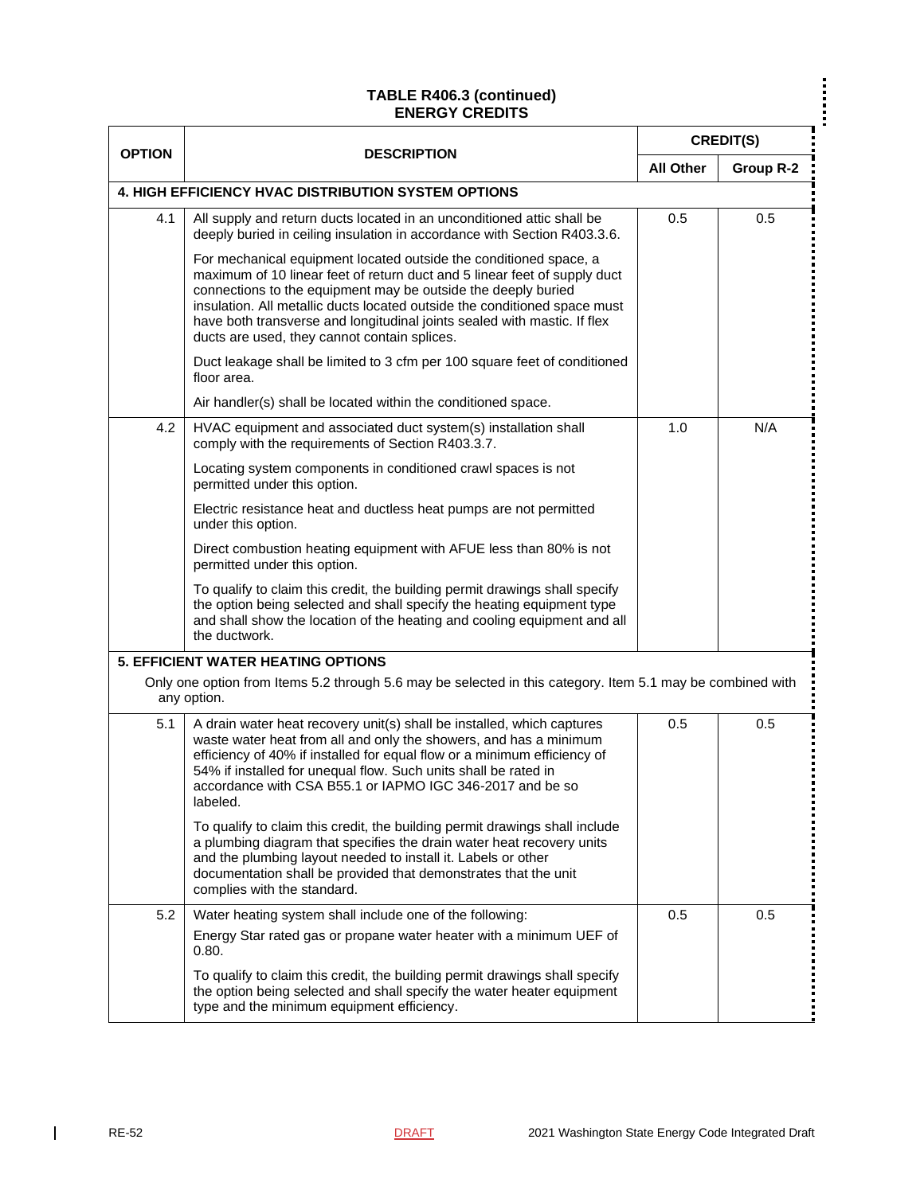**TABLE R406.3 (continued)**
**ENERGY CREDITS**

| OPTION | DESCRIPTION | CREDIT(S) | |
|---|---|---|---|
| | | All Other | Group R-2 |
| **4. HIGH EFFICIENCY HVAC DISTRIBUTION SYSTEM OPTIONS** | | | |
| 4.1 | All supply and return ducts located in an unconditioned attic shall be deeply buried in ceiling insulation in accordance with Section R403.3.6.<br><br>For mechanical equipment located outside the conditioned space, a maximum of 10 linear feet of return duct and 5 linear feet of supply duct connections to the equipment may be outside the deeply buried insulation. All metallic ducts located outside the conditioned space must have both transverse and longitudinal joints sealed with mastic. If flex ducts are used, they cannot contain splices.<br><br>Duct leakage shall be limited to 3 cfm per 100 square feet of conditioned floor area.<br><br>Air handler(s) shall be located within the conditioned space. | 0.5 | 0.5 |
| 4.2 | HVAC equipment and associated duct system(s) installation shall comply with the requirements of Section R403.3.7.<br><br>Locating system components in conditioned crawl spaces is not permitted under this option.<br><br>Electric resistance heat and ductless heat pumps are not permitted under this option.<br><br>Direct combustion heating equipment with AFUE less than 80% is not permitted under this option.<br><br>To qualify to claim this credit, the building permit drawings shall specify the option being selected and shall specify the heating equipment type and shall show the location of the heating and cooling equipment and all the ductwork. | 1.0 | N/A |
| **5. EFFICIENT WATER HEATING OPTIONS**<br>Only one option from Items 5.2 through 5.6 may be selected in this category. Item 5.1 may be combined with any option. | | | |
| 5.1 | A drain water heat recovery unit(s) shall be installed, which captures waste water heat from all and only the showers, and has a minimum efficiency of 40% if installed for equal flow or a minimum efficiency of 54% if installed for unequal flow. Such units shall be rated in accordance with CSA B55.1 or IAPMO IGC 346-2017 and be so labeled.<br><br>To qualify to claim this credit, the building permit drawings shall include a plumbing diagram that specifies the drain water heat recovery units and the plumbing layout needed to install it. Labels or other documentation shall be provided that demonstrates that the unit complies with the standard. | 0.5 | 0.5 |
| 5.2 | Water heating system shall include one of the following:<br><br>Energy Star rated gas or propane water heater with a minimum UEF of 0.80.<br><br>To qualify to claim this credit, the building permit drawings shall specify the option being selected and shall specify the water heater equipment type and the minimum equipment efficiency. | 0.5 | 0.5 |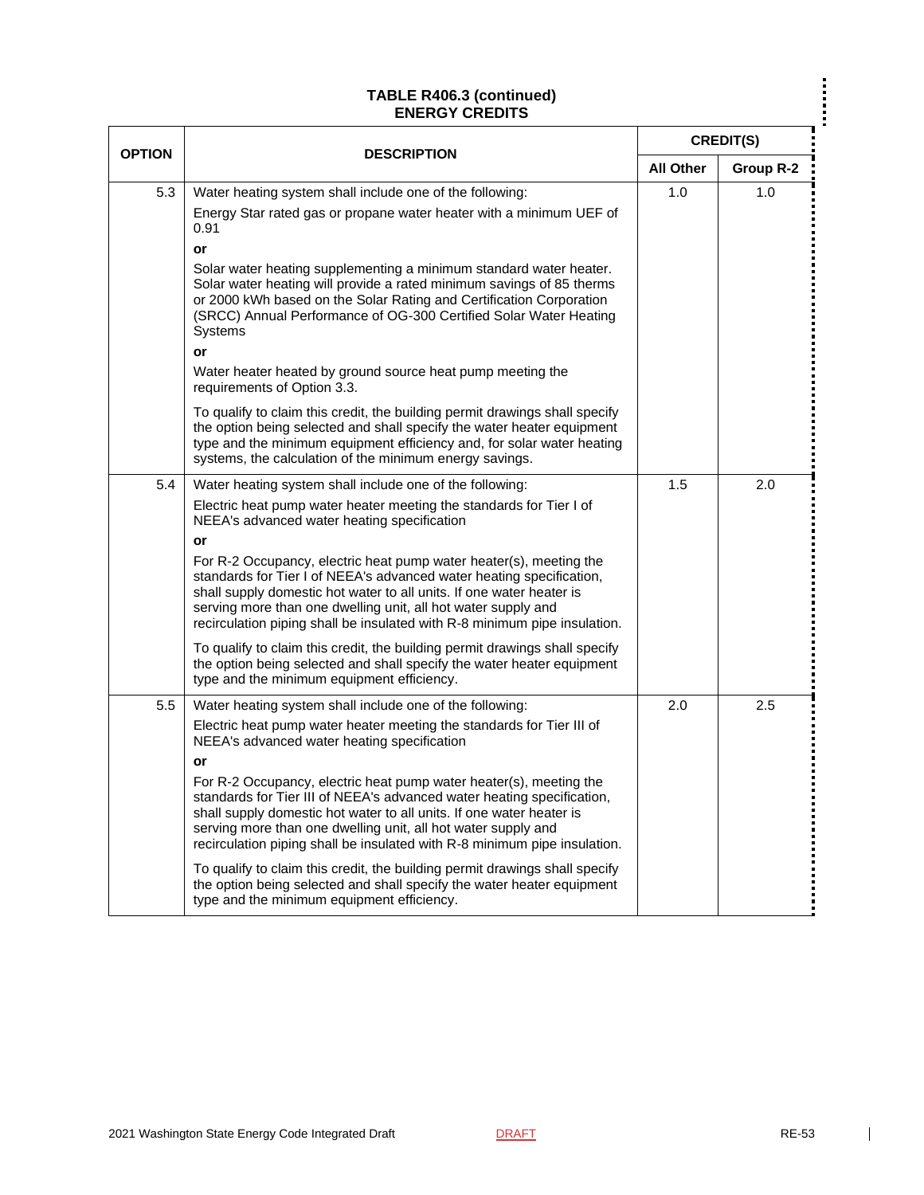**TABLE R406.3 (continued)**
**ENERGY CREDITS**

| OPTION | DESCRIPTION | CREDIT(S) | |
|---|---|---|---|
| | | All Other | Group R-2 |
| 5.3 | Water heating system shall include one of the following:<br><br>Energy Star rated gas or propane water heater with a minimum UEF of 0.91<br><br>**or**<br><br>Solar water heating supplementing a minimum standard water heater. Solar water heating will provide a rated minimum savings of 85 therms or 2000 kWh based on the Solar Rating and Certification Corporation (SRCC) Annual Performance of OG-300 Certified Solar Water Heating Systems<br><br>**or**<br><br>Water heater heated by ground source heat pump meeting the requirements of Option 3.3.<br><br>To qualify to claim this credit, the building permit drawings shall specify the option being selected and shall specify the water heater equipment type and the minimum equipment efficiency and, for solar water heating systems, the calculation of the minimum energy savings. | 1.0 | 1.0 |
| 5.4 | Water heating system shall include one of the following:<br><br>Electric heat pump water heater meeting the standards for Tier I of NEEA's advanced water heating specification<br><br>**or**<br><br>For R-2 Occupancy, electric heat pump water heater(s), meeting the standards for Tier I of NEEA's advanced water heating specification, shall supply domestic hot water to all units. If one water heater is serving more than one dwelling unit, all hot water supply and recirculation piping shall be insulated with R-8 minimum pipe insulation.<br><br>To qualify to claim this credit, the building permit drawings shall specify the option being selected and shall specify the water heater equipment type and the minimum equipment efficiency. | 1.5 | 2.0 |
| 5.5 | Water heating system shall include one of the following:<br><br>Electric heat pump water heater meeting the standards for Tier III of NEEA's advanced water heating specification<br><br>**or**<br><br>For R-2 Occupancy, electric heat pump water heater(s), meeting the standards for Tier III of NEEA's advanced water heating specification, shall supply domestic hot water to all units. If one water heater is serving more than one dwelling unit, all hot water supply and recirculation piping shall be insulated with R-8 minimum pipe insulation.<br><br>To qualify to claim this credit, the building permit drawings shall specify the option being selected and shall specify the water heater equipment type and the minimum equipment efficiency. | 2.0 | 2.5 |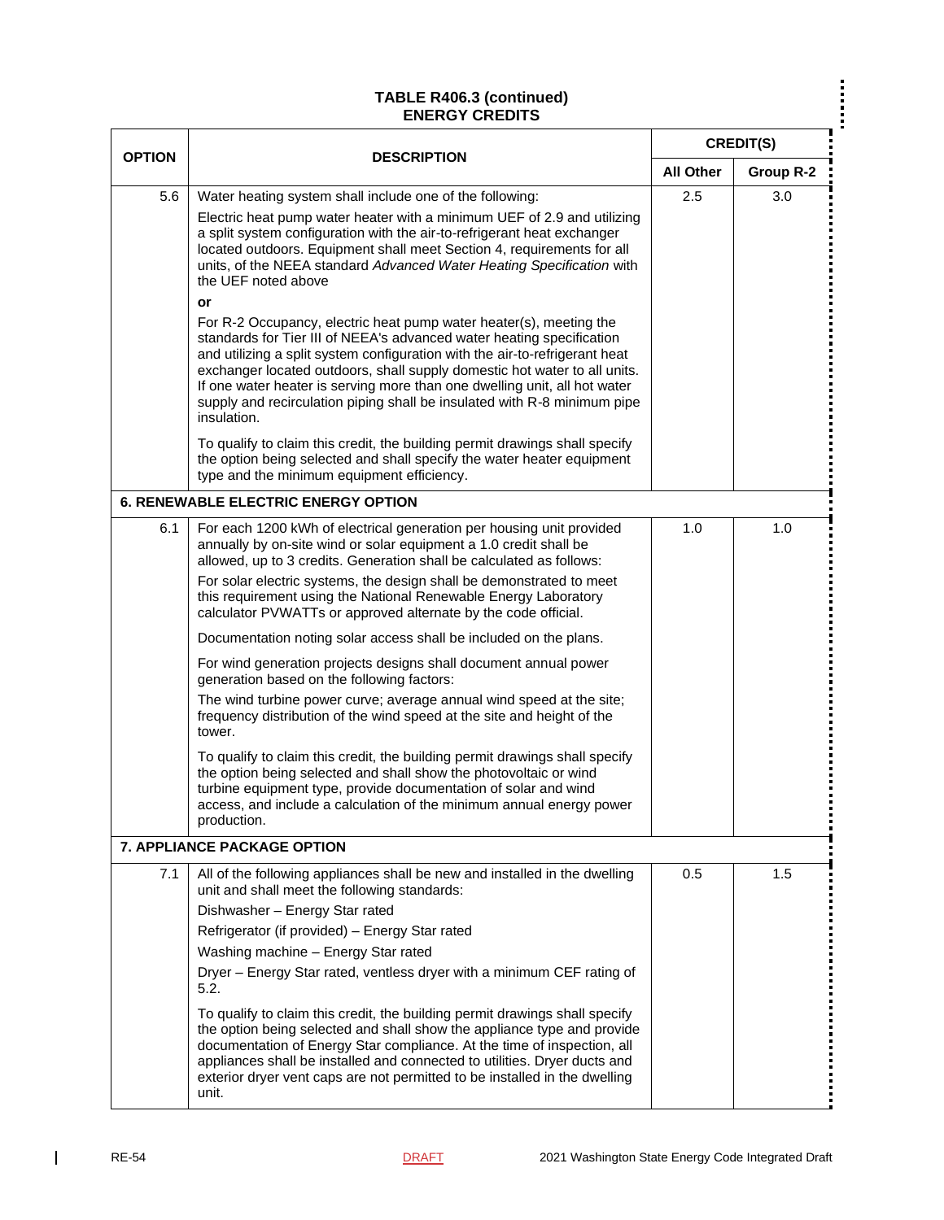**TABLE R406.3 (continued)**
**ENERGY CREDITS**

| OPTION | DESCRIPTION | CREDIT(S) | |
|---|---|---|---|
| | | All Other | Group R-2 |
| 5.6 | Water heating system shall include one of the following:<br><br>Electric heat pump water heater with a minimum UEF of 2.9 and utilizing a split system configuration with the air-to-refrigerant heat exchanger located outdoors. Equipment shall meet Section 4, requirements for all units, of the NEEA standard *Advanced Water Heating Specification* with the UEF noted above<br><br>**or**<br><br>For R-2 Occupancy, electric heat pump water heater(s), meeting the standards for Tier III of NEEA's advanced water heating specification and utilizing a split system configuration with the air-to-refrigerant heat exchanger located outdoors, shall supply domestic hot water to all units. If one water heater is serving more than one dwelling unit, all hot water supply and recirculation piping shall be insulated with R-8 minimum pipe insulation.<br><br>To qualify to claim this credit, the building permit drawings shall specify the option being selected and shall specify the water heater equipment type and the minimum equipment efficiency. | 2.5 | 3.0 |
| **6. RENEWABLE ELECTRIC ENERGY OPTION** | | | |
| 6.1 | For each 1200 kWh of electrical generation per housing unit provided annually by on-site wind or solar equipment a 1.0 credit shall be allowed, up to 3 credits. Generation shall be calculated as follows:<br><br>For solar electric systems, the design shall be demonstrated to meet this requirement using the National Renewable Energy Laboratory calculator PVWATTs or approved alternate by the code official.<br><br>Documentation noting solar access shall be included on the plans.<br><br>For wind generation projects designs shall document annual power generation based on the following factors:<br><br>The wind turbine power curve; average annual wind speed at the site; frequency distribution of the wind speed at the site and height of the tower.<br><br>To qualify to claim this credit, the building permit drawings shall specify the option being selected and shall show the photovoltaic or wind turbine equipment type, provide documentation of solar and wind access, and include a calculation of the minimum annual energy power production. | 1.0 | 1.0 |
| **7. APPLIANCE PACKAGE OPTION** | | | |
| 7.1 | All of the following appliances shall be new and installed in the dwelling unit and shall meet the following standards:<br><br>Dishwasher – Energy Star rated<br><br>Refrigerator (if provided) – Energy Star rated<br><br>Washing machine – Energy Star rated<br><br>Dryer – Energy Star rated, ventless dryer with a minimum CEF rating of 5.2.<br><br>To qualify to claim this credit, the building permit drawings shall specify the option being selected and shall show the appliance type and provide documentation of Energy Star compliance. At the time of inspection, all appliances shall be installed and connected to utilities. Dryer ducts and exterior dryer vent caps are not permitted to be installed in the dwelling unit. | 0.5 | 1.5 |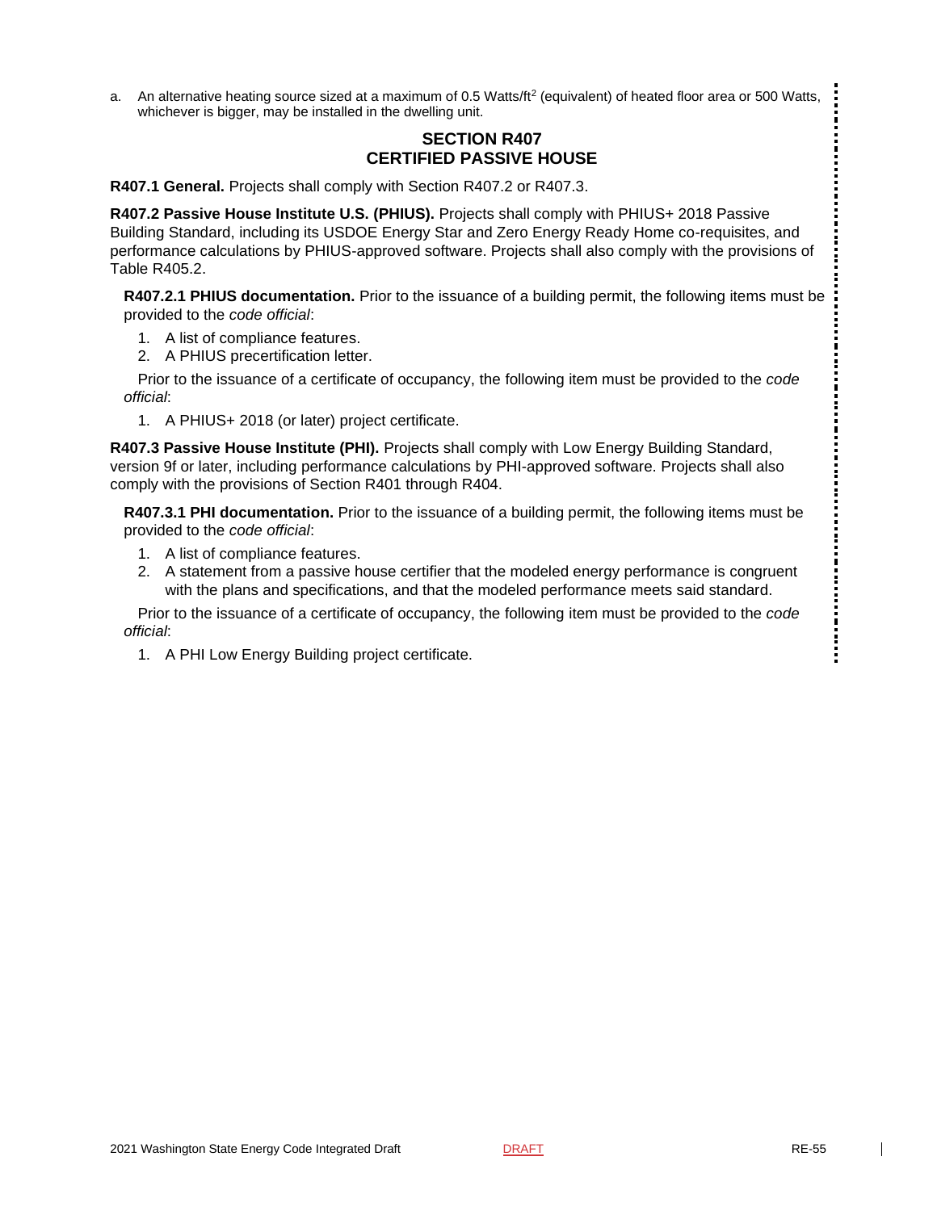a. An alternative heating source sized at a maximum of 0.5 Watts/ft$^2$ (equivalent) of heated floor area or 500 Watts, whichever is bigger, may be installed in the dwelling unit.

## SECTION R407
## CERTIFIED PASSIVE HOUSE

**R407.1 General.** Projects shall comply with Section R407.2 or R407.3.

**R407.2 Passive House Institute U.S. (PHIUS).** Projects shall comply with PHIUS+ 2018 Passive Building Standard, including its USDOE Energy Star and Zero Energy Ready Home co-requisites, and performance calculations by PHIUS-approved software. Projects shall also comply with the provisions of Table R405.2.

**R407.2.1 PHIUS documentation.** Prior to the issuance of a building permit, the following items must be provided to the *code official*:

1. A list of compliance features.
2. A PHIUS precertification letter.

Prior to the issuance of a certificate of occupancy, the following item must be provided to the *code official*:

1. A PHIUS+ 2018 (or later) project certificate.

**R407.3 Passive House Institute (PHI).** Projects shall comply with Low Energy Building Standard, version 9f or later, including performance calculations by PHI-approved software. Projects shall also comply with the provisions of Section R401 through R404.

**R407.3.1 PHI documentation.** Prior to the issuance of a building permit, the following items must be provided to the *code official*:

1. A list of compliance features.
2. A statement from a passive house certifier that the modeled energy performance is congruent with the plans and specifications, and that the modeled performance meets said standard.

Prior to the issuance of a certificate of occupancy, the following item must be provided to the *code official*:

1. A PHI Low Energy Building project certificate.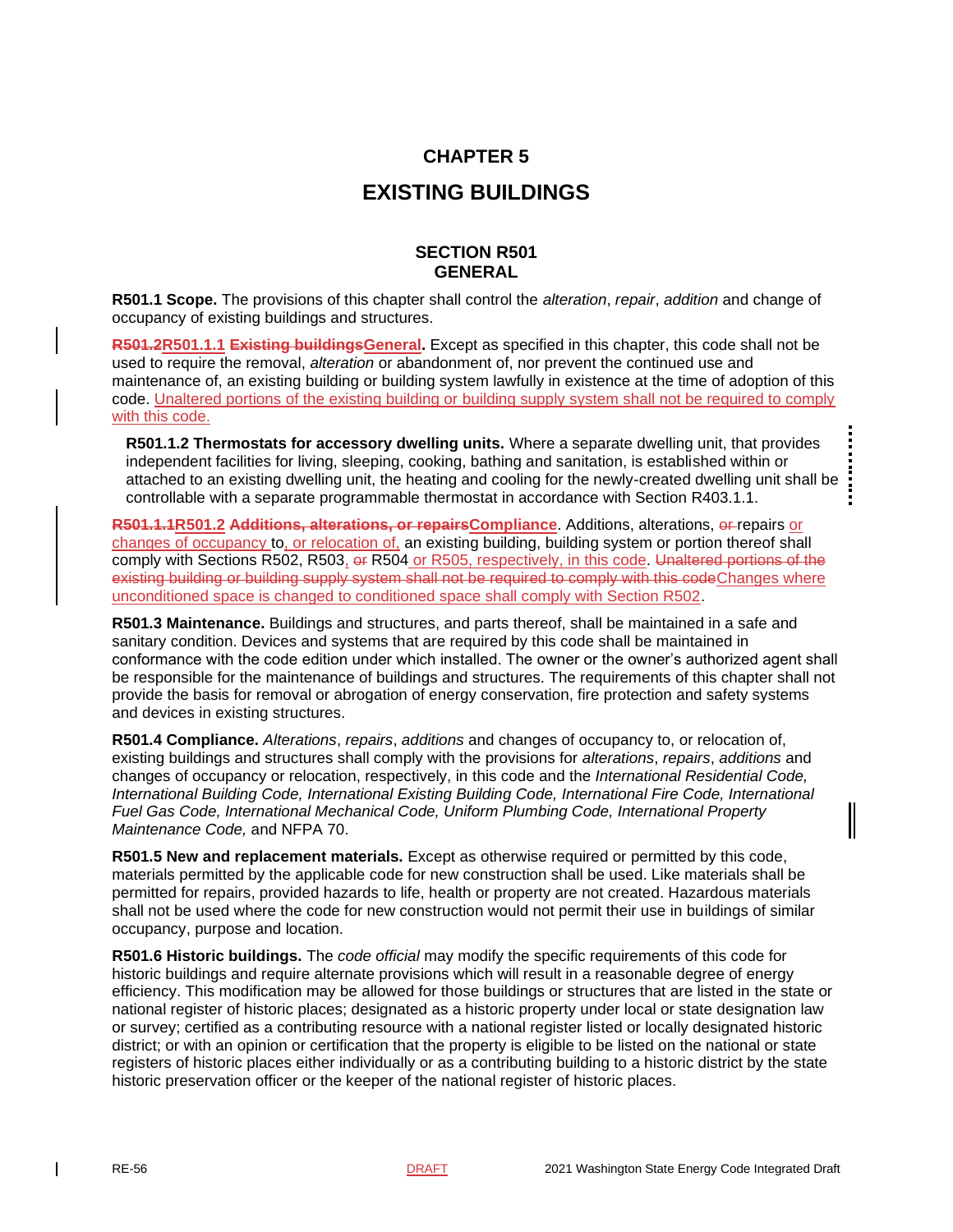# CHAPTER 5

# EXISTING BUILDINGS

## SECTION R501 GENERAL

**R501.1 Scope.** The provisions of this chapter shall control the *alteration*, *repair*, *addition* and change of occupancy of existing buildings and structures.

~~**R501.2**~~**R501.1.1** ~~**Existing buildings**~~**General.** Except as specified in this chapter, this code shall not be used to require the removal, *alteration* or abandonment of, nor prevent the continued use and maintenance of, an existing building or building system lawfully in existence at the time of adoption of this code. Unaltered portions of the existing building or building supply system shall not be required to comply with this code.

**R501.1.2 Thermostats for accessory dwelling units.** Where a separate dwelling unit, that provides independent facilities for living, sleeping, cooking, bathing and sanitation, is established within or attached to an existing dwelling unit, the heating and cooling for the newly-created dwelling unit shall be controllable with a separate programmable thermostat in accordance with Section R403.1.1.

~~**R501.1.1**~~**R501.2** ~~**Additions, alterations, or repairs**~~**Compliance**. Additions, alterations, ~~or~~ repairs or changes of occupancy to, or relocation of, an existing building, building system or portion thereof shall comply with Sections R502, R503, ~~or~~ R504 or R505, respectively, in this code. ~~Unaltered portions of the existing building or building supply system shall not be required to comply with this code~~Changes where unconditioned space is changed to conditioned space shall comply with Section R502.

**R501.3 Maintenance.** Buildings and structures, and parts thereof, shall be maintained in a safe and sanitary condition. Devices and systems that are required by this code shall be maintained in conformance with the code edition under which installed. The owner or the owner's authorized agent shall be responsible for the maintenance of buildings and structures. The requirements of this chapter shall not provide the basis for removal or abrogation of energy conservation, fire protection and safety systems and devices in existing structures.

**R501.4 Compliance.** *Alterations*, *repairs*, *additions* and changes of occupancy to, or relocation of, existing buildings and structures shall comply with the provisions for *alterations*, *repairs*, *additions* and changes of occupancy or relocation, respectively, in this code and the *International Residential Code, International Building Code, International Existing Building Code, International Fire Code, International Fuel Gas Code, International Mechanical Code, Uniform Plumbing Code, International Property Maintenance Code,* and NFPA 70.

**R501.5 New and replacement materials.** Except as otherwise required or permitted by this code, materials permitted by the applicable code for new construction shall be used. Like materials shall be permitted for repairs, provided hazards to life, health or property are not created. Hazardous materials shall not be used where the code for new construction would not permit their use in buildings of similar occupancy, purpose and location.

**R501.6 Historic buildings.** The *code official* may modify the specific requirements of this code for historic buildings and require alternate provisions which will result in a reasonable degree of energy efficiency. This modification may be allowed for those buildings or structures that are listed in the state or national register of historic places; designated as a historic property under local or state designation law or survey; certified as a contributing resource with a national register listed or locally designated historic district; or with an opinion or certification that the property is eligible to be listed on the national or state registers of historic places either individually or as a contributing building to a historic district by the state historic preservation officer or the keeper of the national register of historic places.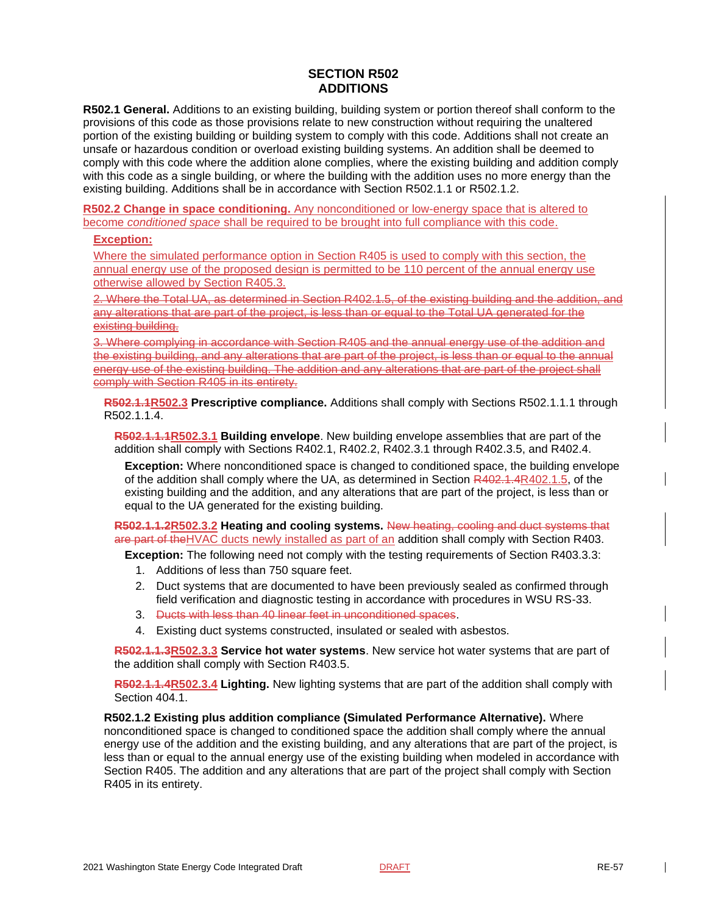## SECTION R502
## ADDITIONS

**R502.1 General.** Additions to an existing building, building system or portion thereof shall conform to the provisions of this code as those provisions relate to new construction without requiring the unaltered portion of the existing building or building system to comply with this code. Additions shall not create an unsafe or hazardous condition or overload existing building systems. An addition shall be deemed to comply with this code where the addition alone complies, where the existing building and addition comply with this code as a single building, or where the building with the addition uses no more energy than the existing building. Additions shall be in accordance with Section R502.1.1 or R502.1.2.

**R502.2 Change in space conditioning.** Any nonconditioned or low-energy space that is altered to become *conditioned space* shall be required to be brought into full compliance with this code.

**Exception:**

Where the simulated performance option in Section R405 is used to comply with this section, the annual energy use of the proposed design is permitted to be 110 percent of the annual energy use otherwise allowed by Section R405.3.

~~2. Where the Total UA, as determined in Section R402.1.5, of the existing building and the addition, and any alterations that are part of the project, is less than or equal to the Total UA generated for the existing building.~~

~~3. Where complying in accordance with Section R405 and the annual energy use of the addition and the existing building, and any alterations that are part of the project, is less than or equal to the annual energy use of the existing building. The addition and any alterations that are part of the project shall comply with Section R405 in its entirety.~~

~~R502.1.1~~R502.3 **Prescriptive compliance.** Additions shall comply with Sections R502.1.1.1 through R502.1.1.4.

~~R502.1.1.1~~R502.3.1 **Building envelope**. New building envelope assemblies that are part of the addition shall comply with Sections R402.1, R402.2, R402.3.1 through R402.3.5, and R402.4.

**Exception:** Where nonconditioned space is changed to conditioned space, the building envelope of the addition shall comply where the UA, as determined in Section ~~R402.1.4~~R402.1.5, of the existing building and the addition, and any alterations that are part of the project, is less than or equal to the UA generated for the existing building.

~~R502.1.1.2~~R502.3.2 **Heating and cooling systems.** ~~New heating, cooling and duct systems that are part of the~~HVAC ducts newly installed as part of an addition shall comply with Section R403.

**Exception:** The following need not comply with the testing requirements of Section R403.3.3:

1. Additions of less than 750 square feet.
2. Duct systems that are documented to have been previously sealed as confirmed through field verification and diagnostic testing in accordance with procedures in WSU RS-33.
3. ~~Ducts with less than 40 linear feet in unconditioned spaces~~.
4. Existing duct systems constructed, insulated or sealed with asbestos.

~~R502.1.1.3~~R502.3.3 **Service hot water systems**. New service hot water systems that are part of the addition shall comply with Section R403.5.

~~R502.1.1.4~~R502.3.4 **Lighting.** New lighting systems that are part of the addition shall comply with Section 404.1.

**R502.1.2 Existing plus addition compliance (Simulated Performance Alternative).** Where nonconditioned space is changed to conditioned space the addition shall comply where the annual energy use of the addition and the existing building, and any alterations that are part of the project, is less than or equal to the annual energy use of the existing building when modeled in accordance with Section R405. The addition and any alterations that are part of the project shall comply with Section R405 in its entirety.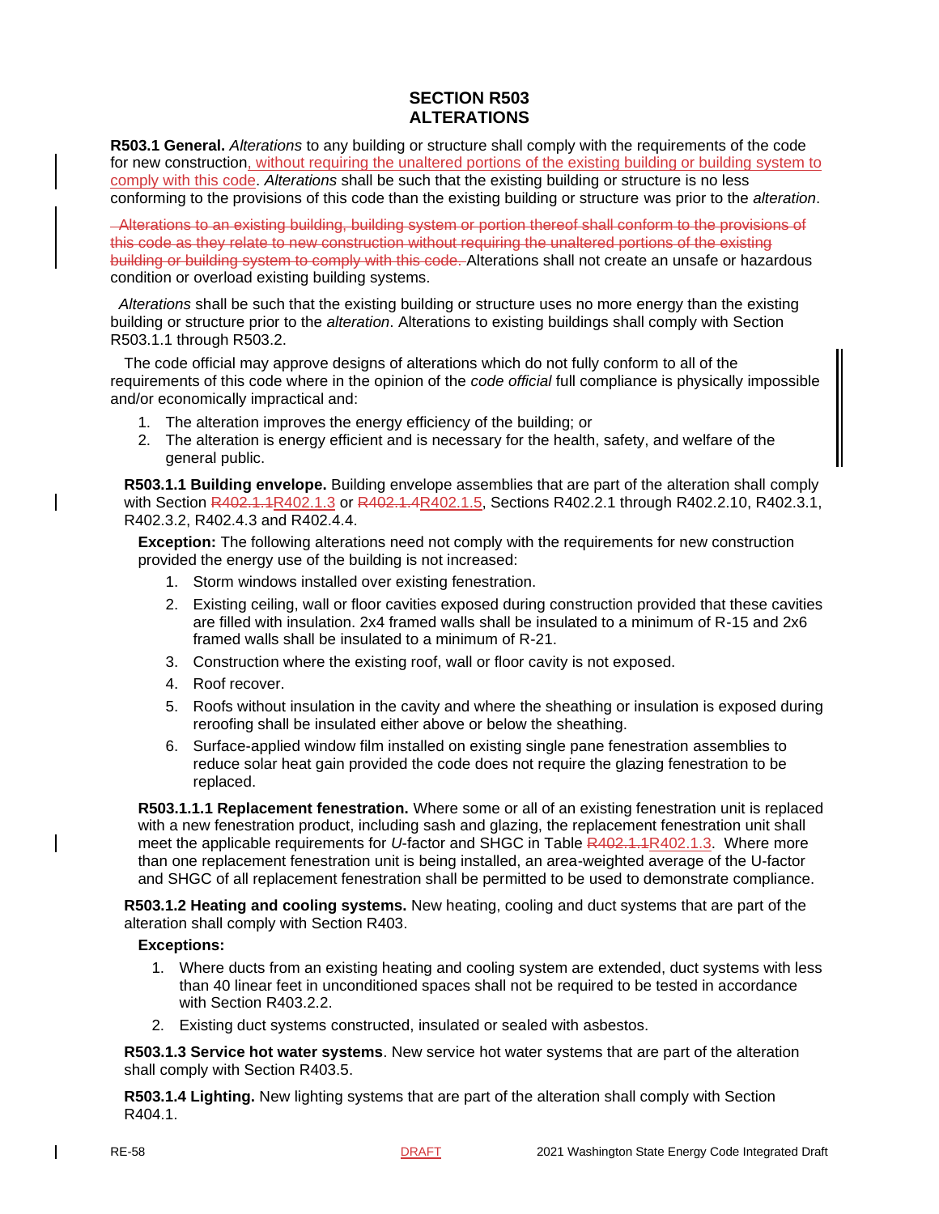## SECTION R503
## ALTERATIONS

**R503.1 General.** *Alterations* to any building or structure shall comply with the requirements of the code for new construction, without requiring the unaltered portions of the existing building or building system to comply with this code. *Alterations* shall be such that the existing building or structure is no less conforming to the provisions of this code than the existing building or structure was prior to the *alteration*.

~~Alterations to an existing building, building system or portion thereof shall conform to the provisions of this code as they relate to new construction without requiring the unaltered portions of the existing building or building system to comply with this code.~~ Alterations shall not create an unsafe or hazardous condition or overload existing building systems.

*Alterations* shall be such that the existing building or structure uses no more energy than the existing building or structure prior to the *alteration*. Alterations to existing buildings shall comply with Section R503.1.1 through R503.2.

The code official may approve designs of alterations which do not fully conform to all of the requirements of this code where in the opinion of the *code official* full compliance is physically impossible and/or economically impractical and:

1. The alteration improves the energy efficiency of the building; or
2. The alteration is energy efficient and is necessary for the health, safety, and welfare of the general public.

**R503.1.1 Building envelope.** Building envelope assemblies that are part of the alteration shall comply with Section ~~R402.1.1~~R402.1.3 or ~~R402.1.4~~R402.1.5, Sections R402.2.1 through R402.2.10, R402.3.1, R402.3.2, R402.4.3 and R402.4.4.

**Exception:** The following alterations need not comply with the requirements for new construction provided the energy use of the building is not increased:

1. Storm windows installed over existing fenestration.
2. Existing ceiling, wall or floor cavities exposed during construction provided that these cavities are filled with insulation. 2x4 framed walls shall be insulated to a minimum of R-15 and 2x6 framed walls shall be insulated to a minimum of R-21.
3. Construction where the existing roof, wall or floor cavity is not exposed.
4. Roof recover.
5. Roofs without insulation in the cavity and where the sheathing or insulation is exposed during reroofing shall be insulated either above or below the sheathing.
6. Surface-applied window film installed on existing single pane fenestration assemblies to reduce solar heat gain provided the code does not require the glazing fenestration to be replaced.

**R503.1.1.1 Replacement fenestration.** Where some or all of an existing fenestration unit is replaced with a new fenestration product, including sash and glazing, the replacement fenestration unit shall meet the applicable requirements for *U*-factor and SHGC in Table ~~R402.1.1~~R402.1.3. Where more than one replacement fenestration unit is being installed, an area-weighted average of the U-factor and SHGC of all replacement fenestration shall be permitted to be used to demonstrate compliance.

**R503.1.2 Heating and cooling systems.** New heating, cooling and duct systems that are part of the alteration shall comply with Section R403.

**Exceptions:**

1. Where ducts from an existing heating and cooling system are extended, duct systems with less than 40 linear feet in unconditioned spaces shall not be required to be tested in accordance with Section R403.2.2.
2. Existing duct systems constructed, insulated or sealed with asbestos.

**R503.1.3 Service hot water systems**. New service hot water systems that are part of the alteration shall comply with Section R403.5.

**R503.1.4 Lighting.** New lighting systems that are part of the alteration shall comply with Section R404.1.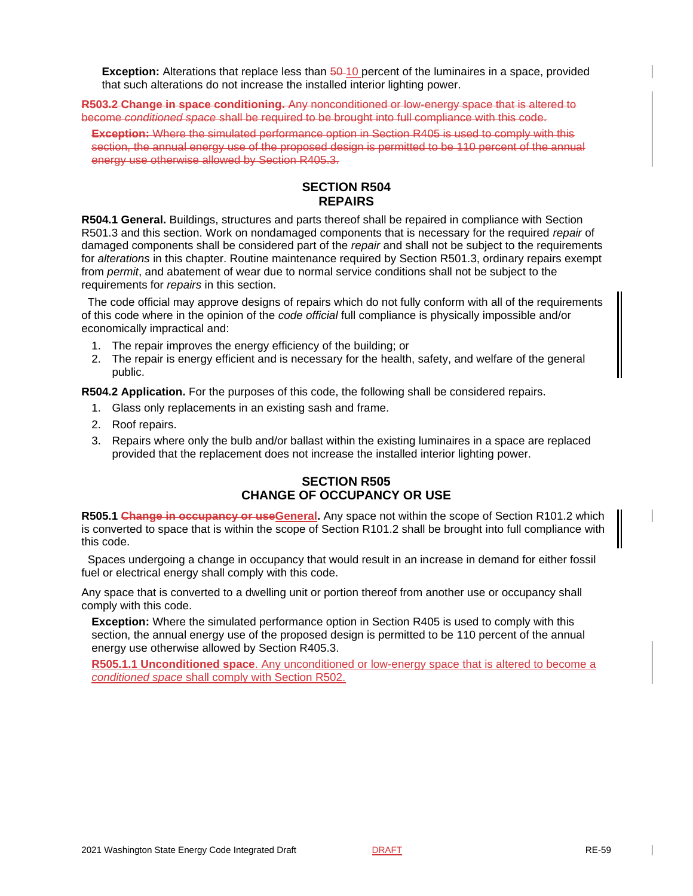**Exception:** Alterations that replace less than ~~50~~ 10 percent of the luminaires in a space, provided that such alterations do not increase the installed interior lighting power.

~~**R503.2 Change in space conditioning.** Any nonconditioned or low-energy space that is altered to become *conditioned space* shall be required to be brought into full compliance with this code.~~

~~**Exception:** Where the simulated performance option in Section R405 is used to comply with this section, the annual energy use of the proposed design is permitted to be 110 percent of the annual energy use otherwise allowed by Section R405.3.~~

## SECTION R504 REPAIRS

**R504.1 General.** Buildings, structures and parts thereof shall be repaired in compliance with Section R501.3 and this section. Work on nondamaged components that is necessary for the required *repair* of damaged components shall be considered part of the *repair* and shall not be subject to the requirements for *alterations* in this chapter. Routine maintenance required by Section R501.3, ordinary repairs exempt from *permit*, and abatement of wear due to normal service conditions shall not be subject to the requirements for *repairs* in this section.

The code official may approve designs of repairs which do not fully conform with all of the requirements of this code where in the opinion of the *code official* full compliance is physically impossible and/or economically impractical and:

1. The repair improves the energy efficiency of the building; or
2. The repair is energy efficient and is necessary for the health, safety, and welfare of the general public.

**R504.2 Application.** For the purposes of this code, the following shall be considered repairs.

1. Glass only replacements in an existing sash and frame.
2. Roof repairs.
3. Repairs where only the bulb and/or ballast within the existing luminaires in a space are replaced provided that the replacement does not increase the installed interior lighting power.

## SECTION R505 CHANGE OF OCCUPANCY OR USE

**R505.1 ~~Change in occupancy or use~~General.** Any space not within the scope of Section R101.2 which is converted to space that is within the scope of Section R101.2 shall be brought into full compliance with this code.

Spaces undergoing a change in occupancy that would result in an increase in demand for either fossil fuel or electrical energy shall comply with this code.

Any space that is converted to a dwelling unit or portion thereof from another use or occupancy shall comply with this code.

**Exception:** Where the simulated performance option in Section R405 is used to comply with this section, the annual energy use of the proposed design is permitted to be 110 percent of the annual energy use otherwise allowed by Section R405.3.

**R505.1.1 Unconditioned space**. Any unconditioned or low-energy space that is altered to become a *conditioned space* shall comply with Section R502.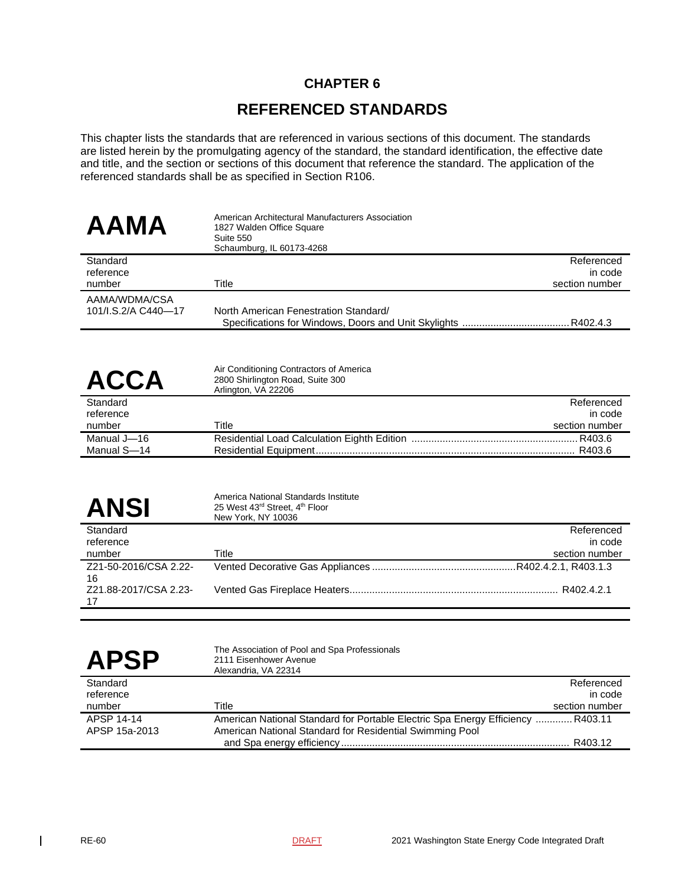# CHAPTER 6

# REFERENCED STANDARDS

This chapter lists the standards that are referenced in various sections of this document. The standards are listed herein by the promulgating agency of the standard, the standard identification, the effective date and title, and the section or sections of this document that reference the standard. The application of the referenced standards shall be as specified in Section R106.

## AAMA

American Architectural Manufacturers Association
1827 Walden Office Square
Suite 550
Schaumburg, IL 60173-4268

| Standard reference number | Title | Referenced in code section number |
|---|---|---|
| AAMA/WDMA/CSA 101/I.S.2/A C440—17 | North American Fenestration Standard/ Specifications for Windows, Doors and Unit Skylights | R402.4.3 |

## ACCA

Air Conditioning Contractors of America
2800 Shirlington Road, Suite 300
Arlington, VA 22206

| Standard reference number | Title | Referenced in code section number |
|---|---|---|
| Manual J—16 | Residential Load Calculation Eighth Edition | R403.6 |
| Manual S—14 | Residential Equipment | R403.6 |

## ANSI

America National Standards Institute
25 West 43rd Street, 4th Floor
New York, NY 10036

| Standard reference number | Title | Referenced in code section number |
|---|---|---|
| Z21-50-2016/CSA 2.22-16 | Vented Decorative Gas Appliances | R402.4.2.1, R403.1.3 |
| Z21.88-2017/CSA 2.23-17 | Vented Gas Fireplace Heaters | R402.4.2.1 |

## APSP

The Association of Pool and Spa Professionals
2111 Eisenhower Avenue
Alexandria, VA 22314

| Standard reference number | Title | Referenced in code section number |
|---|---|---|
| APSP 14-14 | American National Standard for Portable Electric Spa Energy Efficiency | R403.11 |
| APSP 15a-2013 | American National Standard for Residential Swimming Pool and Spa energy efficiency | R403.12 |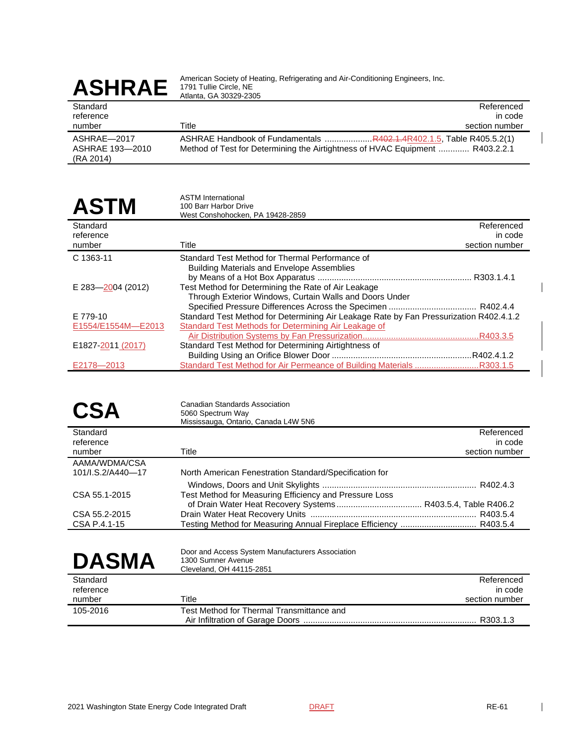# ASHRAE

American Society of Heating, Refrigerating and Air-Conditioning Engineers, Inc.
1791 Tullie Circle, NE
Atlanta, GA 30329-2305

| Standard reference number | Title | Referenced in code section number |
|---|---|---|
| ASHRAE—2017 | ASHRAE Handbook of Fundamentals | R402.1.4R402.1.5, Table R405.5.2(1) |
| ASHRAE 193—2010 (RA 2014) | Method of Test for Determining the Airtightness of HVAC Equipment | R403.2.2.1 |

# ASTM

ASTM International
100 Barr Harbor Drive
West Conshohocken, PA 19428-2859

| Standard reference number | Title | Referenced in code section number |
|---|---|---|
| C 1363-11 | Standard Test Method for Thermal Performance of Building Materials and Envelope Assemblies by Means of a Hot Box Apparatus | R303.1.4.1 |
| E 283—2004 (2012) | Test Method for Determining the Rate of Air Leakage Through Exterior Windows, Curtain Walls and Doors Under Specified Pressure Differences Across the Specimen | R402.4.4 |
| E 779-10 | Standard Test Method for Determining Air Leakage Rate by Fan Pressurization | R402.4.1.2 |
| E1554/E1554M—E2013 | Standard Test Methods for Determining Air Leakage of Air Distribution Systems by Fan Pressurization | R403.3.5 |
| E1827-2011 (2017) | Standard Test Method for Determining Airtightness of Building Using an Orifice Blower Door | R402.4.1.2 |
| E2178—2013 | Standard Test Method for Air Permeance of Building Materials | R303.1.5 |

# CSA

Canadian Standards Association
5060 Spectrum Way
Mississauga, Ontario, Canada L4W 5N6

| Standard reference number | Title | Referenced in code section number |
|---|---|---|
| AAMA/WDMA/CSA 101/I.S.2/A440—17 | North American Fenestration Standard/Specification for Windows, Doors and Unit Skylights | R402.4.3 |
| CSA 55.1-2015 | Test Method for Measuring Efficiency and Pressure Loss of Drain Water Heat Recovery Systems | R403.5.4, Table R406.2 |
| CSA 55.2-2015 | Drain Water Heat Recovery Units | R403.5.4 |
| CSA P.4.1-15 | Testing Method for Measuring Annual Fireplace Efficiency | R403.5.4 |

# DASMA

Door and Access System Manufacturers Association
1300 Sumner Avenue
Cleveland, OH 44115-2851

| Standard reference number | Title | Referenced in code section number |
|---|---|---|
| 105-2016 | Test Method for Thermal Transmittance and Air Infiltration of Garage Doors | R303.1.3 |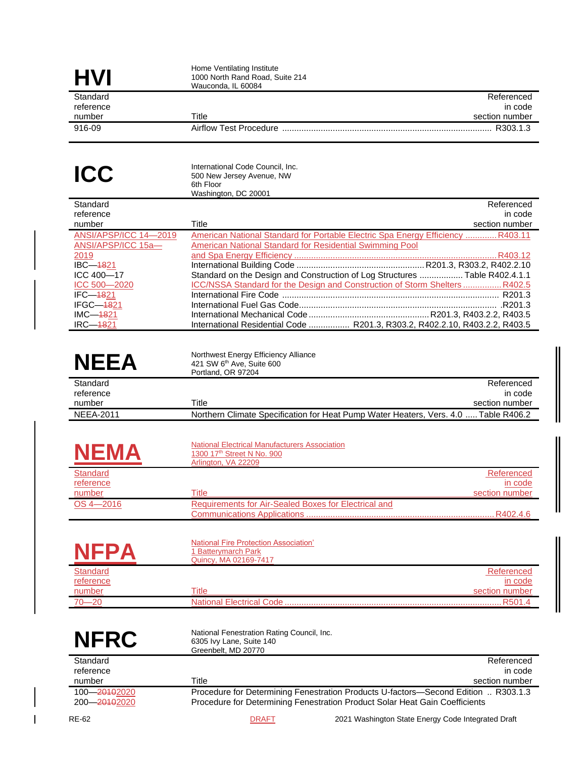## HVI

Home Ventilating Institute
1000 North Rand Road, Suite 214
Wauconda, IL 60084

| Standard reference number | Title | Referenced in code section number |
|---|---|---|
| 916-09 | Airflow Test Procedure | R303.1.3 |

## ICC

International Code Council, Inc.
500 New Jersey Avenue, NW
6th Floor
Washington, DC 20001

| Standard reference number | Title | Referenced in code section number |
|---|---|---|
| ANSI/APSP/ICC 14—2019 | American National Standard for Portable Electric Spa Energy Efficiency | R403.11 |
| ANSI/APSP/ICC 15a—2019 | American National Standard for Residential Swimming Pool and Spa Energy Efficiency | R403.12 |
| IBC—~~18~~21 | International Building Code | R201.3, R303.2, R402.2.10 |
| ICC 400—17 | Standard on the Design and Construction of Log Structures | Table R402.4.1.1 |
| ICC 500—2020 | ICC/NSSA Standard for the Design and Construction of Storm Shelters | R402.5 |
| IFC—~~18~~21 | International Fire Code | R201.3 |
| IFGC—~~18~~21 | International Fuel Gas Code | R201.3 |
| IMC—~~18~~21 | International Mechanical Code | R201.3, R403.2.2, R403.5 |
| IRC—~~18~~21 | International Residential Code | R201.3, R303.2, R402.2.10, R403.2.2, R403.5 |

## NEEA

Northwest Energy Efficiency Alliance
421 SW 6th Ave, Suite 600
Portland, OR 97204

| Standard reference number | Title | Referenced in code section number |
|---|---|---|
| NEEA-2011 | Northern Climate Specification for Heat Pump Water Heaters, Vers. 4.0 | Table R406.2 |

## NEMA

National Electrical Manufacturers Association
1300 17th Street N No. 900
Arlington, VA 22209

| Standard reference number | Title | Referenced in code section number |
|---|---|---|
| OS 4—2016 | Requirements for Air-Sealed Boxes for Electrical and Communications Applications | R402.4.6 |

## NFPA

National Fire Protection Association'
1 Batterymarch Park
Quincy, MA 02169-7417

| Standard reference number | Title | Referenced in code section number |
|---|---|---|
| 70—20 | National Electrical Code | R501.4 |

## NFRC

National Fenestration Rating Council, Inc.
6305 Ivy Lane, Suite 140
Greenbelt, MD 20770

| Standard reference number | Title | Referenced in code section number |
|---|---|---|
| 100—~~2010~~2020 | Procedure for Determining Fenestration Products U-factors—Second Edition | R303.1.3 |
| 200—~~2010~~2020 | Procedure for Determining Fenestration Product Solar Heat Gain Coefficients | |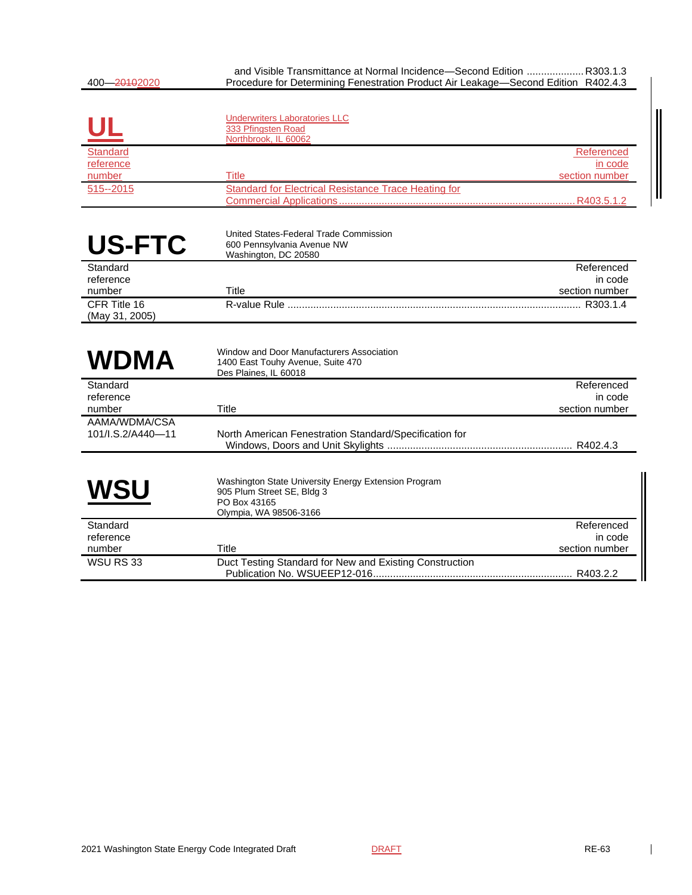| 400—20102020 | and Visible Transmittance at Normal Incidence—Second Edition Procedure for Determining Fenestration Product Air Leakage—Second Edition | R303.1.3 R402.4.3 |
|---|---|---|

## UL

Underwriters Laboratories LLC
333 Pfingsten Road
Northbrook, IL 60062

| Standard reference number | Title | Referenced in code section number |
|---|---|---|
| 515--2015 | Standard for Electrical Resistance Trace Heating for Commercial Applications | R403.5.1.2 |

## US-FTC

United States-Federal Trade Commission
600 Pennsylvania Avenue NW
Washington, DC 20580

| Standard reference number | Title | Referenced in code section number |
|---|---|---|
| CFR Title 16 (May 31, 2005) | R-value Rule | R303.1.4 |

## WDMA

Window and Door Manufacturers Association
1400 East Touhy Avenue, Suite 470
Des Plaines, IL 60018

| Standard reference number | Title | Referenced in code section number |
|---|---|---|
| AAMA/WDMA/CSA 101/I.S.2/A440—11 | North American Fenestration Standard/Specification for Windows, Doors and Unit Skylights | R402.4.3 |

## WSU

Washington State University Energy Extension Program
905 Plum Street SE, Bldg 3
PO Box 43165
Olympia, WA 98506-3166

| Standard reference number | Title | Referenced in code section number |
|---|---|---|
| WSU RS 33 | Duct Testing Standard for New and Existing Construction Publication No. WSUEEP12-016 | R403.2.2 |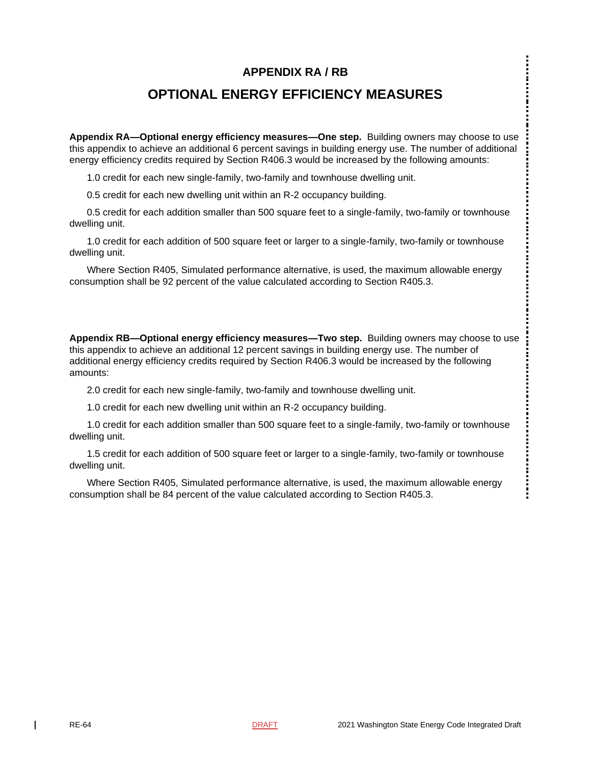# APPENDIX RA / RB

## OPTIONAL ENERGY EFFICIENCY MEASURES

**Appendix RA—Optional energy efficiency measures—One step.** Building owners may choose to use this appendix to achieve an additional 6 percent savings in building energy use. The number of additional energy efficiency credits required by Section R406.3 would be increased by the following amounts:

1.0 credit for each new single-family, two-family and townhouse dwelling unit.

0.5 credit for each new dwelling unit within an R-2 occupancy building.

0.5 credit for each addition smaller than 500 square feet to a single-family, two-family or townhouse dwelling unit.

1.0 credit for each addition of 500 square feet or larger to a single-family, two-family or townhouse dwelling unit.

Where Section R405, Simulated performance alternative, is used, the maximum allowable energy consumption shall be 92 percent of the value calculated according to Section R405.3.

**Appendix RB—Optional energy efficiency measures—Two step.** Building owners may choose to use this appendix to achieve an additional 12 percent savings in building energy use. The number of additional energy efficiency credits required by Section R406.3 would be increased by the following amounts:

2.0 credit for each new single-family, two-family and townhouse dwelling unit.

1.0 credit for each new dwelling unit within an R-2 occupancy building.

1.0 credit for each addition smaller than 500 square feet to a single-family, two-family or townhouse dwelling unit.

1.5 credit for each addition of 500 square feet or larger to a single-family, two-family or townhouse dwelling unit.

Where Section R405, Simulated performance alternative, is used, the maximum allowable energy consumption shall be 84 percent of the value calculated according to Section R405.3.